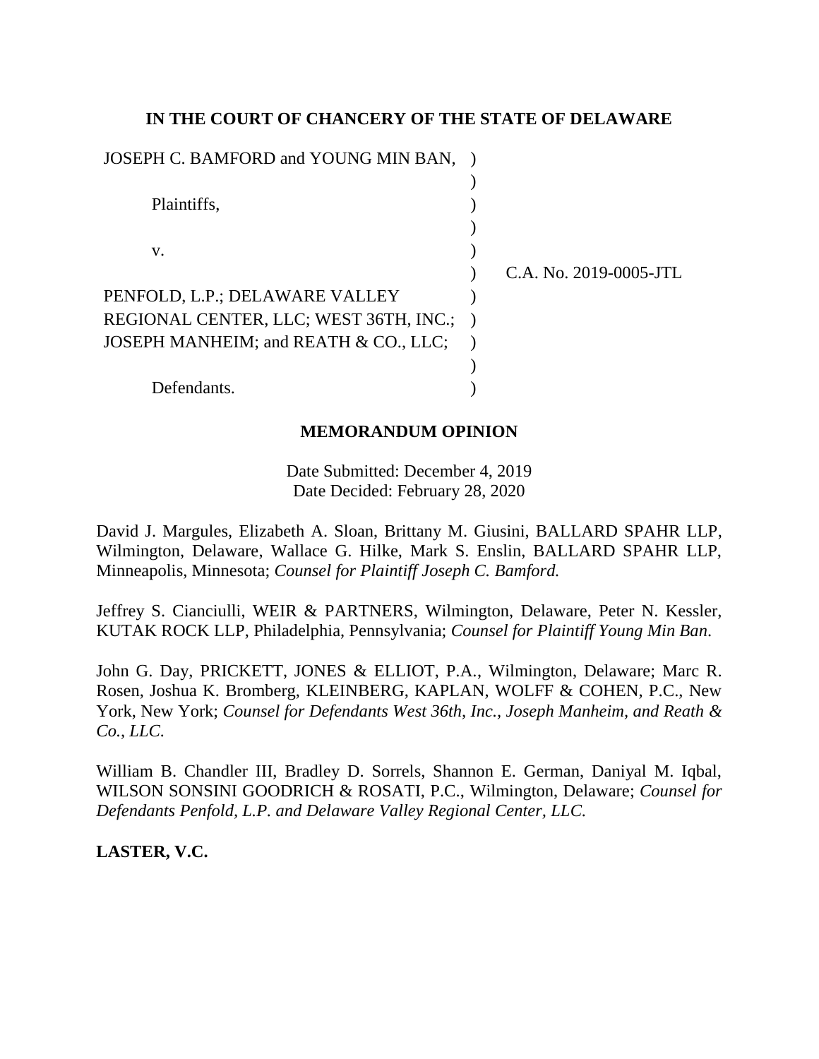**IN THE COURT OF CHANCERY OF THE STATE OF DELAWARE**

| | | |
|---|---|---|
| JOSEPH C. BAMFORD and YOUNG MIN BAN, | ) | |
| | ) | |
| Plaintiffs, | ) | |
| | ) | |
| v. | ) | |
| | ) | C.A. No. 2019-0005-JTL |
| PENFOLD, L.P.; DELAWARE VALLEY REGIONAL CENTER, LLC; WEST 36TH, INC.; JOSEPH MANHEIM; and REATH & CO., LLC; | ) | |
| | ) | |
| Defendants. | ) | |

**MEMORANDUM OPINION**

Date Submitted: December 4, 2019
Date Decided: February 28, 2020

David J. Margules, Elizabeth A. Sloan, Brittany M. Giusini, BALLARD SPAHR LLP, Wilmington, Delaware, Wallace G. Hilke, Mark S. Enslin, BALLARD SPAHR LLP, Minneapolis, Minnesota; *Counsel for Plaintiff Joseph C. Bamford.*

Jeffrey S. Cianciulli, WEIR & PARTNERS, Wilmington, Delaware, Peter N. Kessler, KUTAK ROCK LLP, Philadelphia, Pennsylvania; *Counsel for Plaintiff Young Min Ban.*

John G. Day, PRICKETT, JONES & ELLIOT, P.A., Wilmington, Delaware; Marc R. Rosen, Joshua K. Bromberg, KLEINBERG, KAPLAN, WOLFF & COHEN, P.C., New York, New York; *Counsel for Defendants West 36th, Inc., Joseph Manheim, and Reath & Co., LLC.*

William B. Chandler III, Bradley D. Sorrels, Shannon E. German, Daniyal M. Iqbal, WILSON SONSINI GOODRICH & ROSATI, P.C., Wilmington, Delaware; *Counsel for Defendants Penfold, L.P. and Delaware Valley Regional Center, LLC.*

**LASTER, V.C.**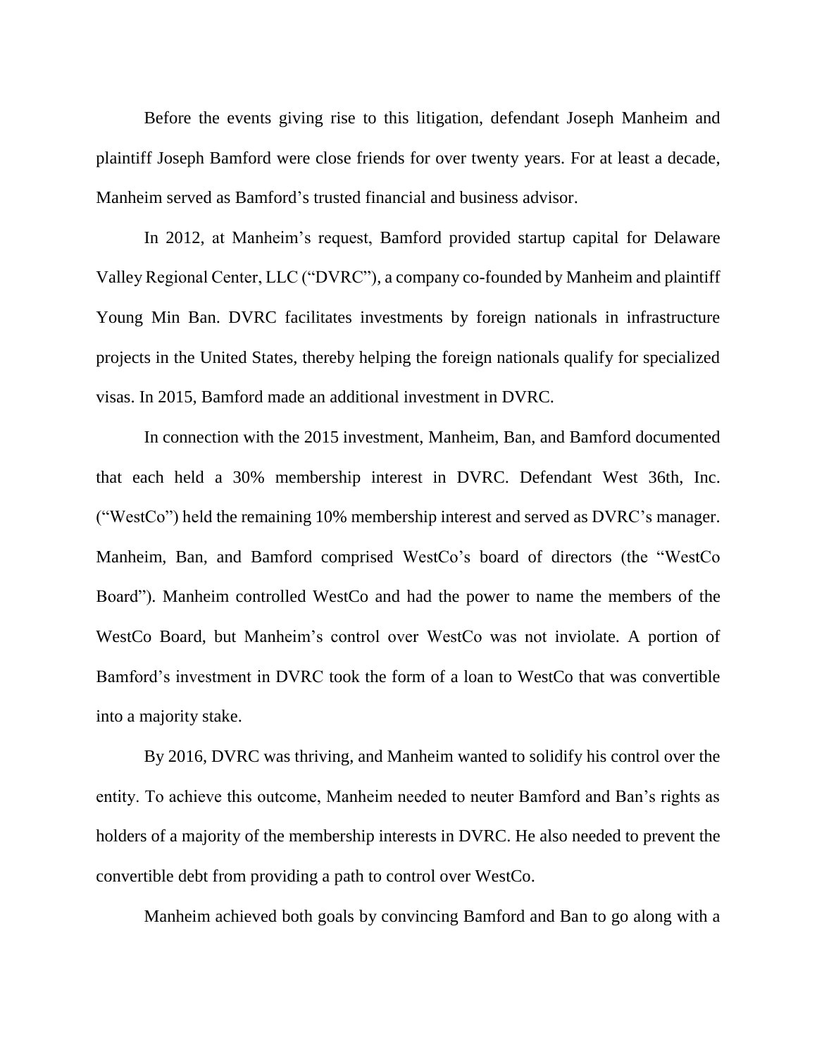Before the events giving rise to this litigation, defendant Joseph Manheim and plaintiff Joseph Bamford were close friends for over twenty years. For at least a decade, Manheim served as Bamford's trusted financial and business advisor.

In 2012, at Manheim's request, Bamford provided startup capital for Delaware Valley Regional Center, LLC ("DVRC"), a company co-founded by Manheim and plaintiff Young Min Ban. DVRC facilitates investments by foreign nationals in infrastructure projects in the United States, thereby helping the foreign nationals qualify for specialized visas. In 2015, Bamford made an additional investment in DVRC.

In connection with the 2015 investment, Manheim, Ban, and Bamford documented that each held a 30% membership interest in DVRC. Defendant West 36th, Inc. ("WestCo") held the remaining 10% membership interest and served as DVRC's manager. Manheim, Ban, and Bamford comprised WestCo's board of directors (the "WestCo Board"). Manheim controlled WestCo and had the power to name the members of the WestCo Board, but Manheim's control over WestCo was not inviolate. A portion of Bamford's investment in DVRC took the form of a loan to WestCo that was convertible into a majority stake.

By 2016, DVRC was thriving, and Manheim wanted to solidify his control over the entity. To achieve this outcome, Manheim needed to neuter Bamford and Ban's rights as holders of a majority of the membership interests in DVRC. He also needed to prevent the convertible debt from providing a path to control over WestCo.

Manheim achieved both goals by convincing Bamford and Ban to go along with a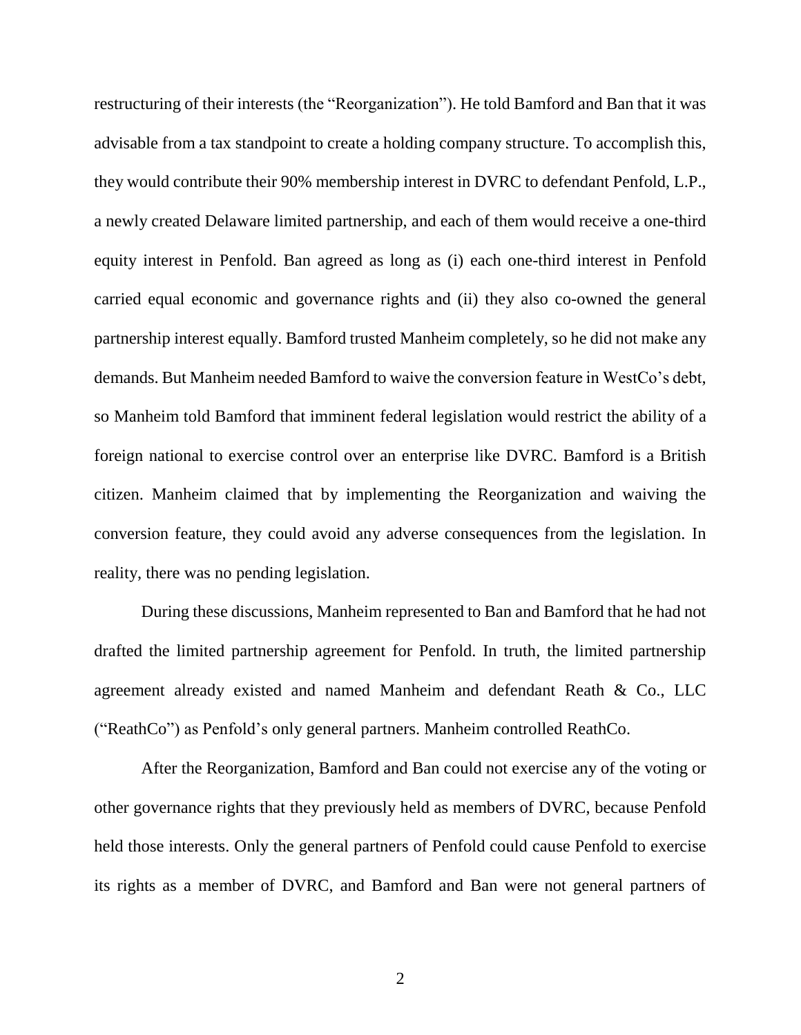restructuring of their interests (the "Reorganization"). He told Bamford and Ban that it was advisable from a tax standpoint to create a holding company structure. To accomplish this, they would contribute their 90% membership interest in DVRC to defendant Penfold, L.P., a newly created Delaware limited partnership, and each of them would receive a one-third equity interest in Penfold. Ban agreed as long as (i) each one-third interest in Penfold carried equal economic and governance rights and (ii) they also co-owned the general partnership interest equally. Bamford trusted Manheim completely, so he did not make any demands. But Manheim needed Bamford to waive the conversion feature in WestCo's debt, so Manheim told Bamford that imminent federal legislation would restrict the ability of a foreign national to exercise control over an enterprise like DVRC. Bamford is a British citizen. Manheim claimed that by implementing the Reorganization and waiving the conversion feature, they could avoid any adverse consequences from the legislation. In reality, there was no pending legislation.

During these discussions, Manheim represented to Ban and Bamford that he had not drafted the limited partnership agreement for Penfold. In truth, the limited partnership agreement already existed and named Manheim and defendant Reath & Co., LLC ("ReathCo") as Penfold's only general partners. Manheim controlled ReathCo.

After the Reorganization, Bamford and Ban could not exercise any of the voting or other governance rights that they previously held as members of DVRC, because Penfold held those interests. Only the general partners of Penfold could cause Penfold to exercise its rights as a member of DVRC, and Bamford and Ban were not general partners of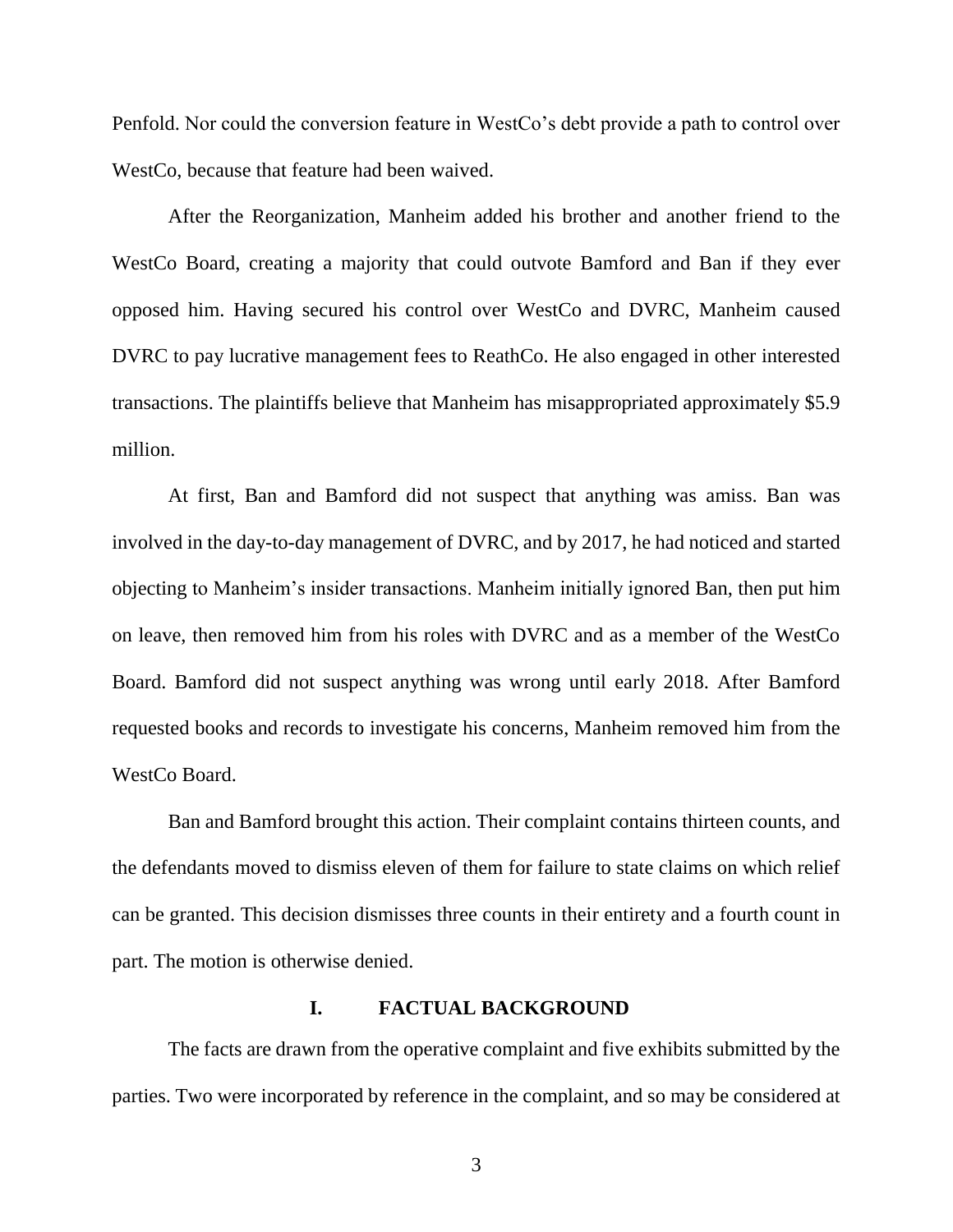Penfold. Nor could the conversion feature in WestCo's debt provide a path to control over WestCo, because that feature had been waived.

After the Reorganization, Manheim added his brother and another friend to the WestCo Board, creating a majority that could outvote Bamford and Ban if they ever opposed him. Having secured his control over WestCo and DVRC, Manheim caused DVRC to pay lucrative management fees to ReathCo. He also engaged in other interested transactions. The plaintiffs believe that Manheim has misappropriated approximately $5.9 million.

At first, Ban and Bamford did not suspect that anything was amiss. Ban was involved in the day-to-day management of DVRC, and by 2017, he had noticed and started objecting to Manheim's insider transactions. Manheim initially ignored Ban, then put him on leave, then removed him from his roles with DVRC and as a member of the WestCo Board. Bamford did not suspect anything was wrong until early 2018. After Bamford requested books and records to investigate his concerns, Manheim removed him from the WestCo Board.

Ban and Bamford brought this action. Their complaint contains thirteen counts, and the defendants moved to dismiss eleven of them for failure to state claims on which relief can be granted. This decision dismisses three counts in their entirety and a fourth count in part. The motion is otherwise denied.

## I. FACTUAL BACKGROUND

The facts are drawn from the operative complaint and five exhibits submitted by the parties. Two were incorporated by reference in the complaint, and so may be considered at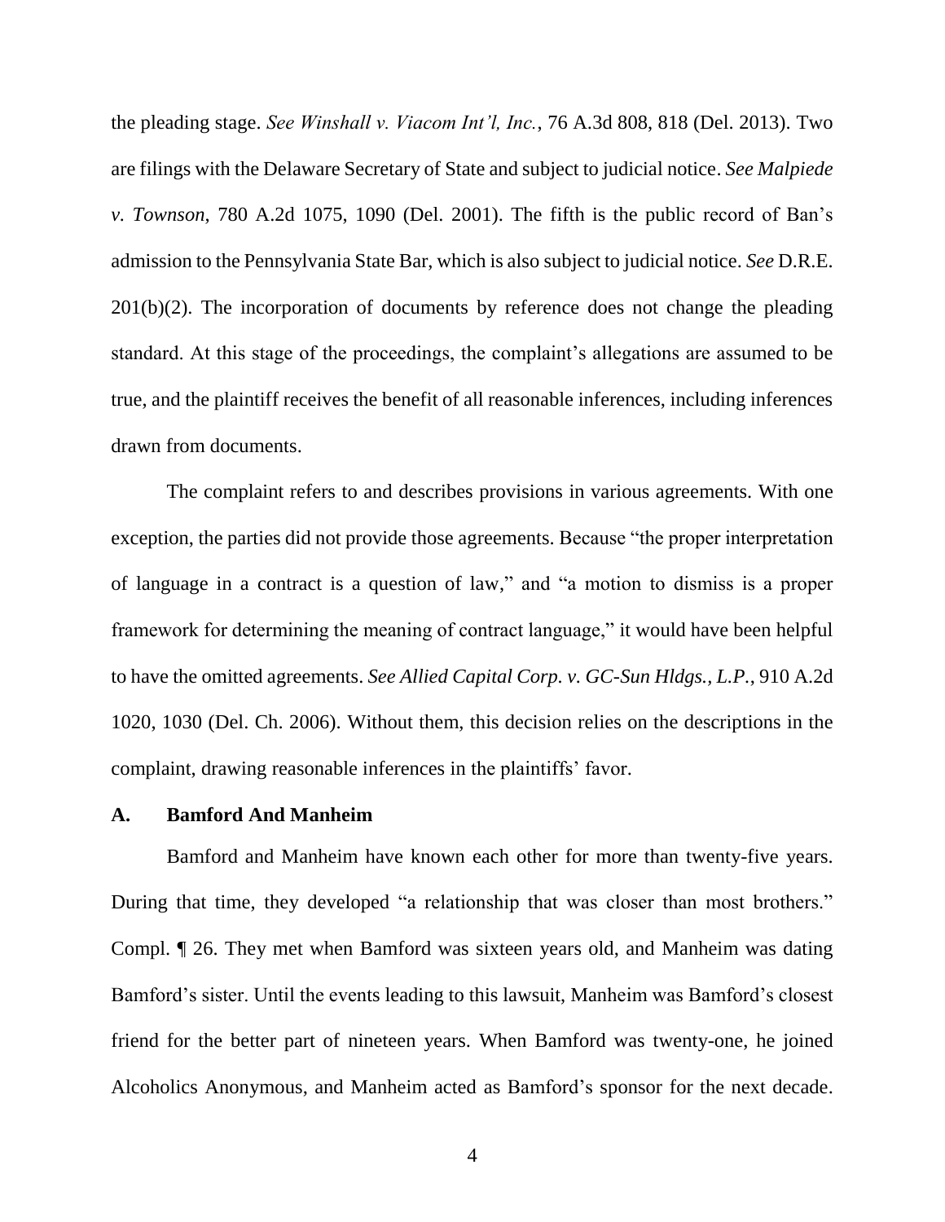the pleading stage. *See Winshall v. Viacom Int'l, Inc.*, 76 A.3d 808, 818 (Del. 2013). Two are filings with the Delaware Secretary of State and subject to judicial notice. *See Malpiede v. Townson*, 780 A.2d 1075, 1090 (Del. 2001). The fifth is the public record of Ban's admission to the Pennsylvania State Bar, which is also subject to judicial notice. *See* D.R.E. 201(b)(2). The incorporation of documents by reference does not change the pleading standard. At this stage of the proceedings, the complaint's allegations are assumed to be true, and the plaintiff receives the benefit of all reasonable inferences, including inferences drawn from documents.

The complaint refers to and describes provisions in various agreements. With one exception, the parties did not provide those agreements. Because "the proper interpretation of language in a contract is a question of law," and "a motion to dismiss is a proper framework for determining the meaning of contract language," it would have been helpful to have the omitted agreements. *See Allied Capital Corp. v. GC-Sun Hldgs., L.P.*, 910 A.2d 1020, 1030 (Del. Ch. 2006). Without them, this decision relies on the descriptions in the complaint, drawing reasonable inferences in the plaintiffs' favor.

### A. Bamford And Manheim

Bamford and Manheim have known each other for more than twenty-five years. During that time, they developed "a relationship that was closer than most brothers." Compl. ¶ 26. They met when Bamford was sixteen years old, and Manheim was dating Bamford's sister. Until the events leading to this lawsuit, Manheim was Bamford's closest friend for the better part of nineteen years. When Bamford was twenty-one, he joined Alcoholics Anonymous, and Manheim acted as Bamford's sponsor for the next decade.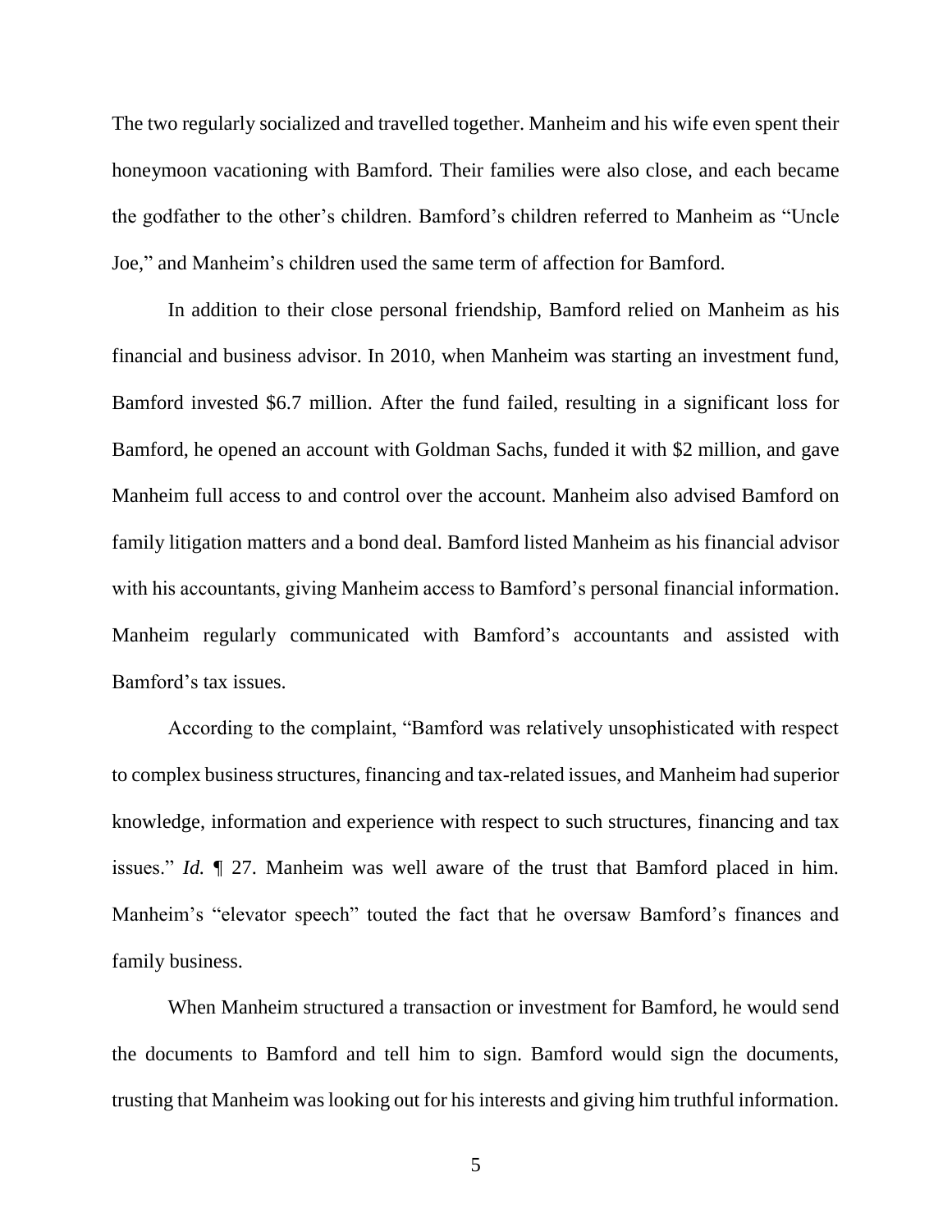The two regularly socialized and travelled together. Manheim and his wife even spent their honeymoon vacationing with Bamford. Their families were also close, and each became the godfather to the other's children. Bamford's children referred to Manheim as "Uncle Joe," and Manheim's children used the same term of affection for Bamford.

In addition to their close personal friendship, Bamford relied on Manheim as his financial and business advisor. In 2010, when Manheim was starting an investment fund, Bamford invested $6.7 million. After the fund failed, resulting in a significant loss for Bamford, he opened an account with Goldman Sachs, funded it with $2 million, and gave Manheim full access to and control over the account. Manheim also advised Bamford on family litigation matters and a bond deal. Bamford listed Manheim as his financial advisor with his accountants, giving Manheim access to Bamford's personal financial information. Manheim regularly communicated with Bamford's accountants and assisted with Bamford's tax issues.

According to the complaint, "Bamford was relatively unsophisticated with respect to complex business structures, financing and tax-related issues, and Manheim had superior knowledge, information and experience with respect to such structures, financing and tax issues." *Id.* ¶ 27. Manheim was well aware of the trust that Bamford placed in him. Manheim's "elevator speech" touted the fact that he oversaw Bamford's finances and family business.

When Manheim structured a transaction or investment for Bamford, he would send the documents to Bamford and tell him to sign. Bamford would sign the documents, trusting that Manheim was looking out for his interests and giving him truthful information.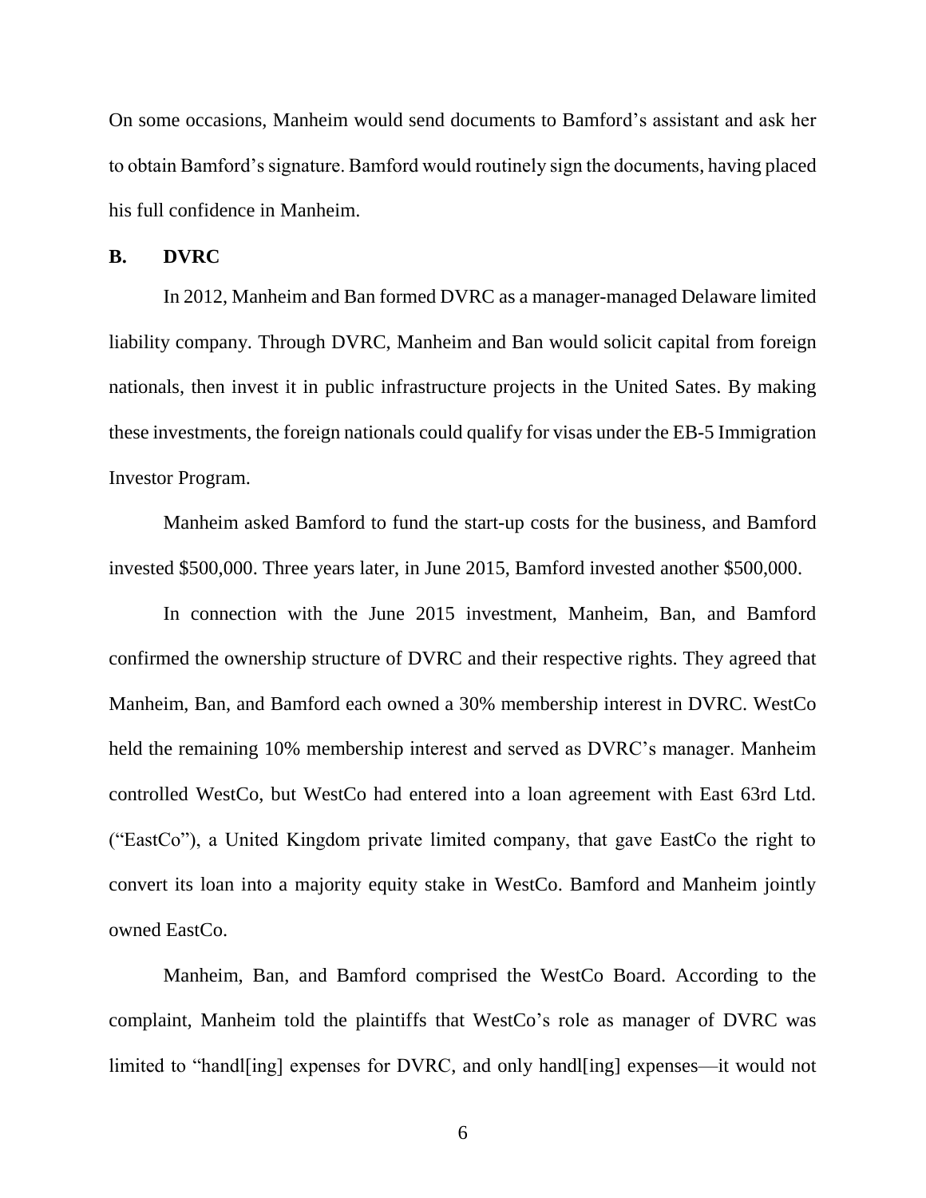On some occasions, Manheim would send documents to Bamford's assistant and ask her to obtain Bamford's signature. Bamford would routinely sign the documents, having placed his full confidence in Manheim.

### B. DVRC

In 2012, Manheim and Ban formed DVRC as a manager-managed Delaware limited liability company. Through DVRC, Manheim and Ban would solicit capital from foreign nationals, then invest it in public infrastructure projects in the United Sates. By making these investments, the foreign nationals could qualify for visas under the EB-5 Immigration Investor Program.

Manheim asked Bamford to fund the start-up costs for the business, and Bamford invested $500,000. Three years later, in June 2015, Bamford invested another $500,000.

In connection with the June 2015 investment, Manheim, Ban, and Bamford confirmed the ownership structure of DVRC and their respective rights. They agreed that Manheim, Ban, and Bamford each owned a 30% membership interest in DVRC. WestCo held the remaining 10% membership interest and served as DVRC's manager. Manheim controlled WestCo, but WestCo had entered into a loan agreement with East 63rd Ltd. ("EastCo"), a United Kingdom private limited company, that gave EastCo the right to convert its loan into a majority equity stake in WestCo. Bamford and Manheim jointly owned EastCo.

Manheim, Ban, and Bamford comprised the WestCo Board. According to the complaint, Manheim told the plaintiffs that WestCo's role as manager of DVRC was limited to "handl[ing] expenses for DVRC, and only handl[ing] expenses—it would not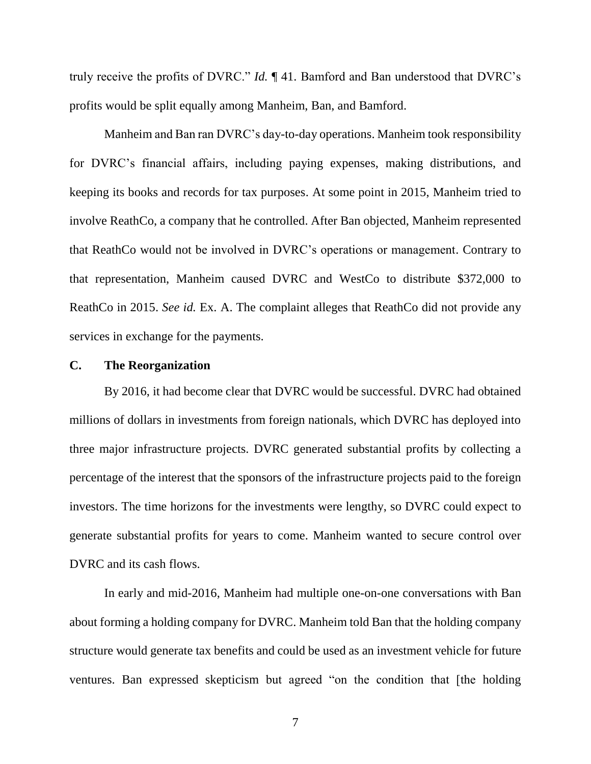truly receive the profits of DVRC." *Id.* ¶ 41. Bamford and Ban understood that DVRC's profits would be split equally among Manheim, Ban, and Bamford.

Manheim and Ban ran DVRC's day-to-day operations. Manheim took responsibility for DVRC's financial affairs, including paying expenses, making distributions, and keeping its books and records for tax purposes. At some point in 2015, Manheim tried to involve ReathCo, a company that he controlled. After Ban objected, Manheim represented that ReathCo would not be involved in DVRC's operations or management. Contrary to that representation, Manheim caused DVRC and WestCo to distribute $372,000 to ReathCo in 2015. *See id.* Ex. A. The complaint alleges that ReathCo did not provide any services in exchange for the payments.

### C. The Reorganization

By 2016, it had become clear that DVRC would be successful. DVRC had obtained millions of dollars in investments from foreign nationals, which DVRC has deployed into three major infrastructure projects. DVRC generated substantial profits by collecting a percentage of the interest that the sponsors of the infrastructure projects paid to the foreign investors. The time horizons for the investments were lengthy, so DVRC could expect to generate substantial profits for years to come. Manheim wanted to secure control over DVRC and its cash flows.

In early and mid-2016, Manheim had multiple one-on-one conversations with Ban about forming a holding company for DVRC. Manheim told Ban that the holding company structure would generate tax benefits and could be used as an investment vehicle for future ventures. Ban expressed skepticism but agreed "on the condition that [the holding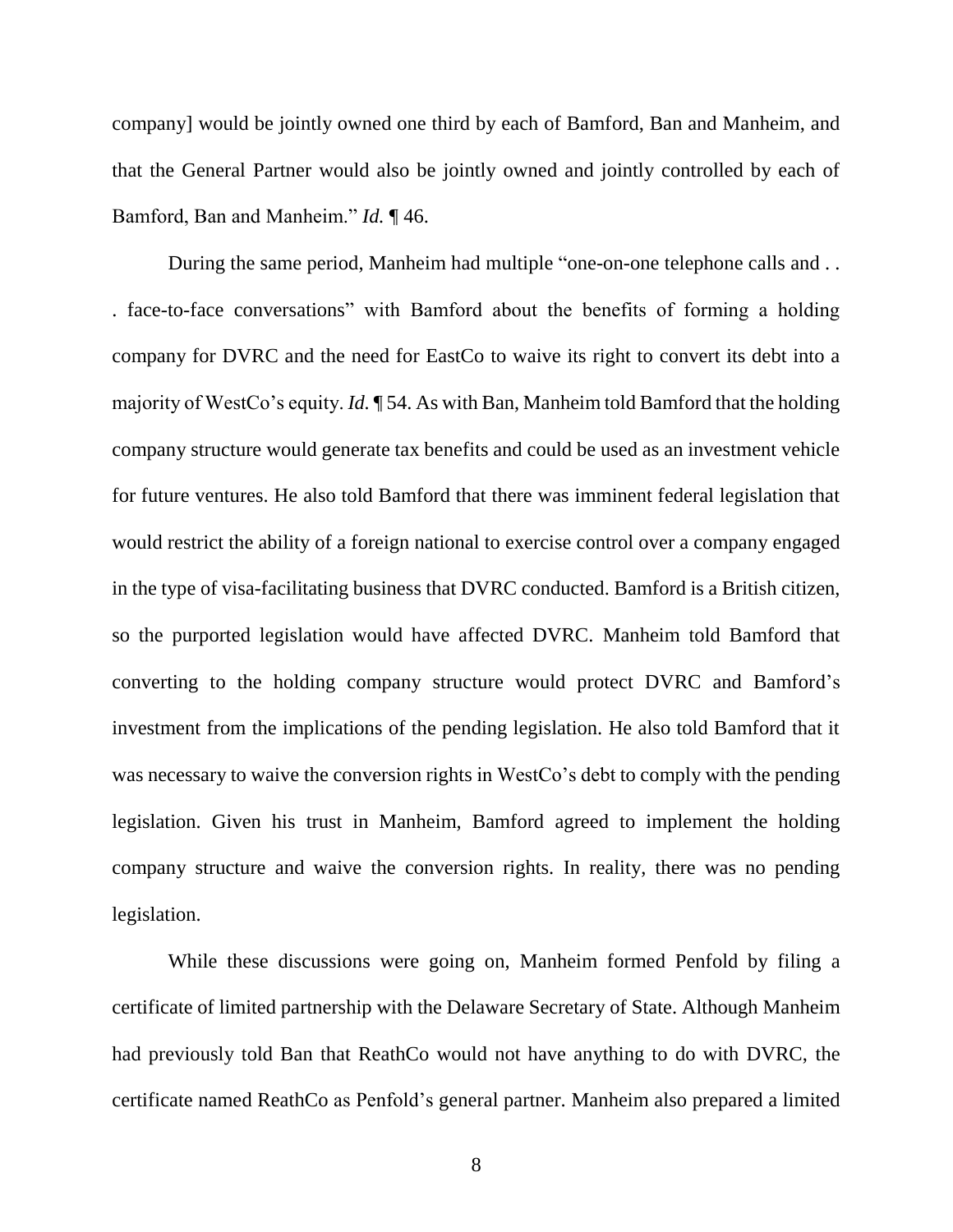company] would be jointly owned one third by each of Bamford, Ban and Manheim, and that the General Partner would also be jointly owned and jointly controlled by each of Bamford, Ban and Manheim." *Id.* ¶ 46.

During the same period, Manheim had multiple "one-on-one telephone calls and . . . face-to-face conversations" with Bamford about the benefits of forming a holding company for DVRC and the need for EastCo to waive its right to convert its debt into a majority of WestCo's equity. *Id.* ¶ 54. As with Ban, Manheim told Bamford that the holding company structure would generate tax benefits and could be used as an investment vehicle for future ventures. He also told Bamford that there was imminent federal legislation that would restrict the ability of a foreign national to exercise control over a company engaged in the type of visa-facilitating business that DVRC conducted. Bamford is a British citizen, so the purported legislation would have affected DVRC. Manheim told Bamford that converting to the holding company structure would protect DVRC and Bamford's investment from the implications of the pending legislation. He also told Bamford that it was necessary to waive the conversion rights in WestCo's debt to comply with the pending legislation. Given his trust in Manheim, Bamford agreed to implement the holding company structure and waive the conversion rights. In reality, there was no pending legislation.

While these discussions were going on, Manheim formed Penfold by filing a certificate of limited partnership with the Delaware Secretary of State. Although Manheim had previously told Ban that ReathCo would not have anything to do with DVRC, the certificate named ReathCo as Penfold's general partner. Manheim also prepared a limited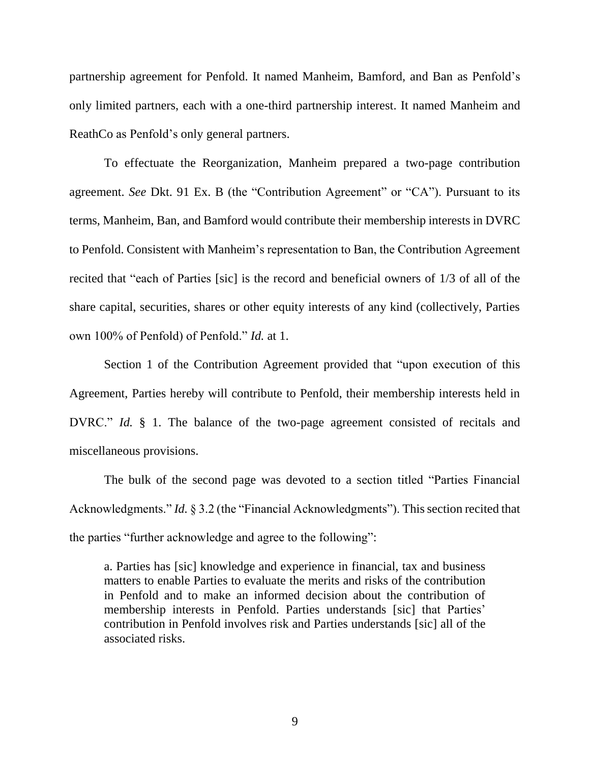partnership agreement for Penfold. It named Manheim, Bamford, and Ban as Penfold's only limited partners, each with a one-third partnership interest. It named Manheim and ReathCo as Penfold's only general partners.

To effectuate the Reorganization, Manheim prepared a two-page contribution agreement. *See* Dkt. 91 Ex. B (the "Contribution Agreement" or "CA"). Pursuant to its terms, Manheim, Ban, and Bamford would contribute their membership interests in DVRC to Penfold. Consistent with Manheim's representation to Ban, the Contribution Agreement recited that "each of Parties [sic] is the record and beneficial owners of 1/3 of all of the share capital, securities, shares or other equity interests of any kind (collectively, Parties own 100% of Penfold) of Penfold." *Id.* at 1.

Section 1 of the Contribution Agreement provided that "upon execution of this Agreement, Parties hereby will contribute to Penfold, their membership interests held in DVRC." *Id.* § 1. The balance of the two-page agreement consisted of recitals and miscellaneous provisions.

The bulk of the second page was devoted to a section titled "Parties Financial Acknowledgments." *Id.* § 3.2 (the "Financial Acknowledgments"). This section recited that the parties "further acknowledge and agree to the following":

> a. Parties has [sic] knowledge and experience in financial, tax and business matters to enable Parties to evaluate the merits and risks of the contribution in Penfold and to make an informed decision about the contribution of membership interests in Penfold. Parties understands [sic] that Parties' contribution in Penfold involves risk and Parties understands [sic] all of the associated risks.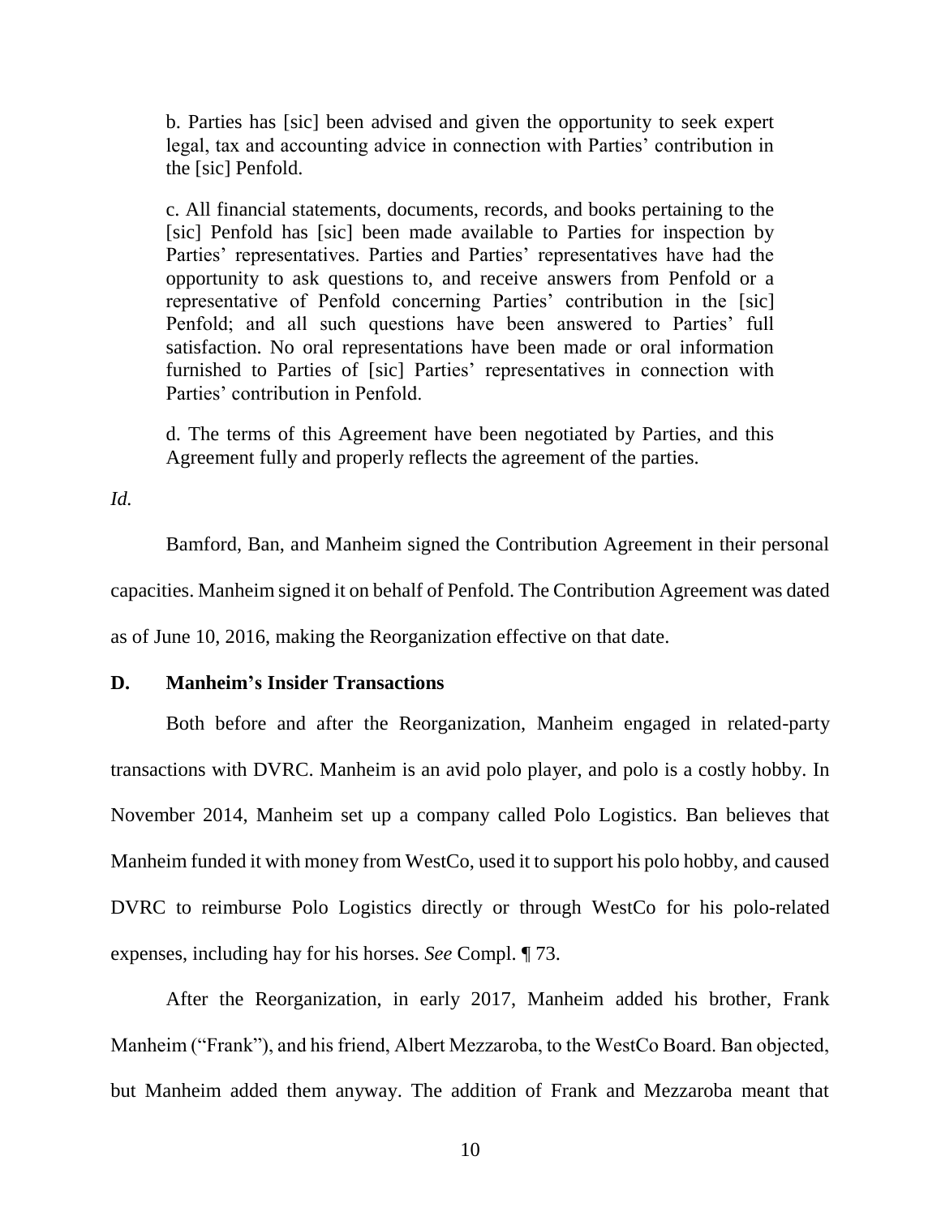b. Parties has [sic] been advised and given the opportunity to seek expert legal, tax and accounting advice in connection with Parties' contribution in the [sic] Penfold.

c. All financial statements, documents, records, and books pertaining to the [sic] Penfold has [sic] been made available to Parties for inspection by Parties' representatives. Parties and Parties' representatives have had the opportunity to ask questions to, and receive answers from Penfold or a representative of Penfold concerning Parties' contribution in the [sic] Penfold; and all such questions have been answered to Parties' full satisfaction. No oral representations have been made or oral information furnished to Parties of [sic] Parties' representatives in connection with Parties' contribution in Penfold.

d. The terms of this Agreement have been negotiated by Parties, and this Agreement fully and properly reflects the agreement of the parties.

*Id.*

Bamford, Ban, and Manheim signed the Contribution Agreement in their personal capacities. Manheim signed it on behalf of Penfold. The Contribution Agreement was dated as of June 10, 2016, making the Reorganization effective on that date.

## D. Manheim's Insider Transactions

Both before and after the Reorganization, Manheim engaged in related-party transactions with DVRC. Manheim is an avid polo player, and polo is a costly hobby. In November 2014, Manheim set up a company called Polo Logistics. Ban believes that Manheim funded it with money from WestCo, used it to support his polo hobby, and caused DVRC to reimburse Polo Logistics directly or through WestCo for his polo-related expenses, including hay for his horses. *See* Compl. ¶ 73.

After the Reorganization, in early 2017, Manheim added his brother, Frank Manheim ("Frank"), and his friend, Albert Mezzaroba, to the WestCo Board. Ban objected, but Manheim added them anyway. The addition of Frank and Mezzaroba meant that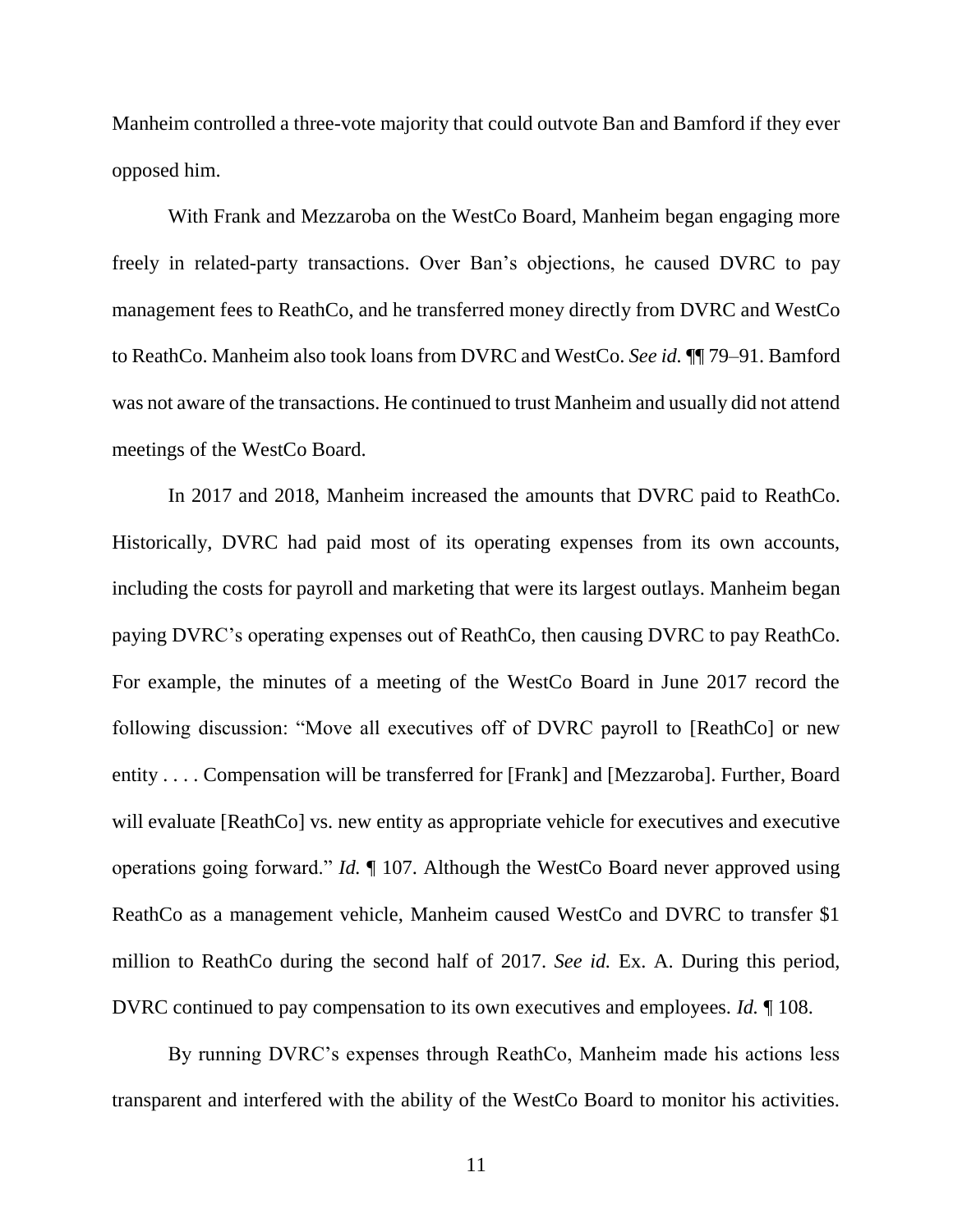Manheim controlled a three-vote majority that could outvote Ban and Bamford if they ever opposed him.

With Frank and Mezzaroba on the WestCo Board, Manheim began engaging more freely in related-party transactions. Over Ban's objections, he caused DVRC to pay management fees to ReathCo, and he transferred money directly from DVRC and WestCo to ReathCo. Manheim also took loans from DVRC and WestCo. *See id.* ¶¶ 79–91. Bamford was not aware of the transactions. He continued to trust Manheim and usually did not attend meetings of the WestCo Board.

In 2017 and 2018, Manheim increased the amounts that DVRC paid to ReathCo. Historically, DVRC had paid most of its operating expenses from its own accounts, including the costs for payroll and marketing that were its largest outlays. Manheim began paying DVRC's operating expenses out of ReathCo, then causing DVRC to pay ReathCo. For example, the minutes of a meeting of the WestCo Board in June 2017 record the following discussion: "Move all executives off of DVRC payroll to [ReathCo] or new entity . . . . Compensation will be transferred for [Frank] and [Mezzaroba]. Further, Board will evaluate [ReathCo] vs. new entity as appropriate vehicle for executives and executive operations going forward." *Id.* ¶ 107. Although the WestCo Board never approved using ReathCo as a management vehicle, Manheim caused WestCo and DVRC to transfer $1 million to ReathCo during the second half of 2017. *See id.* Ex. A. During this period, DVRC continued to pay compensation to its own executives and employees. *Id.* ¶ 108.

By running DVRC's expenses through ReathCo, Manheim made his actions less transparent and interfered with the ability of the WestCo Board to monitor his activities.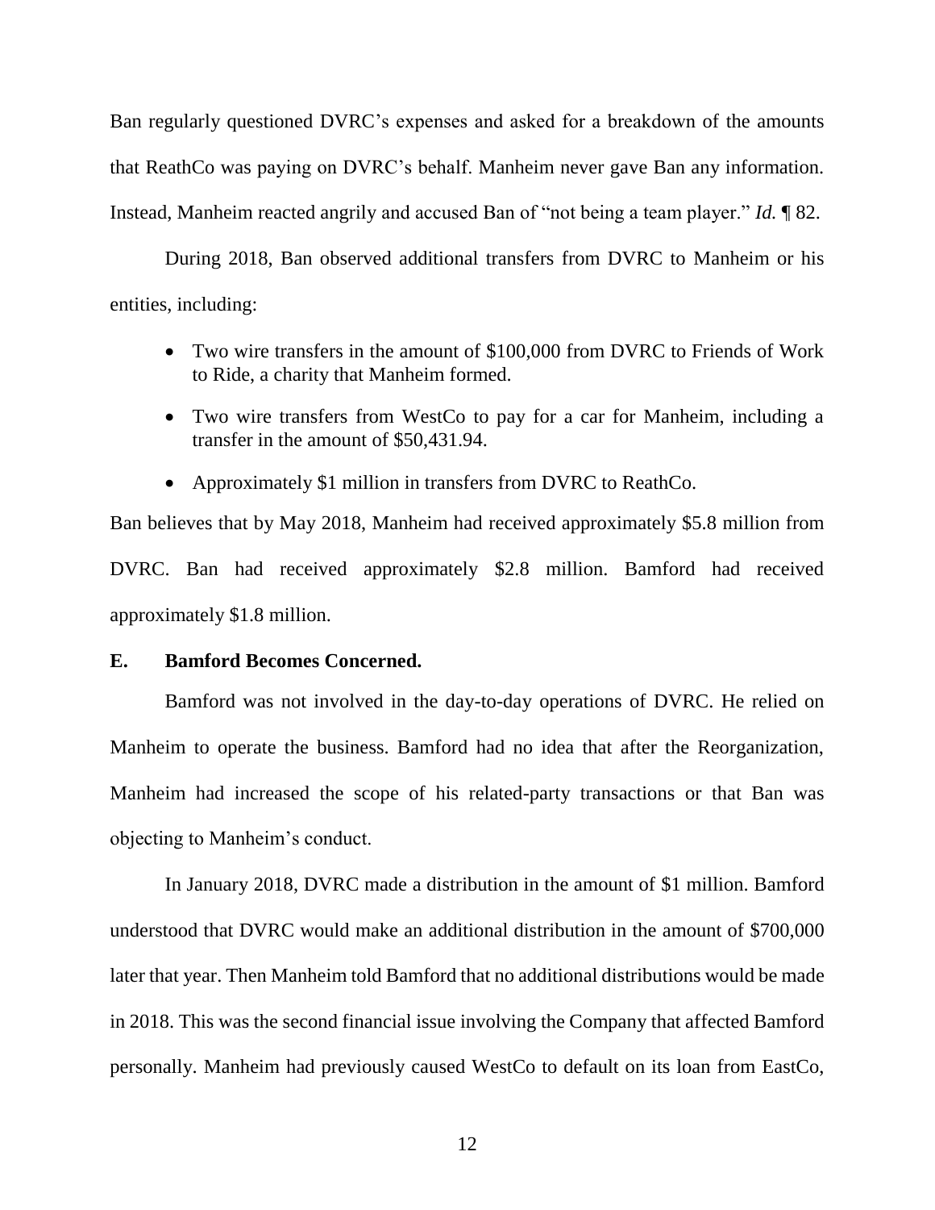Ban regularly questioned DVRC's expenses and asked for a breakdown of the amounts that ReathCo was paying on DVRC's behalf. Manheim never gave Ban any information. Instead, Manheim reacted angrily and accused Ban of "not being a team player." *Id.* ¶ 82.

During 2018, Ban observed additional transfers from DVRC to Manheim or his entities, including:

- Two wire transfers in the amount of $100,000 from DVRC to Friends of Work to Ride, a charity that Manheim formed.
- Two wire transfers from WestCo to pay for a car for Manheim, including a transfer in the amount of $50,431.94.
- Approximately $1 million in transfers from DVRC to ReathCo.

Ban believes that by May 2018, Manheim had received approximately $5.8 million from DVRC. Ban had received approximately $2.8 million. Bamford had received approximately $1.8 million.

### E. Bamford Becomes Concerned.

Bamford was not involved in the day-to-day operations of DVRC. He relied on Manheim to operate the business. Bamford had no idea that after the Reorganization, Manheim had increased the scope of his related-party transactions or that Ban was objecting to Manheim's conduct.

In January 2018, DVRC made a distribution in the amount of $1 million. Bamford understood that DVRC would make an additional distribution in the amount of $700,000 later that year. Then Manheim told Bamford that no additional distributions would be made in 2018. This was the second financial issue involving the Company that affected Bamford personally. Manheim had previously caused WestCo to default on its loan from EastCo,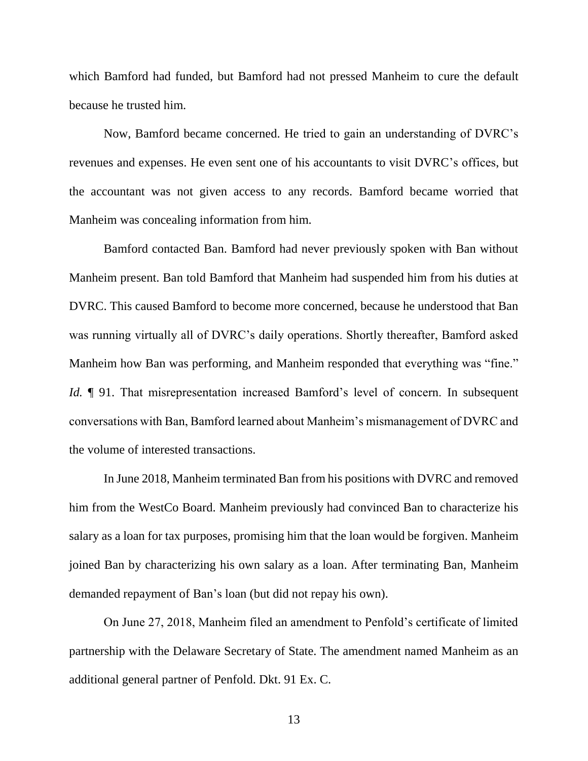which Bamford had funded, but Bamford had not pressed Manheim to cure the default because he trusted him.

Now, Bamford became concerned. He tried to gain an understanding of DVRC's revenues and expenses. He even sent one of his accountants to visit DVRC's offices, but the accountant was not given access to any records. Bamford became worried that Manheim was concealing information from him.

Bamford contacted Ban. Bamford had never previously spoken with Ban without Manheim present. Ban told Bamford that Manheim had suspended him from his duties at DVRC. This caused Bamford to become more concerned, because he understood that Ban was running virtually all of DVRC's daily operations. Shortly thereafter, Bamford asked Manheim how Ban was performing, and Manheim responded that everything was "fine." *Id.* ¶ 91. That misrepresentation increased Bamford's level of concern. In subsequent conversations with Ban, Bamford learned about Manheim's mismanagement of DVRC and the volume of interested transactions.

In June 2018, Manheim terminated Ban from his positions with DVRC and removed him from the WestCo Board. Manheim previously had convinced Ban to characterize his salary as a loan for tax purposes, promising him that the loan would be forgiven. Manheim joined Ban by characterizing his own salary as a loan. After terminating Ban, Manheim demanded repayment of Ban's loan (but did not repay his own).

On June 27, 2018, Manheim filed an amendment to Penfold's certificate of limited partnership with the Delaware Secretary of State. The amendment named Manheim as an additional general partner of Penfold. Dkt. 91 Ex. C.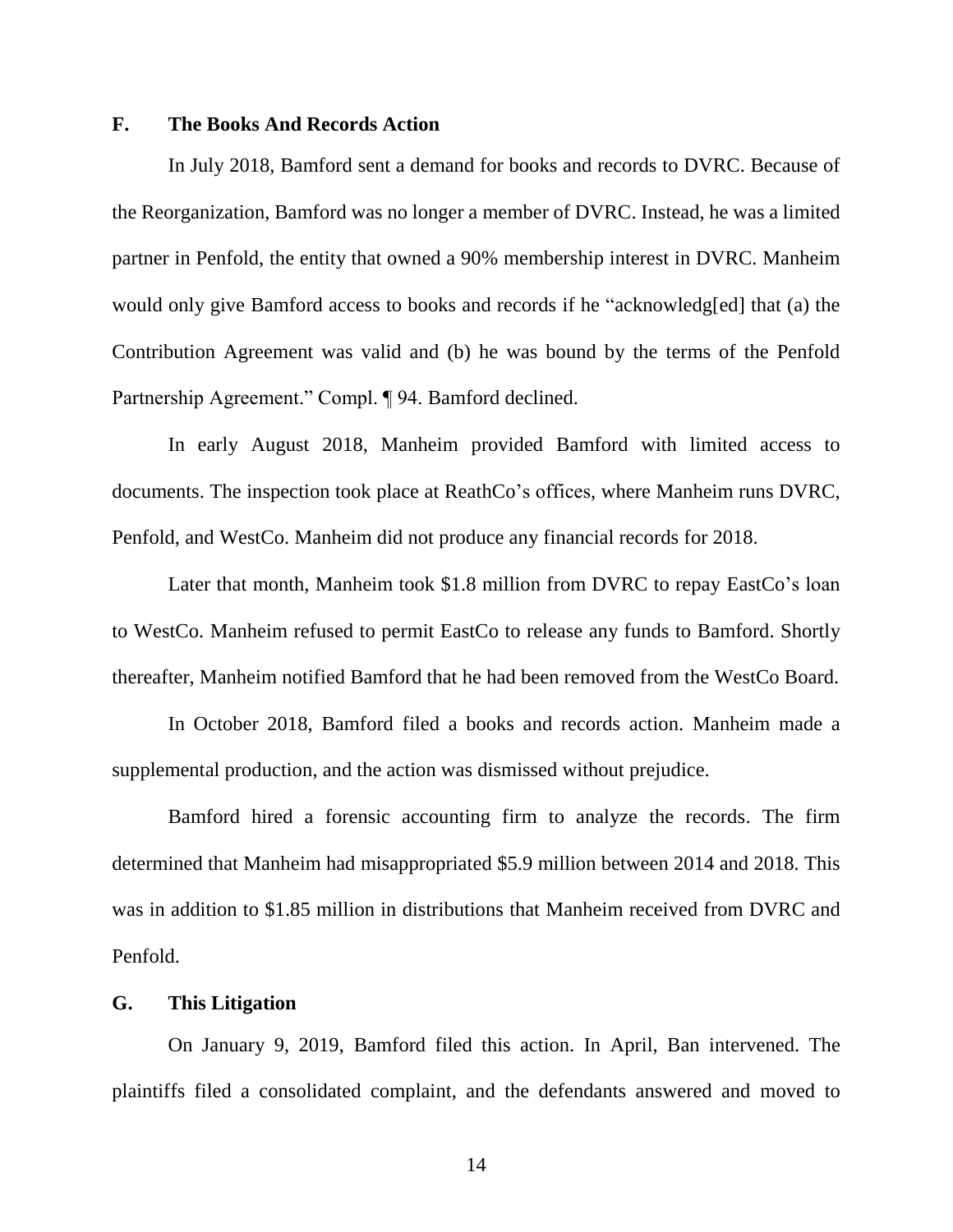### F. The Books And Records Action

In July 2018, Bamford sent a demand for books and records to DVRC. Because of the Reorganization, Bamford was no longer a member of DVRC. Instead, he was a limited partner in Penfold, the entity that owned a 90% membership interest in DVRC. Manheim would only give Bamford access to books and records if he "acknowledg[ed] that (a) the Contribution Agreement was valid and (b) he was bound by the terms of the Penfold Partnership Agreement." Compl. ¶ 94. Bamford declined.

In early August 2018, Manheim provided Bamford with limited access to documents. The inspection took place at ReathCo's offices, where Manheim runs DVRC, Penfold, and WestCo. Manheim did not produce any financial records for 2018.

Later that month, Manheim took $1.8 million from DVRC to repay EastCo's loan to WestCo. Manheim refused to permit EastCo to release any funds to Bamford. Shortly thereafter, Manheim notified Bamford that he had been removed from the WestCo Board.

In October 2018, Bamford filed a books and records action. Manheim made a supplemental production, and the action was dismissed without prejudice.

Bamford hired a forensic accounting firm to analyze the records. The firm determined that Manheim had misappropriated $5.9 million between 2014 and 2018. This was in addition to $1.85 million in distributions that Manheim received from DVRC and Penfold.

### G. This Litigation

On January 9, 2019, Bamford filed this action. In April, Ban intervened. The plaintiffs filed a consolidated complaint, and the defendants answered and moved to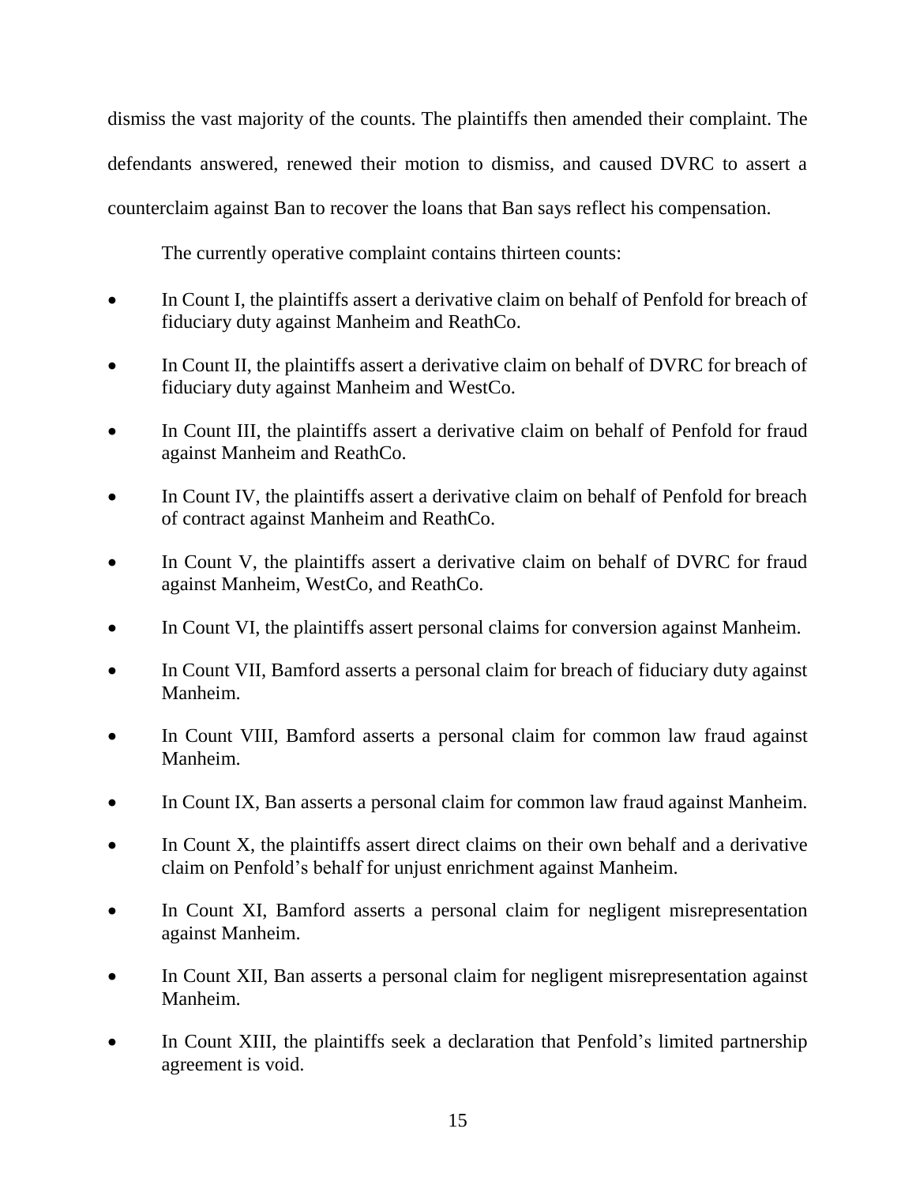dismiss the vast majority of the counts. The plaintiffs then amended their complaint. The defendants answered, renewed their motion to dismiss, and caused DVRC to assert a counterclaim against Ban to recover the loans that Ban says reflect his compensation.

The currently operative complaint contains thirteen counts:

- In Count I, the plaintiffs assert a derivative claim on behalf of Penfold for breach of fiduciary duty against Manheim and ReathCo.
- In Count II, the plaintiffs assert a derivative claim on behalf of DVRC for breach of fiduciary duty against Manheim and WestCo.
- In Count III, the plaintiffs assert a derivative claim on behalf of Penfold for fraud against Manheim and ReathCo.
- In Count IV, the plaintiffs assert a derivative claim on behalf of Penfold for breach of contract against Manheim and ReathCo.
- In Count V, the plaintiffs assert a derivative claim on behalf of DVRC for fraud against Manheim, WestCo, and ReathCo.
- In Count VI, the plaintiffs assert personal claims for conversion against Manheim.
- In Count VII, Bamford asserts a personal claim for breach of fiduciary duty against Manheim.
- In Count VIII, Bamford asserts a personal claim for common law fraud against Manheim.
- In Count IX, Ban asserts a personal claim for common law fraud against Manheim.
- In Count X, the plaintiffs assert direct claims on their own behalf and a derivative claim on Penfold's behalf for unjust enrichment against Manheim.
- In Count XI, Bamford asserts a personal claim for negligent misrepresentation against Manheim.
- In Count XII, Ban asserts a personal claim for negligent misrepresentation against Manheim.
- In Count XIII, the plaintiffs seek a declaration that Penfold's limited partnership agreement is void.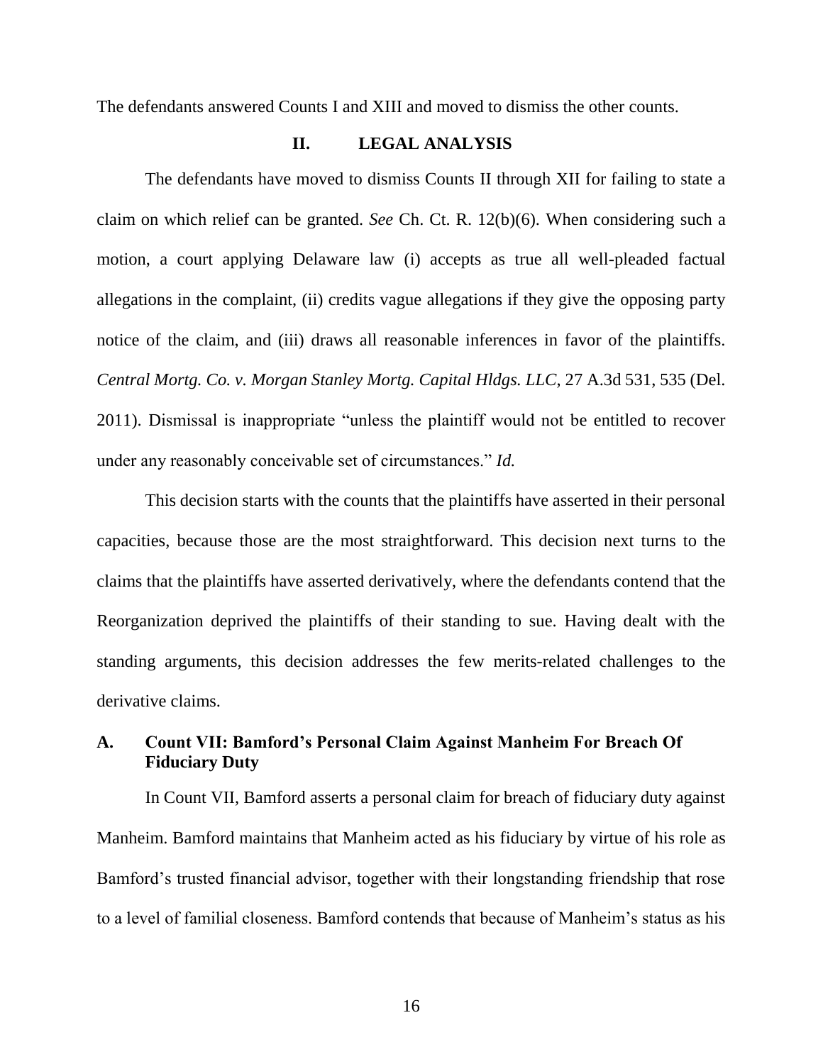The defendants answered Counts I and XIII and moved to dismiss the other counts.

## II. LEGAL ANALYSIS

The defendants have moved to dismiss Counts II through XII for failing to state a claim on which relief can be granted. *See* Ch. Ct. R. 12(b)(6). When considering such a motion, a court applying Delaware law (i) accepts as true all well-pleaded factual allegations in the complaint, (ii) credits vague allegations if they give the opposing party notice of the claim, and (iii) draws all reasonable inferences in favor of the plaintiffs. *Central Mortg. Co. v. Morgan Stanley Mortg. Capital Hldgs. LLC*, 27 A.3d 531, 535 (Del. 2011). Dismissal is inappropriate "unless the plaintiff would not be entitled to recover under any reasonably conceivable set of circumstances." *Id.*

This decision starts with the counts that the plaintiffs have asserted in their personal capacities, because those are the most straightforward. This decision next turns to the claims that the plaintiffs have asserted derivatively, where the defendants contend that the Reorganization deprived the plaintiffs of their standing to sue. Having dealt with the standing arguments, this decision addresses the few merits-related challenges to the derivative claims.

### A. Count VII: Bamford's Personal Claim Against Manheim For Breach Of Fiduciary Duty

In Count VII, Bamford asserts a personal claim for breach of fiduciary duty against Manheim. Bamford maintains that Manheim acted as his fiduciary by virtue of his role as Bamford's trusted financial advisor, together with their longstanding friendship that rose to a level of familial closeness. Bamford contends that because of Manheim's status as his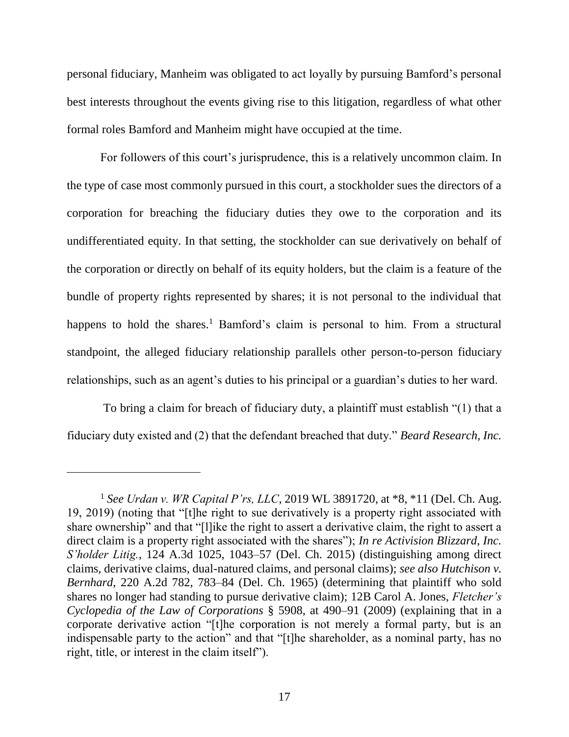personal fiduciary, Manheim was obligated to act loyally by pursuing Bamford's personal best interests throughout the events giving rise to this litigation, regardless of what other formal roles Bamford and Manheim might have occupied at the time.

For followers of this court's jurisprudence, this is a relatively uncommon claim. In the type of case most commonly pursued in this court, a stockholder sues the directors of a corporation for breaching the fiduciary duties they owe to the corporation and its undifferentiated equity. In that setting, the stockholder can sue derivatively on behalf of the corporation or directly on behalf of its equity holders, but the claim is a feature of the bundle of property rights represented by shares; it is not personal to the individual that happens to hold the shares.[1] Bamford's claim is personal to him. From a structural standpoint, the alleged fiduciary relationship parallels other person-to-person fiduciary relationships, such as an agent's duties to his principal or a guardian's duties to her ward.

To bring a claim for breach of fiduciary duty, a plaintiff must establish "(1) that a fiduciary duty existed and (2) that the defendant breached that duty." *Beard Research, Inc.*

---

[1] *See Urdan v. WR Capital P'rs, LLC*, 2019 WL 3891720, at *8, *11 (Del. Ch. Aug. 19, 2019) (noting that "[t]he right to sue derivatively is a property right associated with share ownership" and that "[l]ike the right to assert a derivative claim, the right to assert a direct claim is a property right associated with the shares"); *In re Activision Blizzard, Inc. S'holder Litig.*, 124 A.3d 1025, 1043–57 (Del. Ch. 2015) (distinguishing among direct claims, derivative claims, dual-natured claims, and personal claims); *see also Hutchison v. Bernhard*, 220 A.2d 782, 783–84 (Del. Ch. 1965) (determining that plaintiff who sold shares no longer had standing to pursue derivative claim); 12B Carol A. Jones, *Fletcher's Cyclopedia of the Law of Corporations* § 5908, at 490–91 (2009) (explaining that in a corporate derivative action "[t]he corporation is not merely a formal party, but is an indispensable party to the action" and that "[t]he shareholder, as a nominal party, has no right, title, or interest in the claim itself").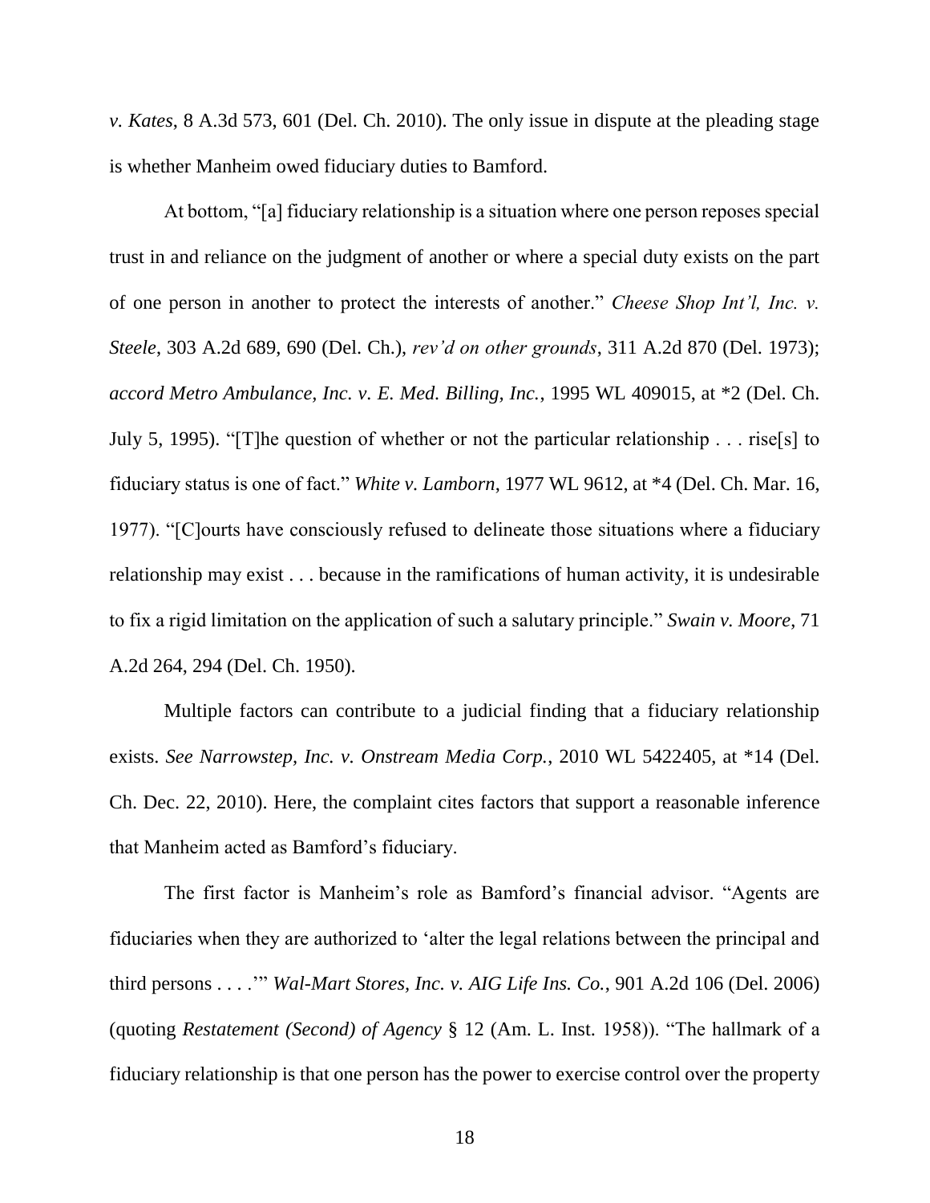*v. Kates*, 8 A.3d 573, 601 (Del. Ch. 2010). The only issue in dispute at the pleading stage is whether Manheim owed fiduciary duties to Bamford.

At bottom, "[a] fiduciary relationship is a situation where one person reposes special trust in and reliance on the judgment of another or where a special duty exists on the part of one person in another to protect the interests of another." *Cheese Shop Int'l, Inc. v. Steele*, 303 A.2d 689, 690 (Del. Ch.), *rev'd on other grounds*, 311 A.2d 870 (Del. 1973); *accord Metro Ambulance, Inc. v. E. Med. Billing, Inc.*, 1995 WL 409015, at *2 (Del. Ch. July 5, 1995). "[T]he question of whether or not the particular relationship . . . rise[s] to fiduciary status is one of fact." *White v. Lamborn*, 1977 WL 9612, at *4 (Del. Ch. Mar. 16, 1977). "[C]ourts have consciously refused to delineate those situations where a fiduciary relationship may exist . . . because in the ramifications of human activity, it is undesirable to fix a rigid limitation on the application of such a salutary principle." *Swain v. Moore*, 71 A.2d 264, 294 (Del. Ch. 1950).

Multiple factors can contribute to a judicial finding that a fiduciary relationship exists. *See Narrowstep, Inc. v. Onstream Media Corp.*, 2010 WL 5422405, at *14 (Del. Ch. Dec. 22, 2010). Here, the complaint cites factors that support a reasonable inference that Manheim acted as Bamford's fiduciary.

The first factor is Manheim's role as Bamford's financial advisor. "Agents are fiduciaries when they are authorized to 'alter the legal relations between the principal and third persons . . . .'" *Wal-Mart Stores, Inc. v. AIG Life Ins. Co.*, 901 A.2d 106 (Del. 2006) (quoting *Restatement (Second) of Agency* § 12 (Am. L. Inst. 1958)). "The hallmark of a fiduciary relationship is that one person has the power to exercise control over the property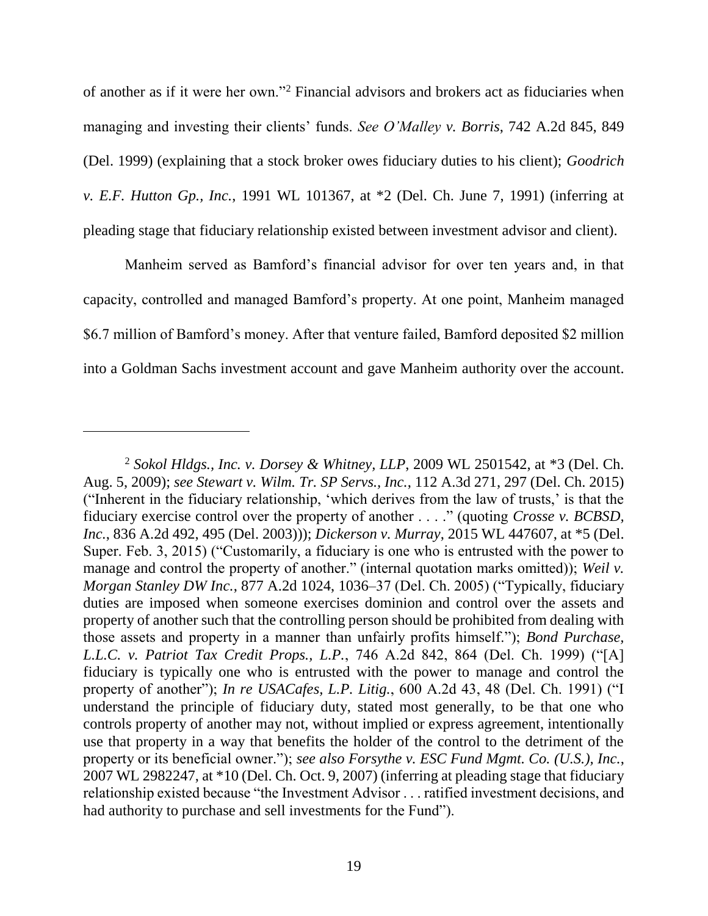of another as if it were her own."[2] Financial advisors and brokers act as fiduciaries when managing and investing their clients' funds. *See O'Malley v. Borris*, 742 A.2d 845, 849 (Del. 1999) (explaining that a stock broker owes fiduciary duties to his client); *Goodrich v. E.F. Hutton Gp., Inc.*, 1991 WL 101367, at *2 (Del. Ch. June 7, 1991) (inferring at pleading stage that fiduciary relationship existed between investment advisor and client).

Manheim served as Bamford's financial advisor for over ten years and, in that capacity, controlled and managed Bamford's property. At one point, Manheim managed $6.7 million of Bamford's money. After that venture failed, Bamford deposited $2 million into a Goldman Sachs investment account and gave Manheim authority over the account.

---

[2] *Sokol Hldgs., Inc. v. Dorsey & Whitney, LLP*, 2009 WL 2501542, at *3 (Del. Ch. Aug. 5, 2009); *see Stewart v. Wilm. Tr. SP Servs., Inc.*, 112 A.3d 271, 297 (Del. Ch. 2015) ("Inherent in the fiduciary relationship, 'which derives from the law of trusts,' is that the fiduciary exercise control over the property of another . . . ." (quoting *Crosse v. BCBSD, Inc.*, 836 A.2d 492, 495 (Del. 2003))); *Dickerson v. Murray*, 2015 WL 447607, at *5 (Del. Super. Feb. 3, 2015) ("Customarily, a fiduciary is one who is entrusted with the power to manage and control the property of another." (internal quotation marks omitted)); *Weil v. Morgan Stanley DW Inc.*, 877 A.2d 1024, 1036–37 (Del. Ch. 2005) ("Typically, fiduciary duties are imposed when someone exercises dominion and control over the assets and property of another such that the controlling person should be prohibited from dealing with those assets and property in a manner than unfairly profits himself."); *Bond Purchase, L.L.C. v. Patriot Tax Credit Props., L.P.*, 746 A.2d 842, 864 (Del. Ch. 1999) ("[A] fiduciary is typically one who is entrusted with the power to manage and control the property of another"); *In re USACafes, L.P. Litig.*, 600 A.2d 43, 48 (Del. Ch. 1991) ("I understand the principle of fiduciary duty, stated most generally, to be that one who controls property of another may not, without implied or express agreement, intentionally use that property in a way that benefits the holder of the control to the detriment of the property or its beneficial owner."); *see also Forsythe v. ESC Fund Mgmt. Co. (U.S.), Inc.*, 2007 WL 2982247, at *10 (Del. Ch. Oct. 9, 2007) (inferring at pleading stage that fiduciary relationship existed because "the Investment Advisor . . . ratified investment decisions, and had authority to purchase and sell investments for the Fund").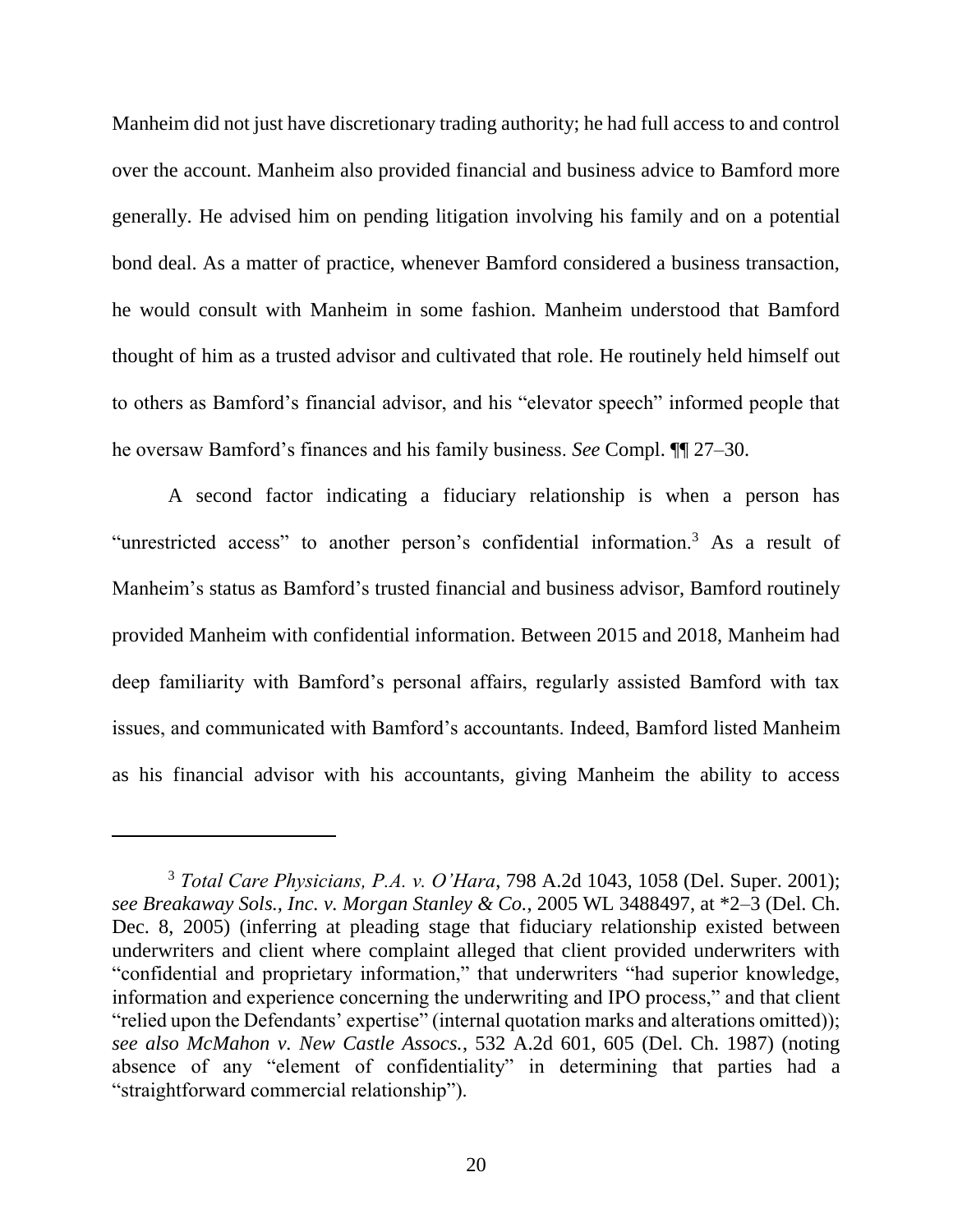Manheim did not just have discretionary trading authority; he had full access to and control over the account. Manheim also provided financial and business advice to Bamford more generally. He advised him on pending litigation involving his family and on a potential bond deal. As a matter of practice, whenever Bamford considered a business transaction, he would consult with Manheim in some fashion. Manheim understood that Bamford thought of him as a trusted advisor and cultivated that role. He routinely held himself out to others as Bamford's financial advisor, and his "elevator speech" informed people that he oversaw Bamford's finances and his family business. *See* Compl. ¶¶ 27–30.

A second factor indicating a fiduciary relationship is when a person has "unrestricted access" to another person's confidential information.[3] As a result of Manheim's status as Bamford's trusted financial and business advisor, Bamford routinely provided Manheim with confidential information. Between 2015 and 2018, Manheim had deep familiarity with Bamford's personal affairs, regularly assisted Bamford with tax issues, and communicated with Bamford's accountants. Indeed, Bamford listed Manheim as his financial advisor with his accountants, giving Manheim the ability to access

---

[3] *Total Care Physicians, P.A. v. O'Hara*, 798 A.2d 1043, 1058 (Del. Super. 2001); *see Breakaway Sols., Inc. v. Morgan Stanley & Co.*, 2005 WL 3488497, at *2–3 (Del. Ch. Dec. 8, 2005) (inferring at pleading stage that fiduciary relationship existed between underwriters and client where complaint alleged that client provided underwriters with "confidential and proprietary information," that underwriters "had superior knowledge, information and experience concerning the underwriting and IPO process," and that client "relied upon the Defendants' expertise" (internal quotation marks and alterations omitted)); *see also McMahon v. New Castle Assocs.*, 532 A.2d 601, 605 (Del. Ch. 1987) (noting absence of any "element of confidentiality" in determining that parties had a "straightforward commercial relationship").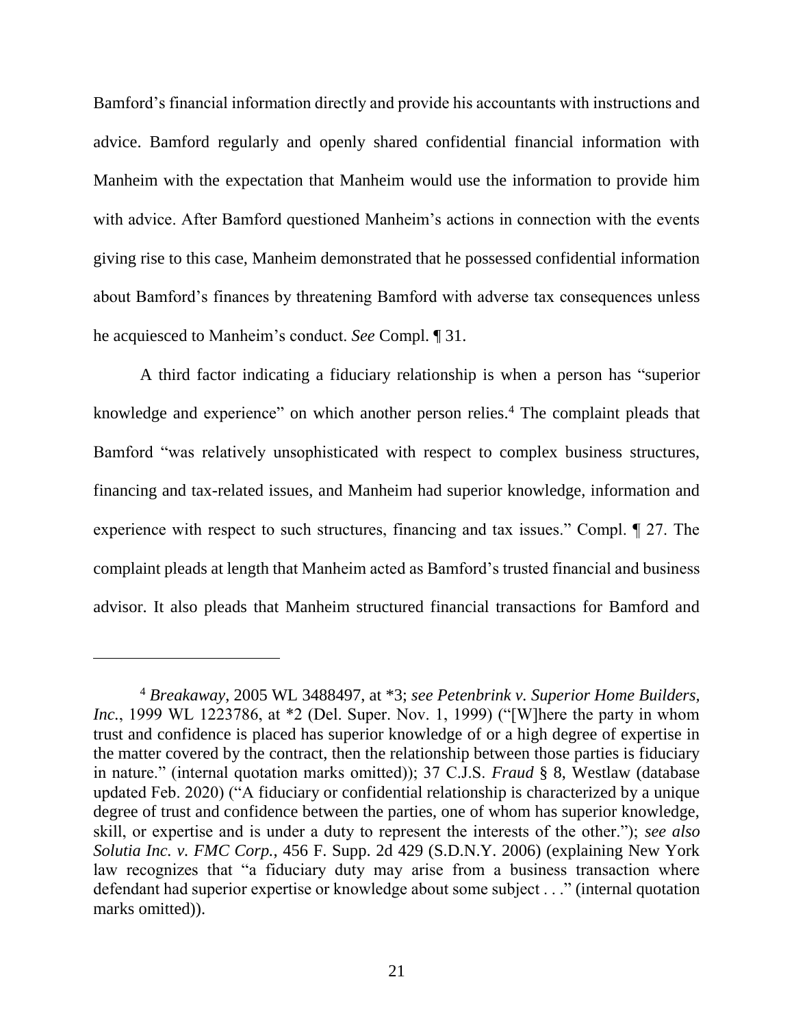Bamford's financial information directly and provide his accountants with instructions and advice. Bamford regularly and openly shared confidential financial information with Manheim with the expectation that Manheim would use the information to provide him with advice. After Bamford questioned Manheim's actions in connection with the events giving rise to this case, Manheim demonstrated that he possessed confidential information about Bamford's finances by threatening Bamford with adverse tax consequences unless he acquiesced to Manheim's conduct. *See* Compl. ¶ 31.

A third factor indicating a fiduciary relationship is when a person has "superior knowledge and experience" on which another person relies.[4] The complaint pleads that Bamford "was relatively unsophisticated with respect to complex business structures, financing and tax-related issues, and Manheim had superior knowledge, information and experience with respect to such structures, financing and tax issues." Compl. ¶ 27. The complaint pleads at length that Manheim acted as Bamford's trusted financial and business advisor. It also pleads that Manheim structured financial transactions for Bamford and

---

[4] *Breakaway*, 2005 WL 3488497, at *3; *see Petenbrink v. Superior Home Builders, Inc.*, 1999 WL 1223786, at *2 (Del. Super. Nov. 1, 1999) ("[W]here the party in whom trust and confidence is placed has superior knowledge of or a high degree of expertise in the matter covered by the contract, then the relationship between those parties is fiduciary in nature." (internal quotation marks omitted)); 37 C.J.S. *Fraud* § 8, Westlaw (database updated Feb. 2020) ("A fiduciary or confidential relationship is characterized by a unique degree of trust and confidence between the parties, one of whom has superior knowledge, skill, or expertise and is under a duty to represent the interests of the other."); *see also Solutia Inc. v. FMC Corp.*, 456 F. Supp. 2d 429 (S.D.N.Y. 2006) (explaining New York law recognizes that "a fiduciary duty may arise from a business transaction where defendant had superior expertise or knowledge about some subject . . ." (internal quotation marks omitted)).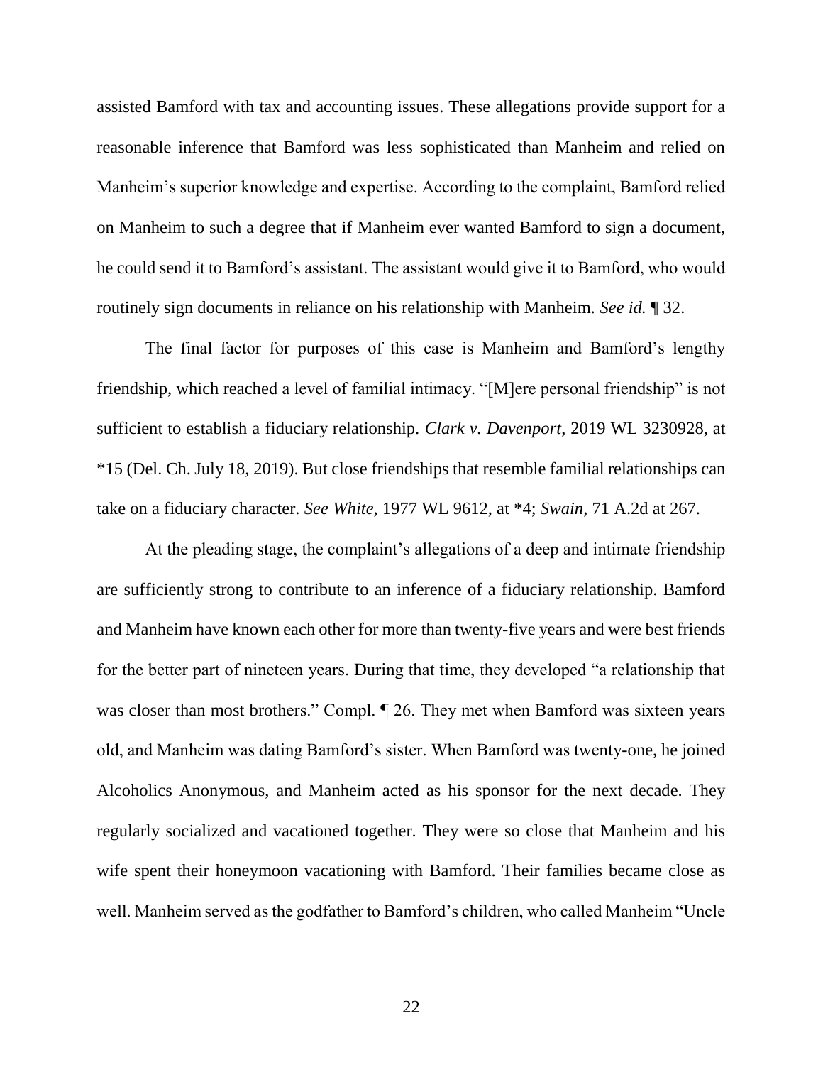assisted Bamford with tax and accounting issues. These allegations provide support for a reasonable inference that Bamford was less sophisticated than Manheim and relied on Manheim's superior knowledge and expertise. According to the complaint, Bamford relied on Manheim to such a degree that if Manheim ever wanted Bamford to sign a document, he could send it to Bamford's assistant. The assistant would give it to Bamford, who would routinely sign documents in reliance on his relationship with Manheim. *See id.* ¶ 32.

The final factor for purposes of this case is Manheim and Bamford's lengthy friendship, which reached a level of familial intimacy. "[M]ere personal friendship" is not sufficient to establish a fiduciary relationship. *Clark v. Davenport*, 2019 WL 3230928, at *15 (Del. Ch. July 18, 2019). But close friendships that resemble familial relationships can take on a fiduciary character. *See White*, 1977 WL 9612, at *4; *Swain*, 71 A.2d at 267.

At the pleading stage, the complaint's allegations of a deep and intimate friendship are sufficiently strong to contribute to an inference of a fiduciary relationship. Bamford and Manheim have known each other for more than twenty-five years and were best friends for the better part of nineteen years. During that time, they developed "a relationship that was closer than most brothers." Compl. ¶ 26. They met when Bamford was sixteen years old, and Manheim was dating Bamford's sister. When Bamford was twenty-one, he joined Alcoholics Anonymous, and Manheim acted as his sponsor for the next decade. They regularly socialized and vacationed together. They were so close that Manheim and his wife spent their honeymoon vacationing with Bamford. Their families became close as well. Manheim served as the godfather to Bamford's children, who called Manheim "Uncle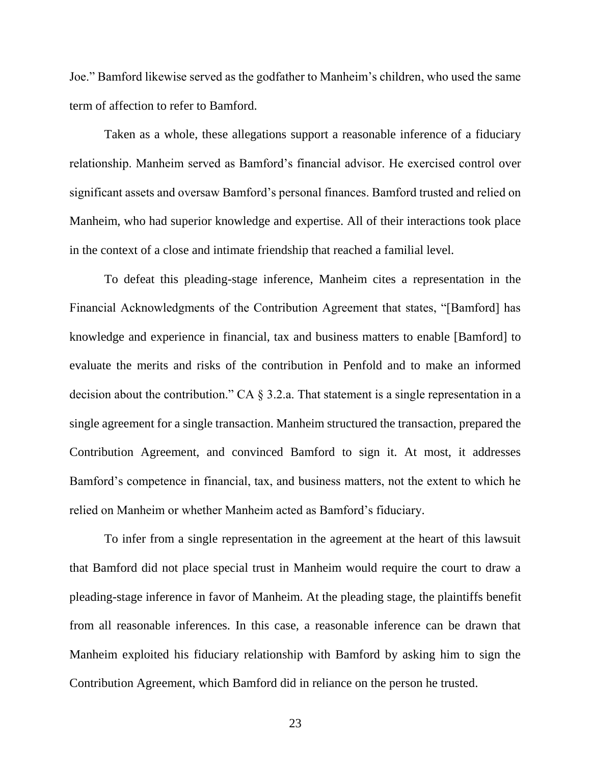Joe." Bamford likewise served as the godfather to Manheim's children, who used the same term of affection to refer to Bamford.

Taken as a whole, these allegations support a reasonable inference of a fiduciary relationship. Manheim served as Bamford's financial advisor. He exercised control over significant assets and oversaw Bamford's personal finances. Bamford trusted and relied on Manheim, who had superior knowledge and expertise. All of their interactions took place in the context of a close and intimate friendship that reached a familial level.

To defeat this pleading-stage inference, Manheim cites a representation in the Financial Acknowledgments of the Contribution Agreement that states, "[Bamford] has knowledge and experience in financial, tax and business matters to enable [Bamford] to evaluate the merits and risks of the contribution in Penfold and to make an informed decision about the contribution." CA § 3.2.a. That statement is a single representation in a single agreement for a single transaction. Manheim structured the transaction, prepared the Contribution Agreement, and convinced Bamford to sign it. At most, it addresses Bamford's competence in financial, tax, and business matters, not the extent to which he relied on Manheim or whether Manheim acted as Bamford's fiduciary.

To infer from a single representation in the agreement at the heart of this lawsuit that Bamford did not place special trust in Manheim would require the court to draw a pleading-stage inference in favor of Manheim. At the pleading stage, the plaintiffs benefit from all reasonable inferences. In this case, a reasonable inference can be drawn that Manheim exploited his fiduciary relationship with Bamford by asking him to sign the Contribution Agreement, which Bamford did in reliance on the person he trusted.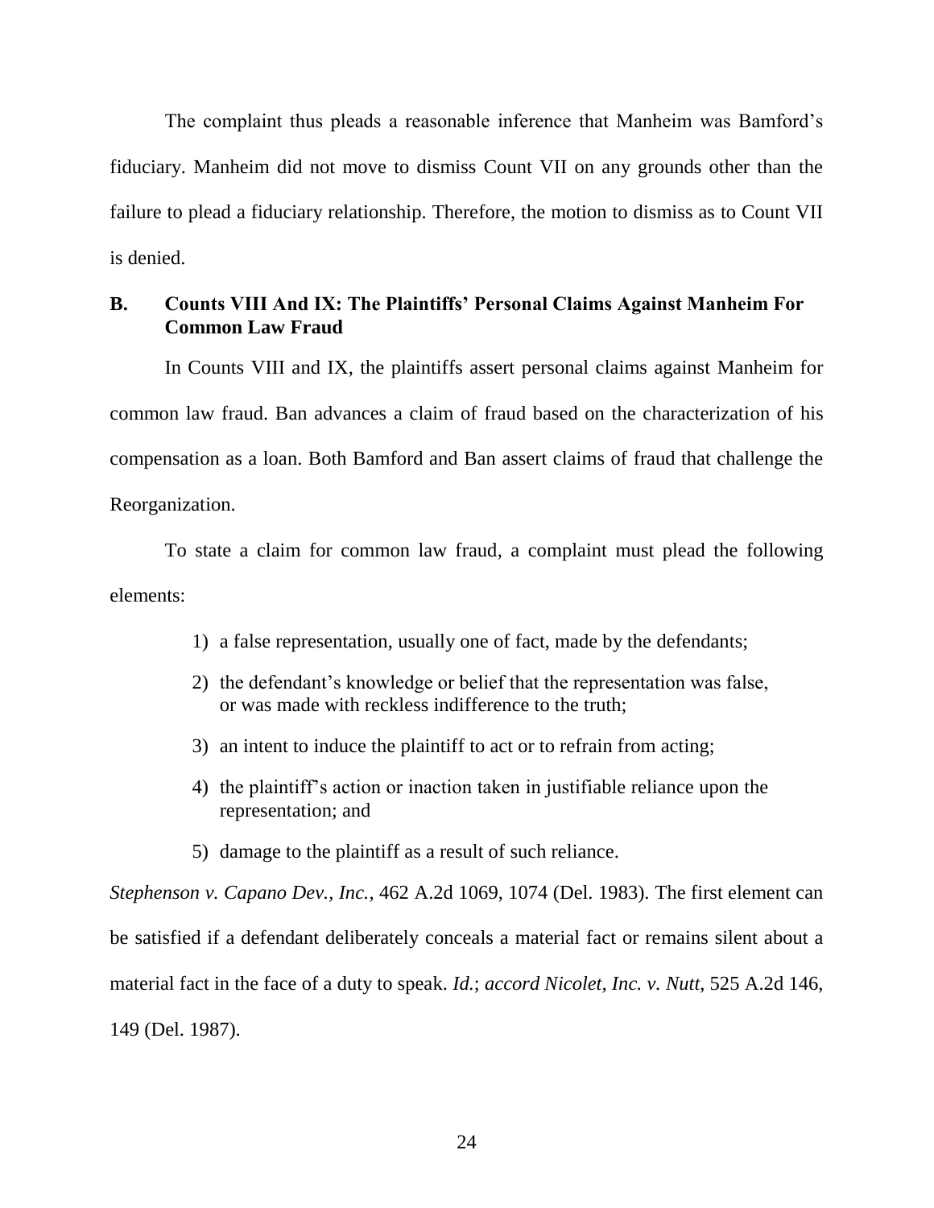The complaint thus pleads a reasonable inference that Manheim was Bamford's fiduciary. Manheim did not move to dismiss Count VII on any grounds other than the failure to plead a fiduciary relationship. Therefore, the motion to dismiss as to Count VII is denied.

### B. Counts VIII And IX: The Plaintiffs' Personal Claims Against Manheim For Common Law Fraud

In Counts VIII and IX, the plaintiffs assert personal claims against Manheim for common law fraud. Ban advances a claim of fraud based on the characterization of his compensation as a loan. Both Bamford and Ban assert claims of fraud that challenge the Reorganization.

To state a claim for common law fraud, a complaint must plead the following elements:

1) a false representation, usually one of fact, made by the defendants;
2) the defendant's knowledge or belief that the representation was false, or was made with reckless indifference to the truth;
3) an intent to induce the plaintiff to act or to refrain from acting;
4) the plaintiff's action or inaction taken in justifiable reliance upon the representation; and
5) damage to the plaintiff as a result of such reliance.

*Stephenson v. Capano Dev., Inc.*, 462 A.2d 1069, 1074 (Del. 1983). The first element can be satisfied if a defendant deliberately conceals a material fact or remains silent about a material fact in the face of a duty to speak. *Id.*; *accord Nicolet, Inc. v. Nutt*, 525 A.2d 146, 149 (Del. 1987).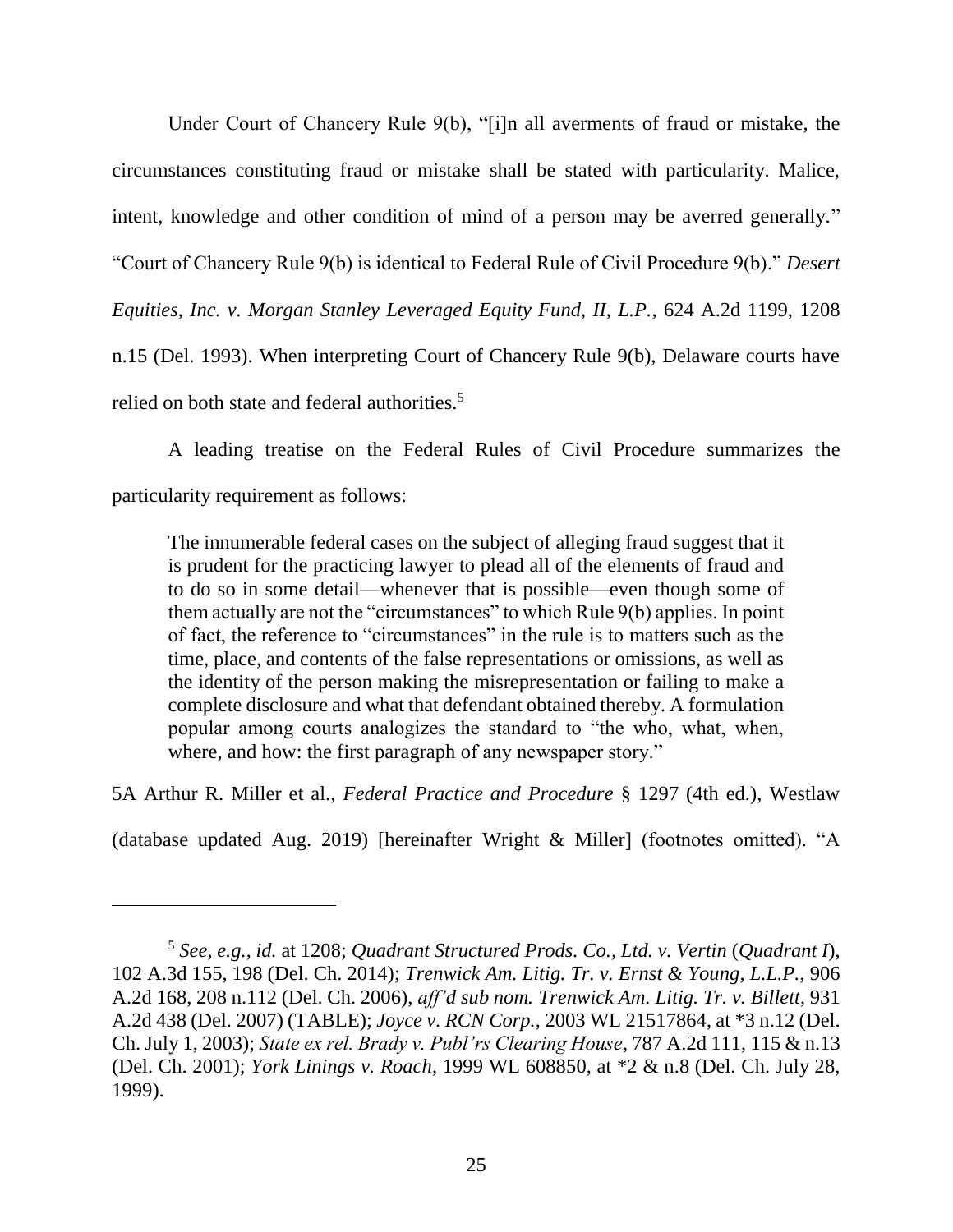Under Court of Chancery Rule 9(b), "[i]n all averments of fraud or mistake, the circumstances constituting fraud or mistake shall be stated with particularity. Malice, intent, knowledge and other condition of mind of a person may be averred generally." "Court of Chancery Rule 9(b) is identical to Federal Rule of Civil Procedure 9(b)." *Desert Equities, Inc. v. Morgan Stanley Leveraged Equity Fund, II, L.P.*, 624 A.2d 1199, 1208 n.15 (Del. 1993). When interpreting Court of Chancery Rule 9(b), Delaware courts have relied on both state and federal authorities.[5]

A leading treatise on the Federal Rules of Civil Procedure summarizes the particularity requirement as follows:

> The innumerable federal cases on the subject of alleging fraud suggest that it is prudent for the practicing lawyer to plead all of the elements of fraud and to do so in some detail—whenever that is possible—even though some of them actually are not the "circumstances" to which Rule 9(b) applies. In point of fact, the reference to "circumstances" in the rule is to matters such as the time, place, and contents of the false representations or omissions, as well as the identity of the person making the misrepresentation or failing to make a complete disclosure and what that defendant obtained thereby. A formulation popular among courts analogizes the standard to "the who, what, when, where, and how: the first paragraph of any newspaper story."

5A Arthur R. Miller et al., *Federal Practice and Procedure* § 1297 (4th ed.), Westlaw (database updated Aug. 2019) [hereinafter Wright & Miller] (footnotes omitted). "A

---

[5] *See, e.g.*, *id.* at 1208; *Quadrant Structured Prods. Co., Ltd. v. Vertin* (*Quadrant I*), 102 A.3d 155, 198 (Del. Ch. 2014); *Trenwick Am. Litig. Tr. v. Ernst & Young, L.L.P.*, 906 A.2d 168, 208 n.112 (Del. Ch. 2006), *aff'd sub nom. Trenwick Am. Litig. Tr. v. Billett*, 931 A.2d 438 (Del. 2007) (TABLE); *Joyce v. RCN Corp.*, 2003 WL 21517864, at *3 n.12 (Del. Ch. July 1, 2003); *State ex rel. Brady v. Publ'rs Clearing House*, 787 A.2d 111, 115 & n.13 (Del. Ch. 2001); *York Linings v. Roach*, 1999 WL 608850, at *2 & n.8 (Del. Ch. July 28, 1999).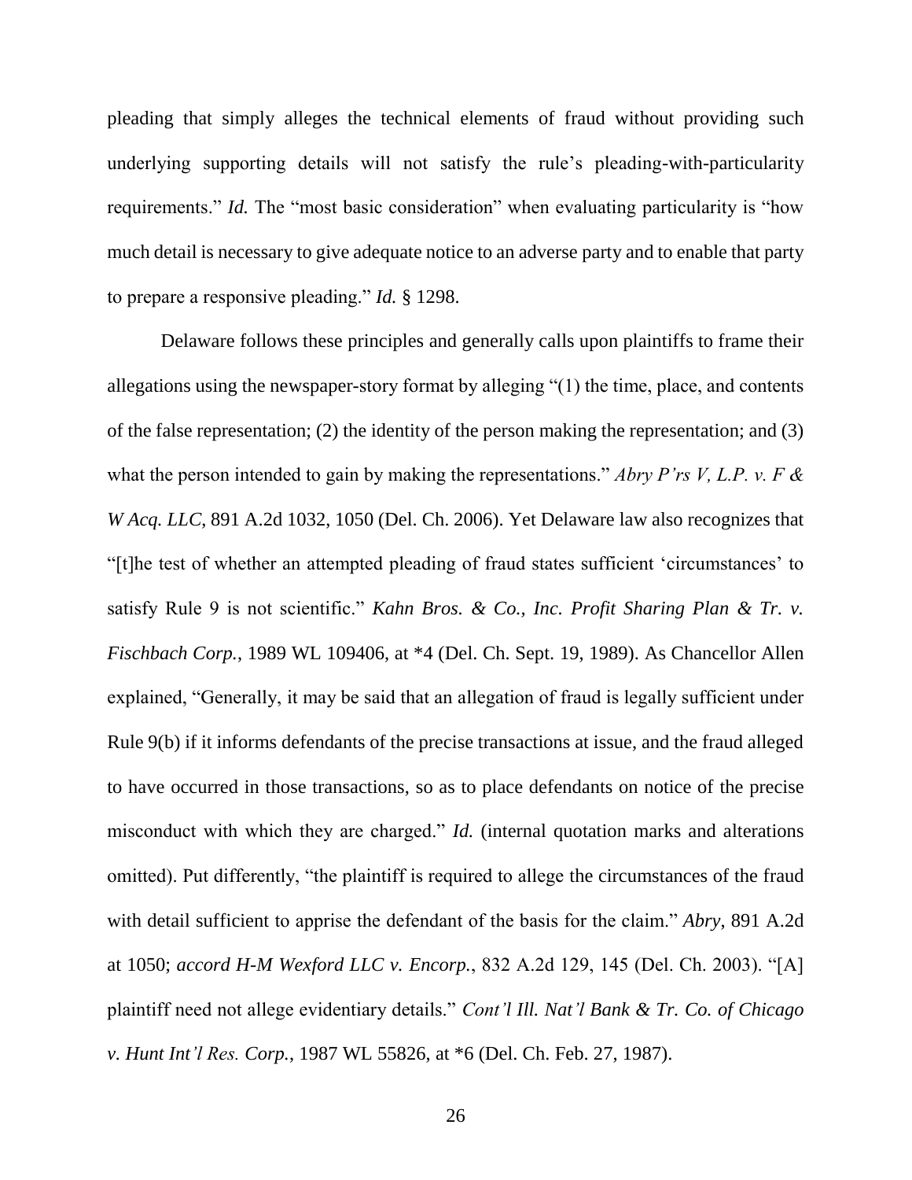pleading that simply alleges the technical elements of fraud without providing such underlying supporting details will not satisfy the rule's pleading-with-particularity requirements." *Id.* The "most basic consideration" when evaluating particularity is "how much detail is necessary to give adequate notice to an adverse party and to enable that party to prepare a responsive pleading." *Id.* § 1298.

Delaware follows these principles and generally calls upon plaintiffs to frame their allegations using the newspaper-story format by alleging "(1) the time, place, and contents of the false representation; (2) the identity of the person making the representation; and (3) what the person intended to gain by making the representations." *Abry P'rs V, L.P. v. F & W Acq. LLC*, 891 A.2d 1032, 1050 (Del. Ch. 2006). Yet Delaware law also recognizes that "[t]he test of whether an attempted pleading of fraud states sufficient 'circumstances' to satisfy Rule 9 is not scientific." *Kahn Bros. & Co., Inc. Profit Sharing Plan & Tr. v. Fischbach Corp.*, 1989 WL 109406, at *4 (Del. Ch. Sept. 19, 1989). As Chancellor Allen explained, "Generally, it may be said that an allegation of fraud is legally sufficient under Rule 9(b) if it informs defendants of the precise transactions at issue, and the fraud alleged to have occurred in those transactions, so as to place defendants on notice of the precise misconduct with which they are charged." *Id.* (internal quotation marks and alterations omitted). Put differently, "the plaintiff is required to allege the circumstances of the fraud with detail sufficient to apprise the defendant of the basis for the claim." *Abry*, 891 A.2d at 1050; *accord H-M Wexford LLC v. Encorp.*, 832 A.2d 129, 145 (Del. Ch. 2003). "[A] plaintiff need not allege evidentiary details." *Cont'l Ill. Nat'l Bank & Tr. Co. of Chicago v. Hunt Int'l Res. Corp.*, 1987 WL 55826, at *6 (Del. Ch. Feb. 27, 1987).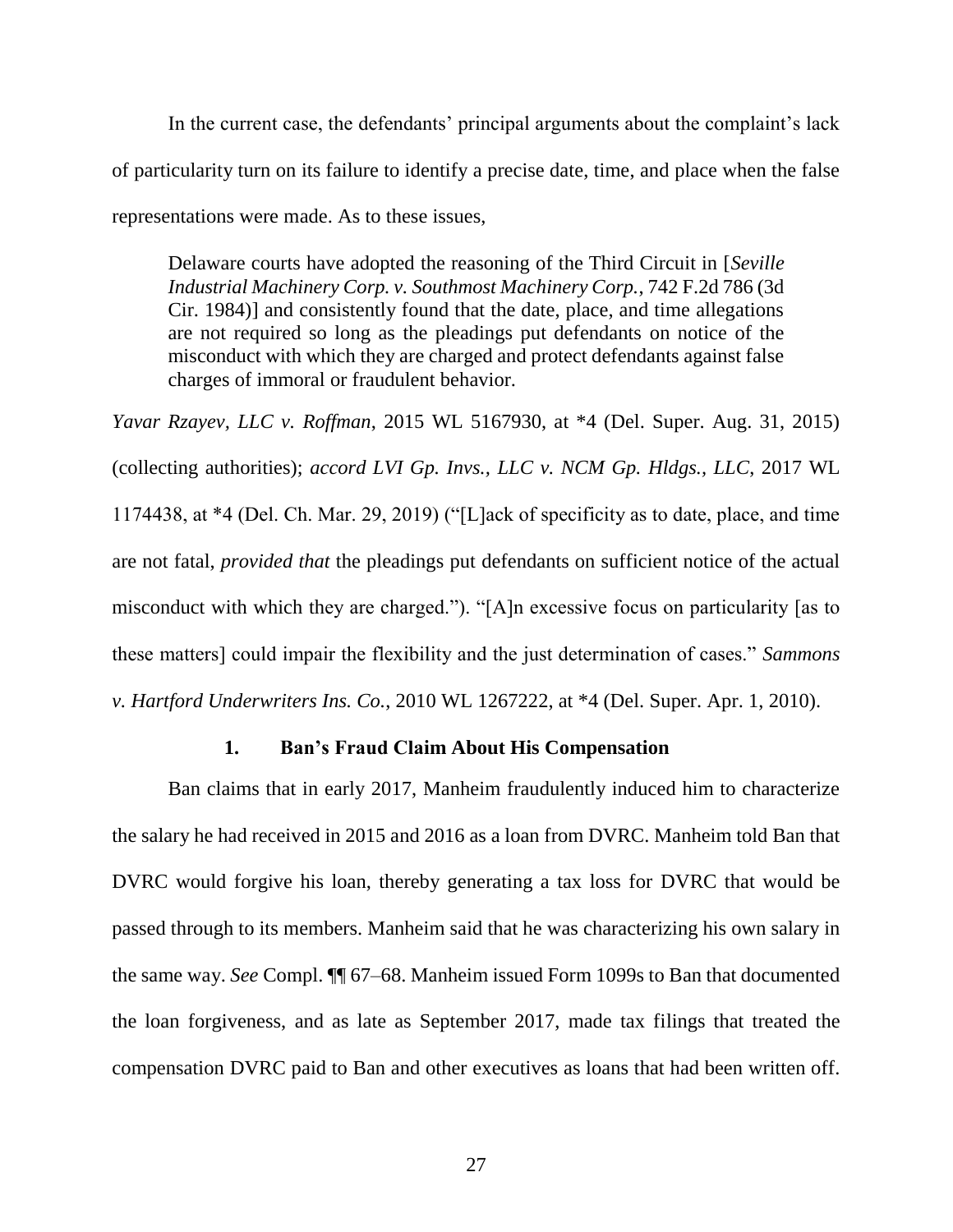In the current case, the defendants' principal arguments about the complaint's lack of particularity turn on its failure to identify a precise date, time, and place when the false representations were made. As to these issues,

> Delaware courts have adopted the reasoning of the Third Circuit in [*Seville Industrial Machinery Corp. v. Southmost Machinery Corp.*, 742 F.2d 786 (3d Cir. 1984)] and consistently found that the date, place, and time allegations are not required so long as the pleadings put defendants on notice of the misconduct with which they are charged and protect defendants against false charges of immoral or fraudulent behavior.

*Yavar Rzayev, LLC v. Roffman*, 2015 WL 5167930, at *4 (Del. Super. Aug. 31, 2015) (collecting authorities); *accord LVI Gp. Invs., LLC v. NCM Gp. Hldgs., LLC*, 2017 WL 1174438, at *4 (Del. Ch. Mar. 29, 2019) ("[L]ack of specificity as to date, place, and time are not fatal, *provided that* the pleadings put defendants on sufficient notice of the actual misconduct with which they are charged."). "[A]n excessive focus on particularity [as to these matters] could impair the flexibility and the just determination of cases." *Sammons v. Hartford Underwriters Ins. Co.*, 2010 WL 1267222, at *4 (Del. Super. Apr. 1, 2010).

### 1. Ban's Fraud Claim About His Compensation

Ban claims that in early 2017, Manheim fraudulently induced him to characterize the salary he had received in 2015 and 2016 as a loan from DVRC. Manheim told Ban that DVRC would forgive his loan, thereby generating a tax loss for DVRC that would be passed through to its members. Manheim said that he was characterizing his own salary in the same way. *See* Compl. ¶¶ 67–68. Manheim issued Form 1099s to Ban that documented the loan forgiveness, and as late as September 2017, made tax filings that treated the compensation DVRC paid to Ban and other executives as loans that had been written off.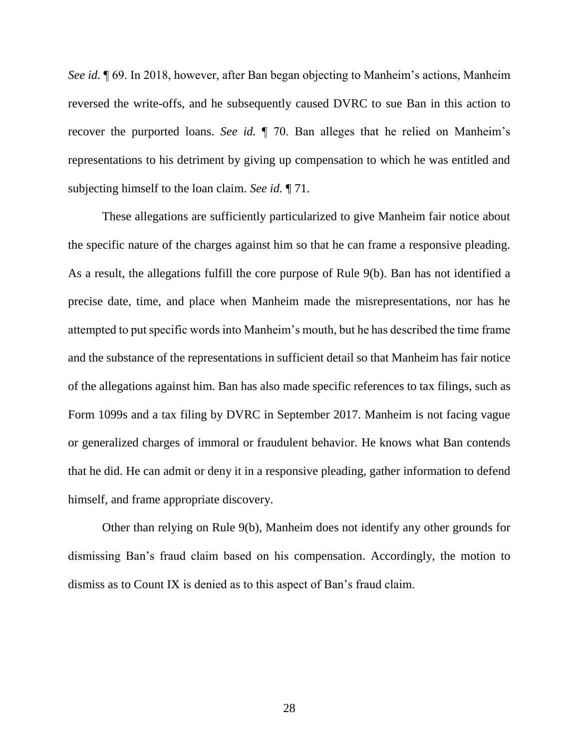*See id.* ¶ 69. In 2018, however, after Ban began objecting to Manheim's actions, Manheim reversed the write-offs, and he subsequently caused DVRC to sue Ban in this action to recover the purported loans. *See id.* ¶ 70. Ban alleges that he relied on Manheim's representations to his detriment by giving up compensation to which he was entitled and subjecting himself to the loan claim. *See id.* ¶ 71.

These allegations are sufficiently particularized to give Manheim fair notice about the specific nature of the charges against him so that he can frame a responsive pleading. As a result, the allegations fulfill the core purpose of Rule 9(b). Ban has not identified a precise date, time, and place when Manheim made the misrepresentations, nor has he attempted to put specific words into Manheim's mouth, but he has described the time frame and the substance of the representations in sufficient detail so that Manheim has fair notice of the allegations against him. Ban has also made specific references to tax filings, such as Form 1099s and a tax filing by DVRC in September 2017. Manheim is not facing vague or generalized charges of immoral or fraudulent behavior. He knows what Ban contends that he did. He can admit or deny it in a responsive pleading, gather information to defend himself, and frame appropriate discovery.

Other than relying on Rule 9(b), Manheim does not identify any other grounds for dismissing Ban's fraud claim based on his compensation. Accordingly, the motion to dismiss as to Count IX is denied as to this aspect of Ban's fraud claim.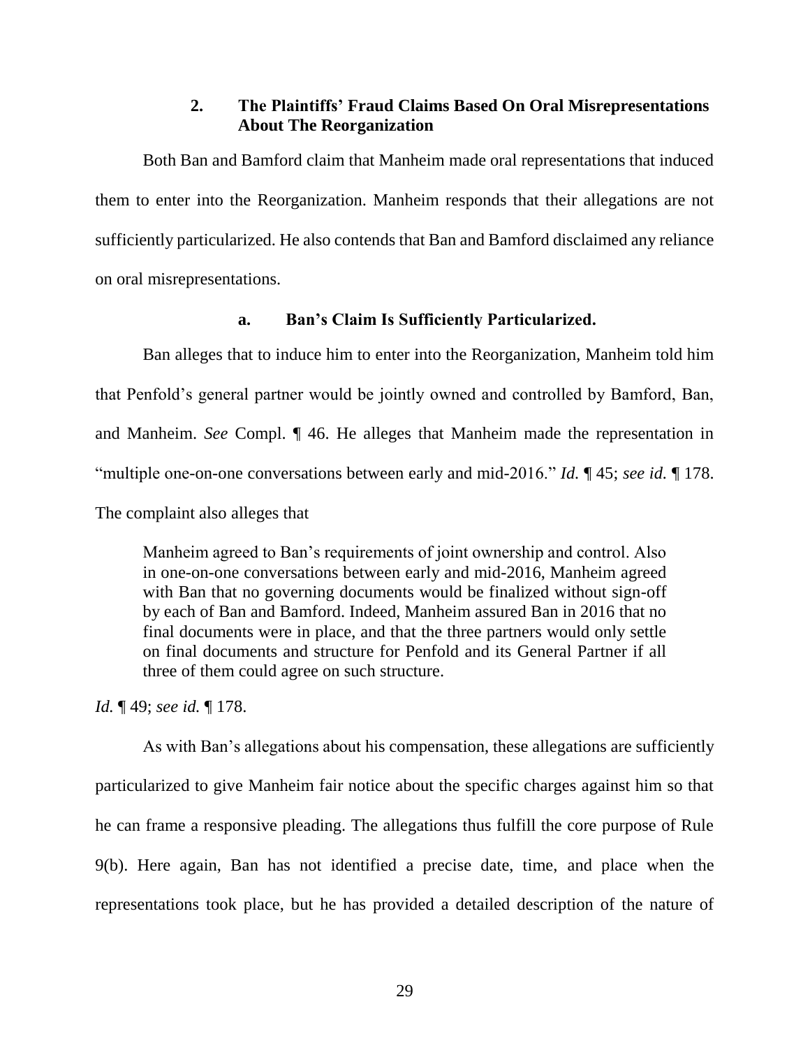### 2. The Plaintiffs' Fraud Claims Based On Oral Misrepresentations About The Reorganization

Both Ban and Bamford claim that Manheim made oral representations that induced them to enter into the Reorganization. Manheim responds that their allegations are not sufficiently particularized. He also contends that Ban and Bamford disclaimed any reliance on oral misrepresentations.

#### a. Ban's Claim Is Sufficiently Particularized.

Ban alleges that to induce him to enter into the Reorganization, Manheim told him that Penfold's general partner would be jointly owned and controlled by Bamford, Ban, and Manheim. *See* Compl. ¶ 46. He alleges that Manheim made the representation in "multiple one-on-one conversations between early and mid-2016." *Id.* ¶ 45; *see id.* ¶ 178. The complaint also alleges that

> Manheim agreed to Ban's requirements of joint ownership and control. Also in one-on-one conversations between early and mid-2016, Manheim agreed with Ban that no governing documents would be finalized without sign-off by each of Ban and Bamford. Indeed, Manheim assured Ban in 2016 that no final documents were in place, and that the three partners would only settle on final documents and structure for Penfold and its General Partner if all three of them could agree on such structure.

*Id.* ¶ 49; *see id.* ¶ 178.

As with Ban's allegations about his compensation, these allegations are sufficiently particularized to give Manheim fair notice about the specific charges against him so that he can frame a responsive pleading. The allegations thus fulfill the core purpose of Rule 9(b). Here again, Ban has not identified a precise date, time, and place when the representations took place, but he has provided a detailed description of the nature of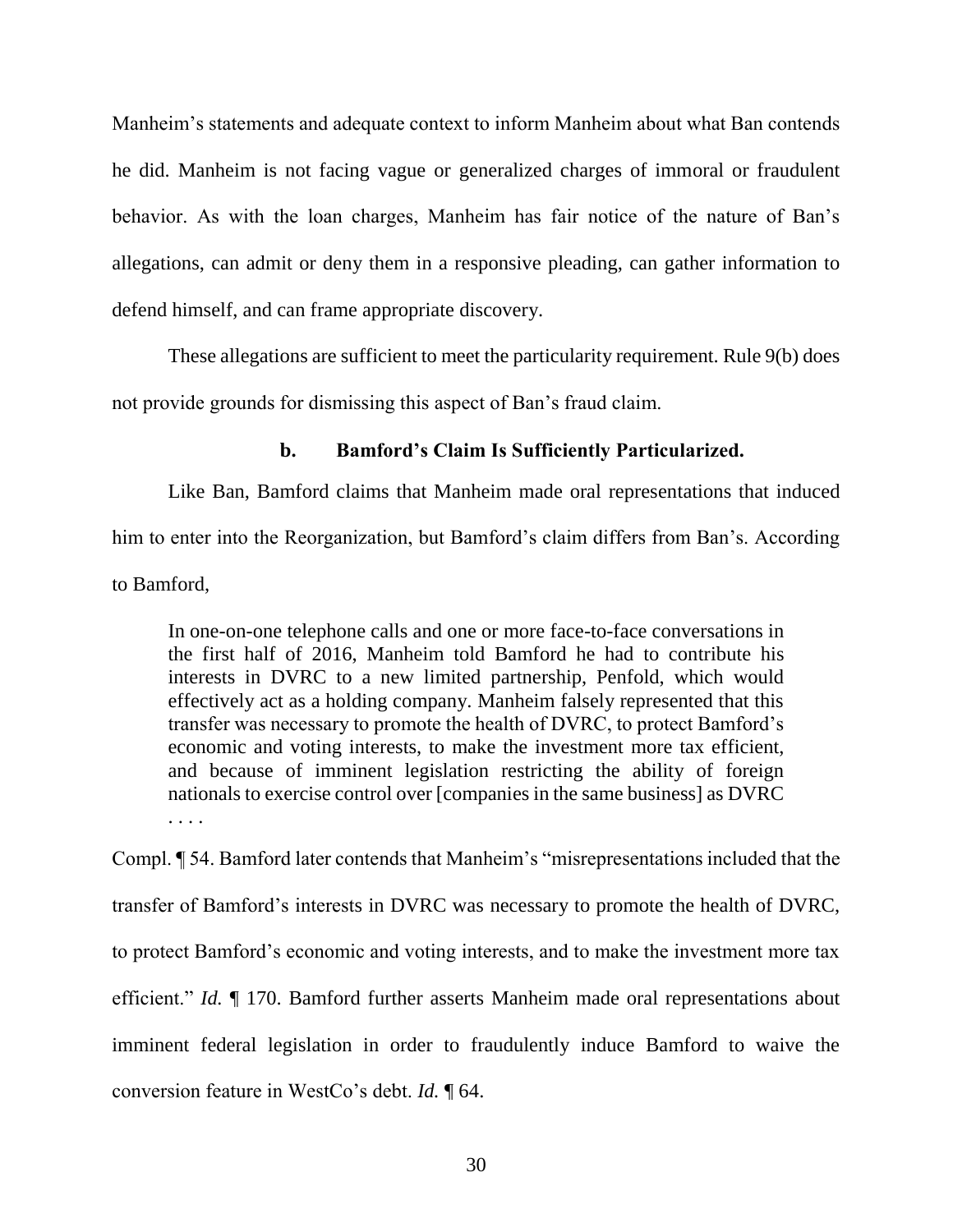Manheim's statements and adequate context to inform Manheim about what Ban contends he did. Manheim is not facing vague or generalized charges of immoral or fraudulent behavior. As with the loan charges, Manheim has fair notice of the nature of Ban's allegations, can admit or deny them in a responsive pleading, can gather information to defend himself, and can frame appropriate discovery.

These allegations are sufficient to meet the particularity requirement. Rule 9(b) does not provide grounds for dismissing this aspect of Ban's fraud claim.

#### b. Bamford's Claim Is Sufficiently Particularized.

Like Ban, Bamford claims that Manheim made oral representations that induced him to enter into the Reorganization, but Bamford's claim differs from Ban's. According to Bamford,

> In one-on-one telephone calls and one or more face-to-face conversations in the first half of 2016, Manheim told Bamford he had to contribute his interests in DVRC to a new limited partnership, Penfold, which would effectively act as a holding company. Manheim falsely represented that this transfer was necessary to promote the health of DVRC, to protect Bamford's economic and voting interests, to make the investment more tax efficient, and because of imminent legislation restricting the ability of foreign nationals to exercise control over [companies in the same business] as DVRC . . . .

Compl. ¶ 54. Bamford later contends that Manheim's "misrepresentations included that the transfer of Bamford's interests in DVRC was necessary to promote the health of DVRC, to protect Bamford's economic and voting interests, and to make the investment more tax efficient." *Id.* ¶ 170. Bamford further asserts Manheim made oral representations about imminent federal legislation in order to fraudulently induce Bamford to waive the conversion feature in WestCo's debt. *Id.* ¶ 64.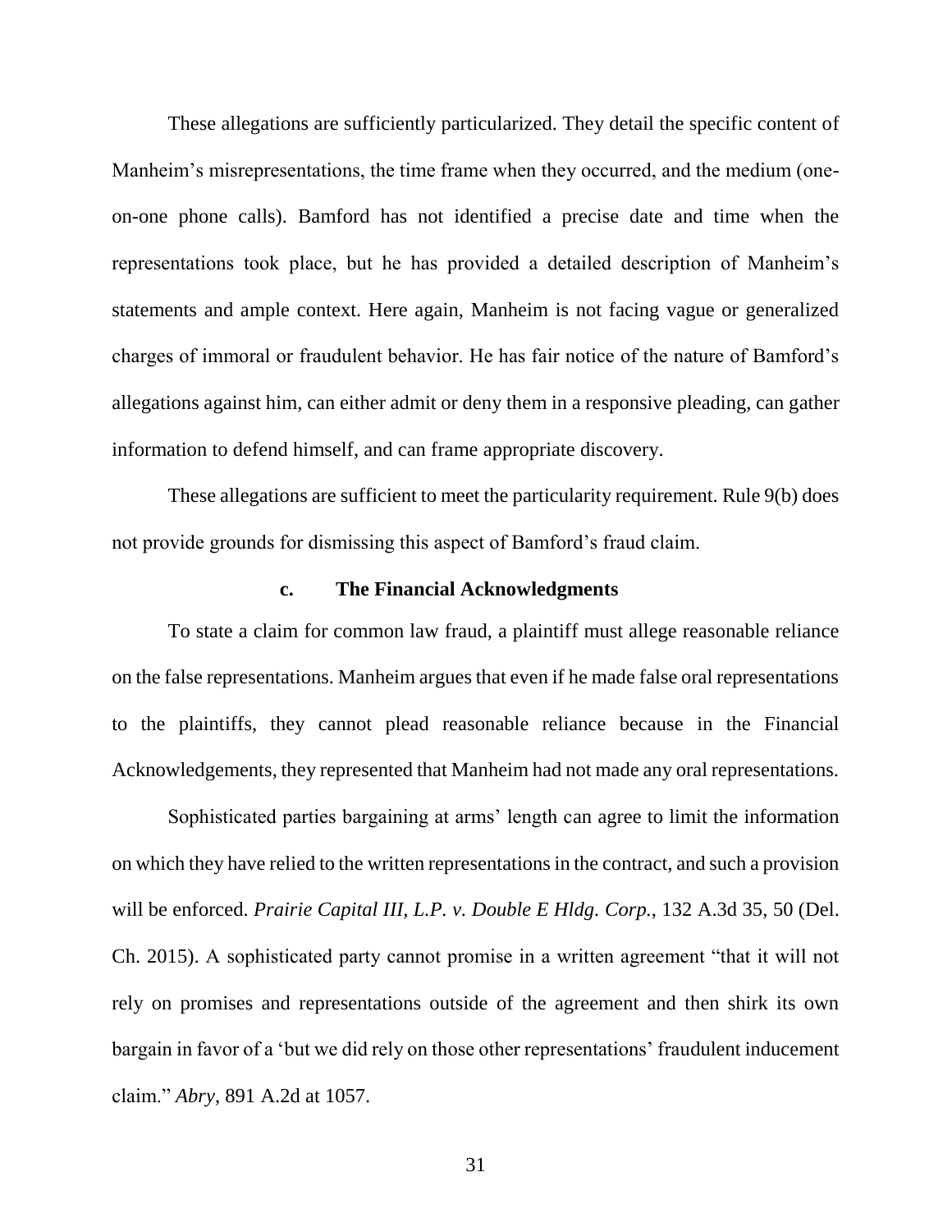These allegations are sufficiently particularized. They detail the specific content of Manheim's misrepresentations, the time frame when they occurred, and the medium (one-on-one phone calls). Bamford has not identified a precise date and time when the representations took place, but he has provided a detailed description of Manheim's statements and ample context. Here again, Manheim is not facing vague or generalized charges of immoral or fraudulent behavior. He has fair notice of the nature of Bamford's allegations against him, can either admit or deny them in a responsive pleading, can gather information to defend himself, and can frame appropriate discovery.

These allegations are sufficient to meet the particularity requirement. Rule 9(b) does not provide grounds for dismissing this aspect of Bamford's fraud claim.

### c. The Financial Acknowledgments

To state a claim for common law fraud, a plaintiff must allege reasonable reliance on the false representations. Manheim argues that even if he made false oral representations to the plaintiffs, they cannot plead reasonable reliance because in the Financial Acknowledgements, they represented that Manheim had not made any oral representations.

Sophisticated parties bargaining at arms' length can agree to limit the information on which they have relied to the written representations in the contract, and such a provision will be enforced. *Prairie Capital III, L.P. v. Double E Hldg. Corp.*, 132 A.3d 35, 50 (Del. Ch. 2015). A sophisticated party cannot promise in a written agreement "that it will not rely on promises and representations outside of the agreement and then shirk its own bargain in favor of a 'but we did rely on those other representations' fraudulent inducement claim." *Abry*, 891 A.2d at 1057.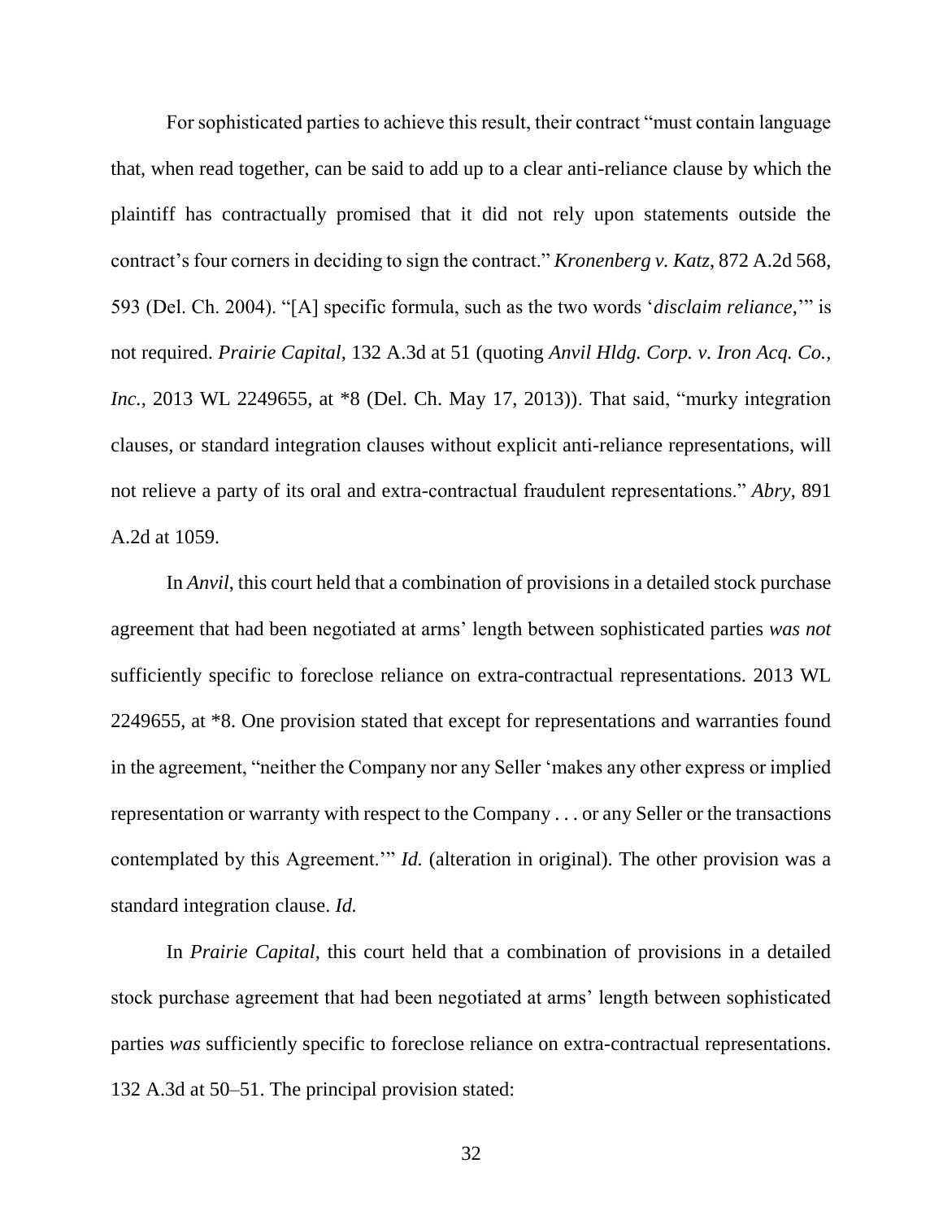For sophisticated parties to achieve this result, their contract "must contain language that, when read together, can be said to add up to a clear anti-reliance clause by which the plaintiff has contractually promised that it did not rely upon statements outside the contract's four corners in deciding to sign the contract." *Kronenberg v. Katz*, 872 A.2d 568, 593 (Del. Ch. 2004). "[A] specific formula, such as the two words '*disclaim reliance*,'" is not required. *Prairie Capital*, 132 A.3d at 51 (quoting *Anvil Hldg. Corp. v. Iron Acq. Co., Inc.*, 2013 WL 2249655, at *8 (Del. Ch. May 17, 2013)). That said, "murky integration clauses, or standard integration clauses without explicit anti-reliance representations, will not relieve a party of its oral and extra-contractual fraudulent representations." *Abry*, 891 A.2d at 1059.

In *Anvil*, this court held that a combination of provisions in a detailed stock purchase agreement that had been negotiated at arms' length between sophisticated parties *was not* sufficiently specific to foreclose reliance on extra-contractual representations. 2013 WL 2249655, at *8. One provision stated that except for representations and warranties found in the agreement, "neither the Company nor any Seller 'makes any other express or implied representation or warranty with respect to the Company . . . or any Seller or the transactions contemplated by this Agreement.'" *Id.* (alteration in original). The other provision was a standard integration clause. *Id.*

In *Prairie Capital*, this court held that a combination of provisions in a detailed stock purchase agreement that had been negotiated at arms' length between sophisticated parties *was* sufficiently specific to foreclose reliance on extra-contractual representations. 132 A.3d at 50–51. The principal provision stated: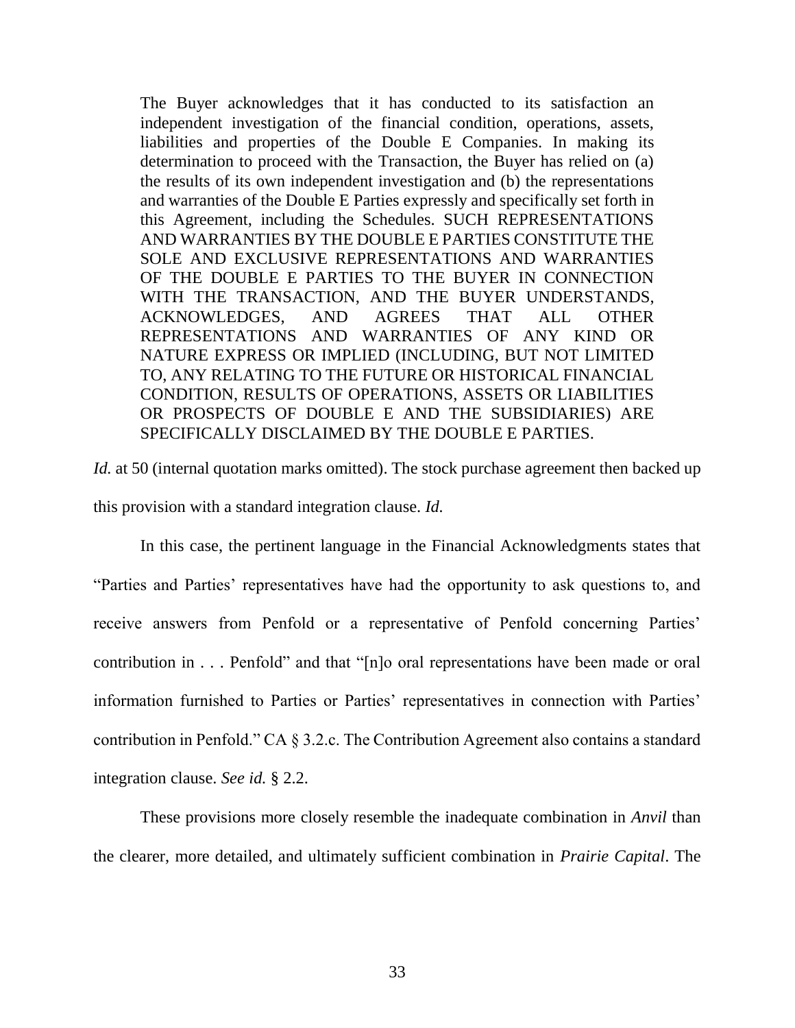> The Buyer acknowledges that it has conducted to its satisfaction an independent investigation of the financial condition, operations, assets, liabilities and properties of the Double E Companies. In making its determination to proceed with the Transaction, the Buyer has relied on (a) the results of its own independent investigation and (b) the representations and warranties of the Double E Parties expressly and specifically set forth in this Agreement, including the Schedules. SUCH REPRESENTATIONS AND WARRANTIES BY THE DOUBLE E PARTIES CONSTITUTE THE SOLE AND EXCLUSIVE REPRESENTATIONS AND WARRANTIES OF THE DOUBLE E PARTIES TO THE BUYER IN CONNECTION WITH THE TRANSACTION, AND THE BUYER UNDERSTANDS, ACKNOWLEDGES, AND AGREES THAT ALL OTHER REPRESENTATIONS AND WARRANTIES OF ANY KIND OR NATURE EXPRESS OR IMPLIED (INCLUDING, BUT NOT LIMITED TO, ANY RELATING TO THE FUTURE OR HISTORICAL FINANCIAL CONDITION, RESULTS OF OPERATIONS, ASSETS OR LIABILITIES OR PROSPECTS OF DOUBLE E AND THE SUBSIDIARIES) ARE SPECIFICALLY DISCLAIMED BY THE DOUBLE E PARTIES.

*Id.* at 50 (internal quotation marks omitted). The stock purchase agreement then backed up this provision with a standard integration clause. *Id.*

In this case, the pertinent language in the Financial Acknowledgments states that "Parties and Parties' representatives have had the opportunity to ask questions to, and receive answers from Penfold or a representative of Penfold concerning Parties' contribution in . . . Penfold" and that "[n]o oral representations have been made or oral information furnished to Parties or Parties' representatives in connection with Parties' contribution in Penfold." CA § 3.2.c. The Contribution Agreement also contains a standard integration clause. *See id.* § 2.2.

These provisions more closely resemble the inadequate combination in *Anvil* than the clearer, more detailed, and ultimately sufficient combination in *Prairie Capital*. The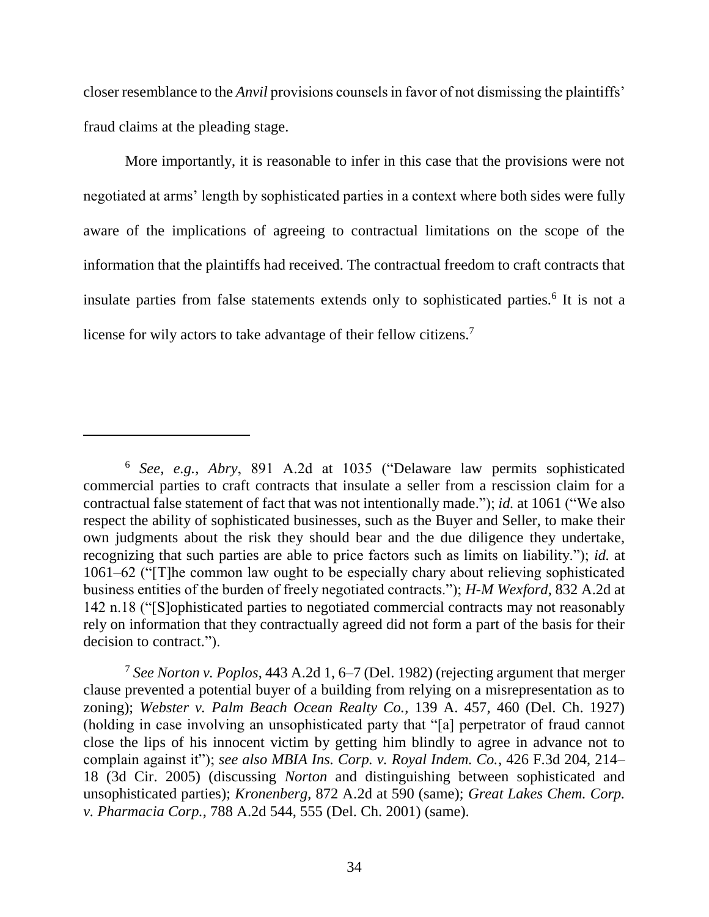closer resemblance to the *Anvil* provisions counsels in favor of not dismissing the plaintiffs' fraud claims at the pleading stage.

More importantly, it is reasonable to infer in this case that the provisions were not negotiated at arms' length by sophisticated parties in a context where both sides were fully aware of the implications of agreeing to contractual limitations on the scope of the information that the plaintiffs had received. The contractual freedom to craft contracts that insulate parties from false statements extends only to sophisticated parties.[6] It is not a license for wily actors to take advantage of their fellow citizens.[7]

---

[6] *See, e.g.*, *Abry*, 891 A.2d at 1035 ("Delaware law permits sophisticated commercial parties to craft contracts that insulate a seller from a rescission claim for a contractual false statement of fact that was not intentionally made."); *id.* at 1061 ("We also respect the ability of sophisticated businesses, such as the Buyer and Seller, to make their own judgments about the risk they should bear and the due diligence they undertake, recognizing that such parties are able to price factors such as limits on liability."); *id.* at 1061–62 ("[T]he common law ought to be especially chary about relieving sophisticated business entities of the burden of freely negotiated contracts."); *H-M Wexford*, 832 A.2d at 142 n.18 ("[S]ophisticated parties to negotiated commercial contracts may not reasonably rely on information that they contractually agreed did not form a part of the basis for their decision to contract.").

[7] *See Norton v. Poplos*, 443 A.2d 1, 6–7 (Del. 1982) (rejecting argument that merger clause prevented a potential buyer of a building from relying on a misrepresentation as to zoning); *Webster v. Palm Beach Ocean Realty Co.*, 139 A. 457, 460 (Del. Ch. 1927) (holding in case involving an unsophisticated party that "[a] perpetrator of fraud cannot close the lips of his innocent victim by getting him blindly to agree in advance not to complain against it"); *see also MBIA Ins. Corp. v. Royal Indem. Co.*, 426 F.3d 204, 214–18 (3d Cir. 2005) (discussing *Norton* and distinguishing between sophisticated and unsophisticated parties); *Kronenberg*, 872 A.2d at 590 (same); *Great Lakes Chem. Corp. v. Pharmacia Corp.*, 788 A.2d 544, 555 (Del. Ch. 2001) (same).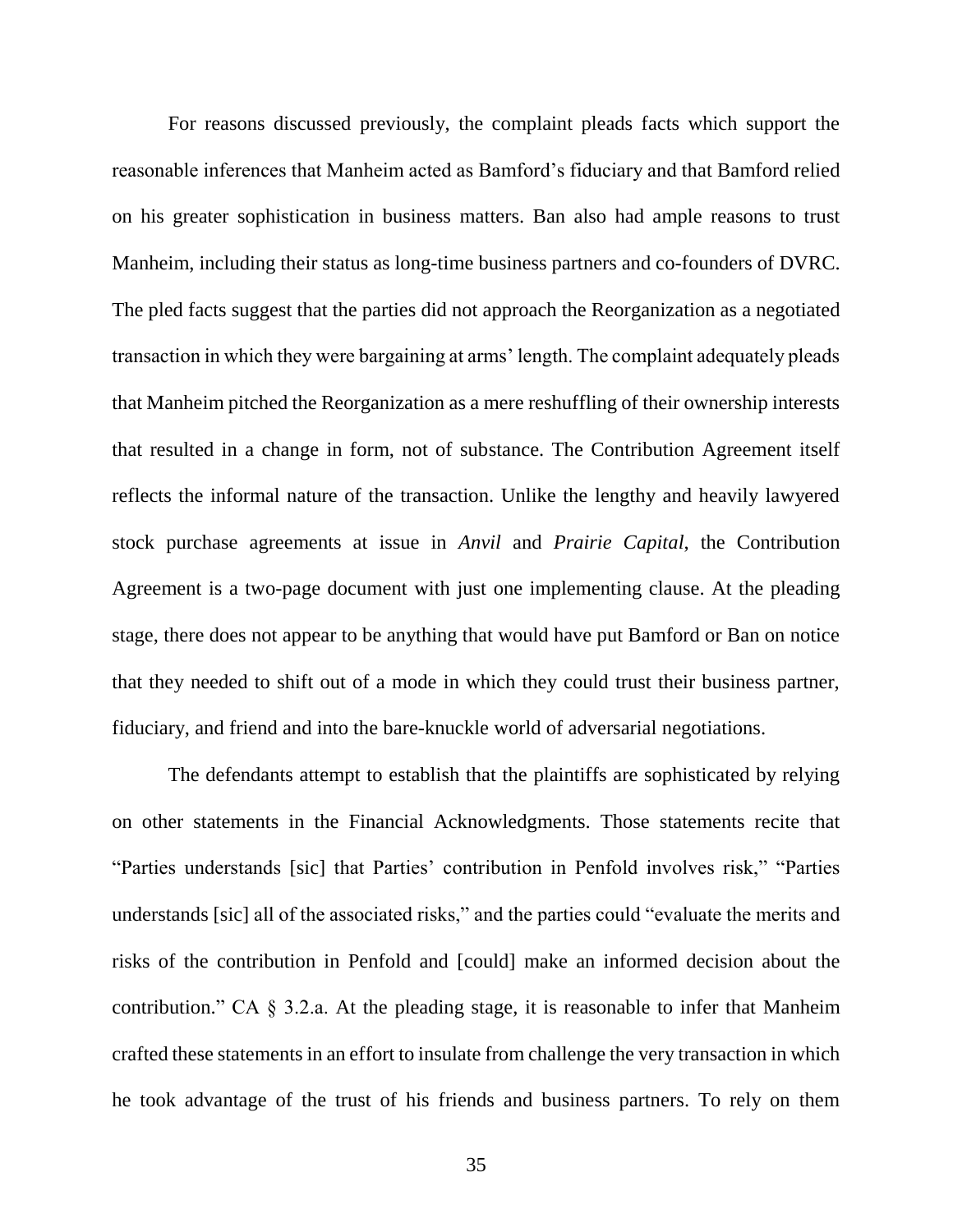For reasons discussed previously, the complaint pleads facts which support the reasonable inferences that Manheim acted as Bamford's fiduciary and that Bamford relied on his greater sophistication in business matters. Ban also had ample reasons to trust Manheim, including their status as long-time business partners and co-founders of DVRC. The pled facts suggest that the parties did not approach the Reorganization as a negotiated transaction in which they were bargaining at arms' length. The complaint adequately pleads that Manheim pitched the Reorganization as a mere reshuffling of their ownership interests that resulted in a change in form, not of substance. The Contribution Agreement itself reflects the informal nature of the transaction. Unlike the lengthy and heavily lawyered stock purchase agreements at issue in *Anvil* and *Prairie Capital*, the Contribution Agreement is a two-page document with just one implementing clause. At the pleading stage, there does not appear to be anything that would have put Bamford or Ban on notice that they needed to shift out of a mode in which they could trust their business partner, fiduciary, and friend and into the bare-knuckle world of adversarial negotiations.

The defendants attempt to establish that the plaintiffs are sophisticated by relying on other statements in the Financial Acknowledgments. Those statements recite that "Parties understands [sic] that Parties' contribution in Penfold involves risk," "Parties understands [sic] all of the associated risks," and the parties could "evaluate the merits and risks of the contribution in Penfold and [could] make an informed decision about the contribution." CA § 3.2.a. At the pleading stage, it is reasonable to infer that Manheim crafted these statements in an effort to insulate from challenge the very transaction in which he took advantage of the trust of his friends and business partners. To rely on them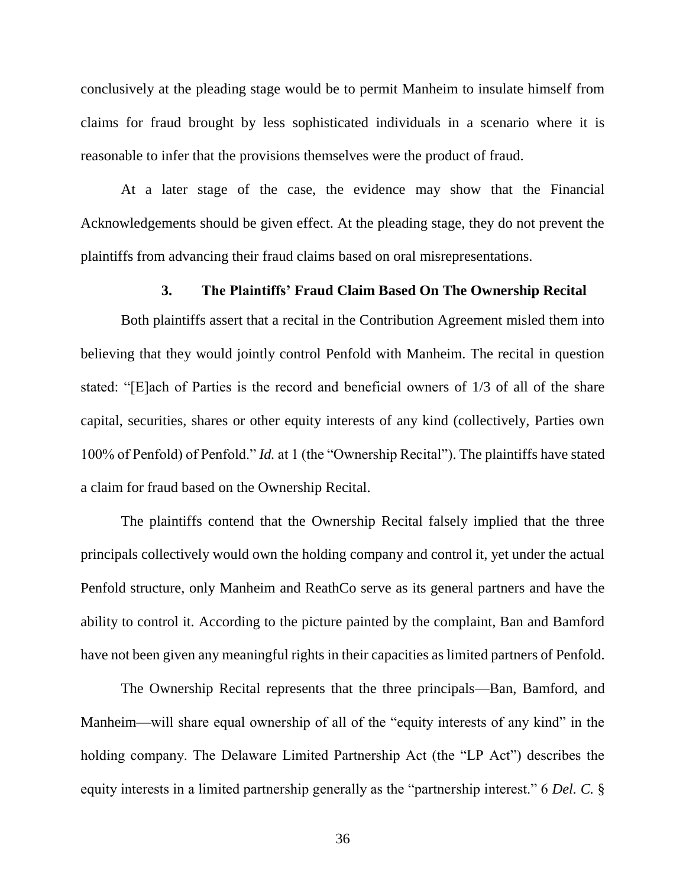conclusively at the pleading stage would be to permit Manheim to insulate himself from claims for fraud brought by less sophisticated individuals in a scenario where it is reasonable to infer that the provisions themselves were the product of fraud.

At a later stage of the case, the evidence may show that the Financial Acknowledgements should be given effect. At the pleading stage, they do not prevent the plaintiffs from advancing their fraud claims based on oral misrepresentations.

### 3. The Plaintiffs' Fraud Claim Based On The Ownership Recital

Both plaintiffs assert that a recital in the Contribution Agreement misled them into believing that they would jointly control Penfold with Manheim. The recital in question stated: "[E]ach of Parties is the record and beneficial owners of 1/3 of all of the share capital, securities, shares or other equity interests of any kind (collectively, Parties own 100% of Penfold) of Penfold." *Id.* at 1 (the "Ownership Recital"). The plaintiffs have stated a claim for fraud based on the Ownership Recital.

The plaintiffs contend that the Ownership Recital falsely implied that the three principals collectively would own the holding company and control it, yet under the actual Penfold structure, only Manheim and ReathCo serve as its general partners and have the ability to control it. According to the picture painted by the complaint, Ban and Bamford have not been given any meaningful rights in their capacities as limited partners of Penfold.

The Ownership Recital represents that the three principals—Ban, Bamford, and Manheim—will share equal ownership of all of the "equity interests of any kind" in the holding company. The Delaware Limited Partnership Act (the "LP Act") describes the equity interests in a limited partnership generally as the "partnership interest." 6 *Del. C.* §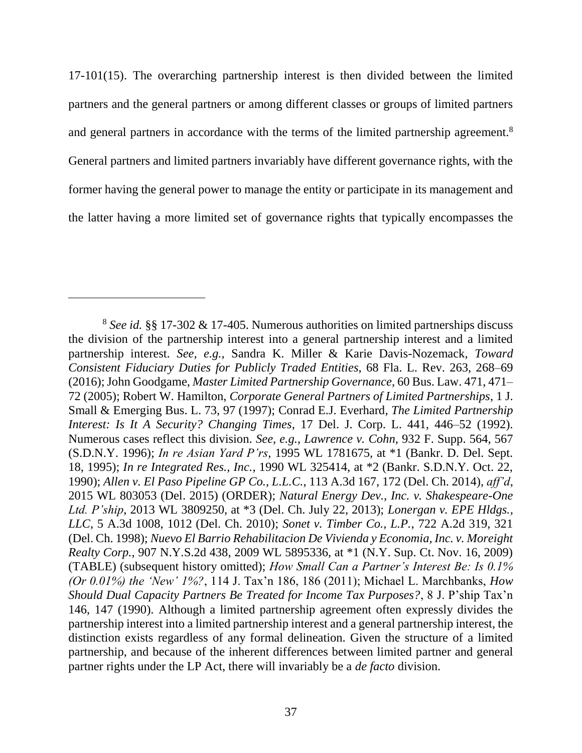17-101(15). The overarching partnership interest is then divided between the limited partners and the general partners or among different classes or groups of limited partners and general partners in accordance with the terms of the limited partnership agreement.[8] General partners and limited partners invariably have different governance rights, with the former having the general power to manage the entity or participate in its management and the latter having a more limited set of governance rights that typically encompasses the

---

[8] *See id.* §§ 17-302 & 17-405. Numerous authorities on limited partnerships discuss the division of the partnership interest into a general partnership interest and a limited partnership interest. *See, e.g.*, Sandra K. Miller & Karie Davis-Nozemack, *Toward Consistent Fiduciary Duties for Publicly Traded Entities*, 68 Fla. L. Rev. 263, 268–69 (2016); John Goodgame, *Master Limited Partnership Governance*, 60 Bus. Law. 471, 471–72 (2005); Robert W. Hamilton, *Corporate General Partners of Limited Partnerships*, 1 J. Small & Emerging Bus. L. 73, 97 (1997); Conrad E.J. Everhard, *The Limited Partnership Interest: Is It A Security? Changing Times*, 17 Del. J. Corp. L. 441, 446–52 (1992). Numerous cases reflect this division. *See, e.g.*, *Lawrence v. Cohn*, 932 F. Supp. 564, 567 (S.D.N.Y. 1996); *In re Asian Yard P'rs*, 1995 WL 1781675, at *1 (Bankr. D. Del. Sept. 18, 1995); *In re Integrated Res., Inc.*, 1990 WL 325414, at *2 (Bankr. S.D.N.Y. Oct. 22, 1990); *Allen v. El Paso Pipeline GP Co., L.L.C.*, 113 A.3d 167, 172 (Del. Ch. 2014), *aff'd*, 2015 WL 803053 (Del. 2015) (ORDER); *Natural Energy Dev., Inc. v. Shakespeare-One Ltd. P'ship*, 2013 WL 3809250, at *3 (Del. Ch. July 22, 2013); *Lonergan v. EPE Hldgs., LLC*, 5 A.3d 1008, 1012 (Del. Ch. 2010); *Sonet v. Timber Co., L.P.*, 722 A.2d 319, 321 (Del. Ch. 1998); *Nuevo El Barrio Rehabilitacion De Vivienda y Economia, Inc. v. Moreight Realty Corp.*, 907 N.Y.S.2d 438, 2009 WL 5895336, at *1 (N.Y. Sup. Ct. Nov. 16, 2009) (TABLE) (subsequent history omitted); *How Small Can a Partner's Interest Be: Is 0.1% (Or 0.01%) the 'New' 1%?*, 114 J. Tax'n 186, 186 (2011); Michael L. Marchbanks, *How Should Dual Capacity Partners Be Treated for Income Tax Purposes?*, 8 J. P'ship Tax'n 146, 147 (1990). Although a limited partnership agreement often expressly divides the partnership interest into a limited partnership interest and a general partnership interest, the distinction exists regardless of any formal delineation. Given the structure of a limited partnership, and because of the inherent differences between limited partner and general partner rights under the LP Act, there will invariably be a *de facto* division.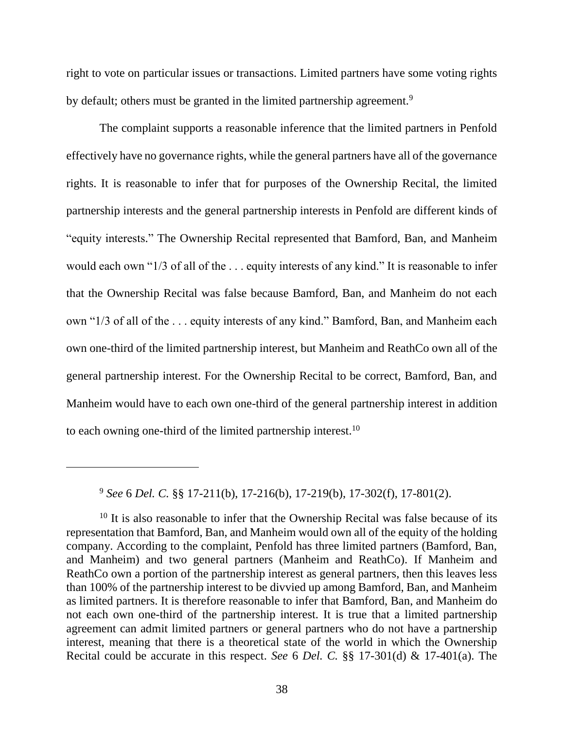right to vote on particular issues or transactions. Limited partners have some voting rights by default; others must be granted in the limited partnership agreement.[9]

The complaint supports a reasonable inference that the limited partners in Penfold effectively have no governance rights, while the general partners have all of the governance rights. It is reasonable to infer that for purposes of the Ownership Recital, the limited partnership interests and the general partnership interests in Penfold are different kinds of "equity interests." The Ownership Recital represented that Bamford, Ban, and Manheim would each own "1/3 of all of the . . . equity interests of any kind." It is reasonable to infer that the Ownership Recital was false because Bamford, Ban, and Manheim do not each own "1/3 of all of the . . . equity interests of any kind." Bamford, Ban, and Manheim each own one-third of the limited partnership interest, but Manheim and ReathCo own all of the general partnership interest. For the Ownership Recital to be correct, Bamford, Ban, and Manheim would have to each own one-third of the general partnership interest in addition to each owning one-third of the limited partnership interest.[10]

---

[9] *See* 6 *Del. C.* §§ 17-211(b), 17-216(b), 17-219(b), 17-302(f), 17-801(2).

[10] It is also reasonable to infer that the Ownership Recital was false because of its representation that Bamford, Ban, and Manheim would own all of the equity of the holding company. According to the complaint, Penfold has three limited partners (Bamford, Ban, and Manheim) and two general partners (Manheim and ReathCo). If Manheim and ReathCo own a portion of the partnership interest as general partners, then this leaves less than 100% of the partnership interest to be divvied up among Bamford, Ban, and Manheim as limited partners. It is therefore reasonable to infer that Bamford, Ban, and Manheim do not each own one-third of the partnership interest. It is true that a limited partnership agreement can admit limited partners or general partners who do not have a partnership interest, meaning that there is a theoretical state of the world in which the Ownership Recital could be accurate in this respect. *See* 6 *Del. C.* §§ 17-301(d) & 17-401(a). The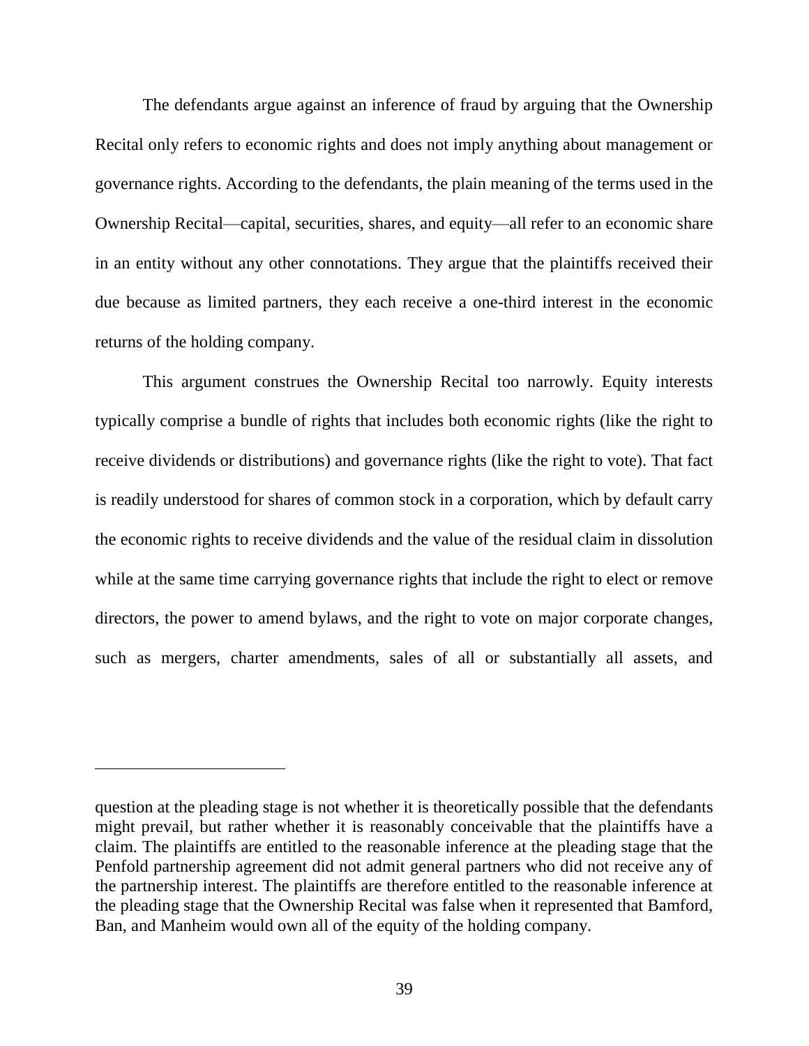The defendants argue against an inference of fraud by arguing that the Ownership Recital only refers to economic rights and does not imply anything about management or governance rights. According to the defendants, the plain meaning of the terms used in the Ownership Recital—capital, securities, shares, and equity—all refer to an economic share in an entity without any other connotations. They argue that the plaintiffs received their due because as limited partners, they each receive a one-third interest in the economic returns of the holding company.

This argument construes the Ownership Recital too narrowly. Equity interests typically comprise a bundle of rights that includes both economic rights (like the right to receive dividends or distributions) and governance rights (like the right to vote). That fact is readily understood for shares of common stock in a corporation, which by default carry the economic rights to receive dividends and the value of the residual claim in dissolution while at the same time carrying governance rights that include the right to elect or remove directors, the power to amend bylaws, and the right to vote on major corporate changes, such as mergers, charter amendments, sales of all or substantially all assets, and

---

question at the pleading stage is not whether it is theoretically possible that the defendants might prevail, but rather whether it is reasonably conceivable that the plaintiffs have a claim. The plaintiffs are entitled to the reasonable inference at the pleading stage that the Penfold partnership agreement did not admit general partners who did not receive any of the partnership interest. The plaintiffs are therefore entitled to the reasonable inference at the pleading stage that the Ownership Recital was false when it represented that Bamford, Ban, and Manheim would own all of the equity of the holding company.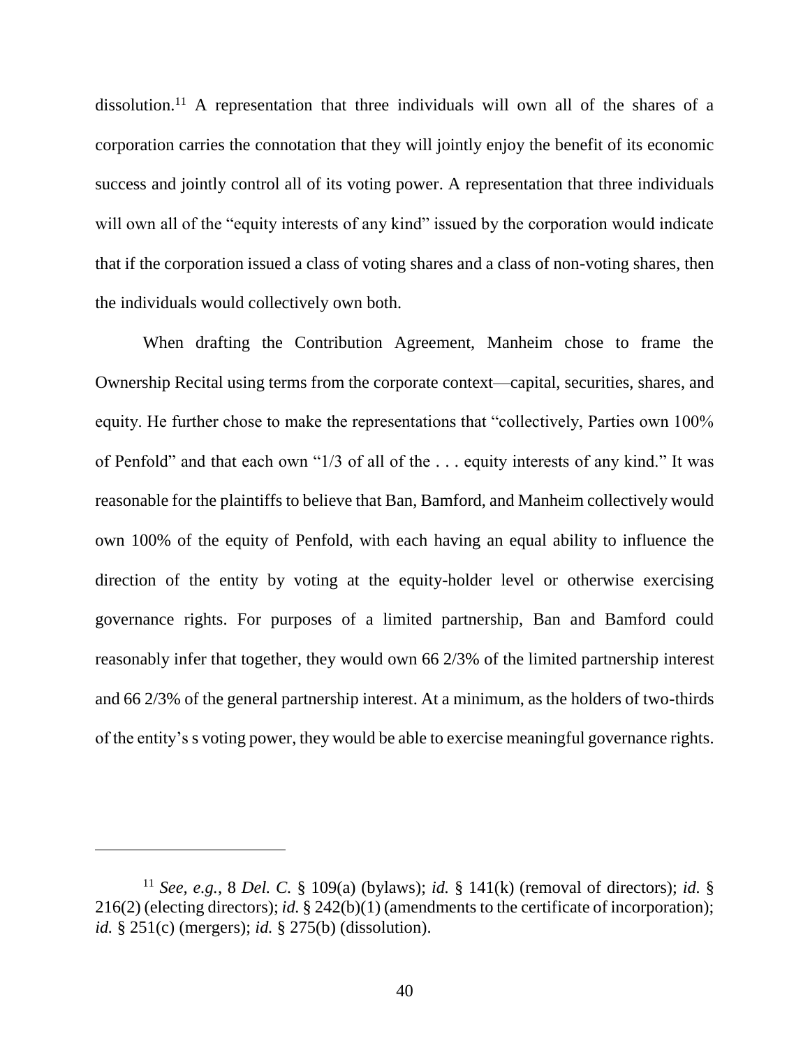dissolution.[11] A representation that three individuals will own all of the shares of a corporation carries the connotation that they will jointly enjoy the benefit of its economic success and jointly control all of its voting power. A representation that three individuals will own all of the "equity interests of any kind" issued by the corporation would indicate that if the corporation issued a class of voting shares and a class of non-voting shares, then the individuals would collectively own both.

When drafting the Contribution Agreement, Manheim chose to frame the Ownership Recital using terms from the corporate context—capital, securities, shares, and equity. He further chose to make the representations that "collectively, Parties own 100% of Penfold" and that each own "1/3 of all of the . . . equity interests of any kind." It was reasonable for the plaintiffs to believe that Ban, Bamford, and Manheim collectively would own 100% of the equity of Penfold, with each having an equal ability to influence the direction of the entity by voting at the equity-holder level or otherwise exercising governance rights. For purposes of a limited partnership, Ban and Bamford could reasonably infer that together, they would own 66 2/3% of the limited partnership interest and 66 2/3% of the general partnership interest. At a minimum, as the holders of two-thirds of the entity's s voting power, they would be able to exercise meaningful governance rights.

---

[11] *See, e.g.*, 8 *Del. C.* § 109(a) (bylaws); *id.* § 141(k) (removal of directors); *id.* § 216(2) (electing directors); *id.* § 242(b)(1) (amendments to the certificate of incorporation); *id.* § 251(c) (mergers); *id.* § 275(b) (dissolution).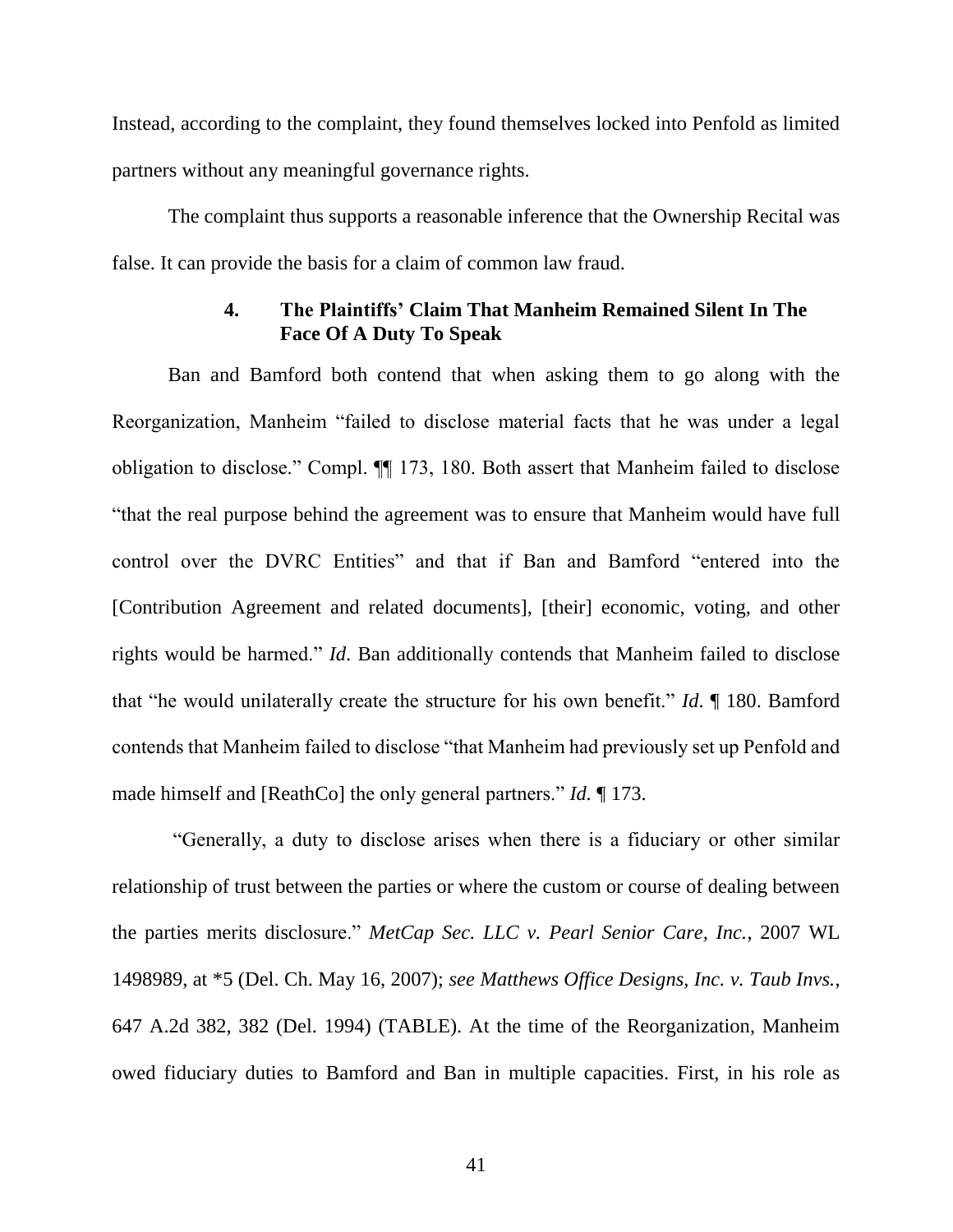Instead, according to the complaint, they found themselves locked into Penfold as limited partners without any meaningful governance rights.

The complaint thus supports a reasonable inference that the Ownership Recital was false. It can provide the basis for a claim of common law fraud.

#### 4. The Plaintiffs' Claim That Manheim Remained Silent In The Face Of A Duty To Speak

Ban and Bamford both contend that when asking them to go along with the Reorganization, Manheim "failed to disclose material facts that he was under a legal obligation to disclose." Compl. ¶¶ 173, 180. Both assert that Manheim failed to disclose "that the real purpose behind the agreement was to ensure that Manheim would have full control over the DVRC Entities" and that if Ban and Bamford "entered into the [Contribution Agreement and related documents], [their] economic, voting, and other rights would be harmed." *Id.* Ban additionally contends that Manheim failed to disclose that "he would unilaterally create the structure for his own benefit." *Id.* ¶ 180. Bamford contends that Manheim failed to disclose "that Manheim had previously set up Penfold and made himself and [ReathCo] the only general partners." *Id.* ¶ 173.

"Generally, a duty to disclose arises when there is a fiduciary or other similar relationship of trust between the parties or where the custom or course of dealing between the parties merits disclosure." *MetCap Sec. LLC v. Pearl Senior Care, Inc.*, 2007 WL 1498989, at *5 (Del. Ch. May 16, 2007); *see Matthews Office Designs, Inc. v. Taub Invs.*, 647 A.2d 382, 382 (Del. 1994) (TABLE). At the time of the Reorganization, Manheim owed fiduciary duties to Bamford and Ban in multiple capacities. First, in his role as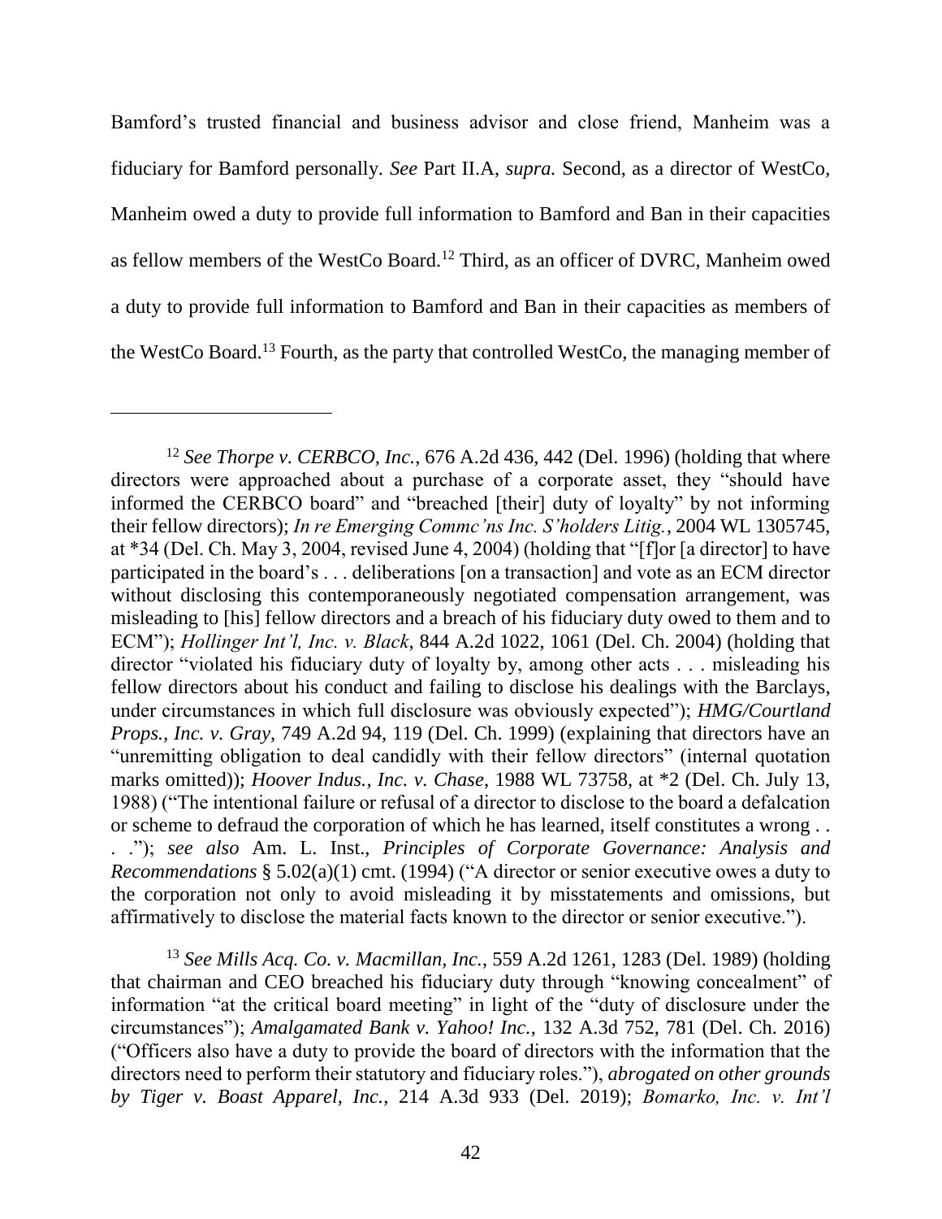Bamford's trusted financial and business advisor and close friend, Manheim was a fiduciary for Bamford personally. *See* Part II.A, *supra.* Second, as a director of WestCo, Manheim owed a duty to provide full information to Bamford and Ban in their capacities as fellow members of the WestCo Board.[12] Third, as an officer of DVRC, Manheim owed a duty to provide full information to Bamford and Ban in their capacities as members of the WestCo Board.[13] Fourth, as the party that controlled WestCo, the managing member of

---

[12] *See Thorpe v. CERBCO, Inc.*, 676 A.2d 436, 442 (Del. 1996) (holding that where directors were approached about a purchase of a corporate asset, they "should have informed the CERBCO board" and "breached [their] duty of loyalty" by not informing their fellow directors); *In re Emerging Commc'ns Inc. S'holders Litig.*, 2004 WL 1305745, at *34 (Del. Ch. May 3, 2004, revised June 4, 2004) (holding that "[f]or [a director] to have participated in the board's . . . deliberations [on a transaction] and vote as an ECM director without disclosing this contemporaneously negotiated compensation arrangement, was misleading to [his] fellow directors and a breach of his fiduciary duty owed to them and to ECM"); *Hollinger Int'l, Inc. v. Black*, 844 A.2d 1022, 1061 (Del. Ch. 2004) (holding that director "violated his fiduciary duty of loyalty by, among other acts . . . misleading his fellow directors about his conduct and failing to disclose his dealings with the Barclays, under circumstances in which full disclosure was obviously expected"); *HMG/Courtland Props., Inc. v. Gray*, 749 A.2d 94, 119 (Del. Ch. 1999) (explaining that directors have an "unremitting obligation to deal candidly with their fellow directors" (internal quotation marks omitted)); *Hoover Indus., Inc. v. Chase*, 1988 WL 73758, at *2 (Del. Ch. July 13, 1988) ("The intentional failure or refusal of a director to disclose to the board a defalcation or scheme to defraud the corporation of which he has learned, itself constitutes a wrong . . . ."); *see also* Am. L. Inst., *Principles of Corporate Governance: Analysis and Recommendations* § 5.02(a)(1) cmt. (1994) ("A director or senior executive owes a duty to the corporation not only to avoid misleading it by misstatements and omissions, but affirmatively to disclose the material facts known to the director or senior executive.").

[13] *See Mills Acq. Co. v. Macmillan, Inc.*, 559 A.2d 1261, 1283 (Del. 1989) (holding that chairman and CEO breached his fiduciary duty through "knowing concealment" of information "at the critical board meeting" in light of the "duty of disclosure under the circumstances"); *Amalgamated Bank v. Yahoo! Inc.*, 132 A.3d 752, 781 (Del. Ch. 2016) ("Officers also have a duty to provide the board of directors with the information that the directors need to perform their statutory and fiduciary roles."), *abrogated on other grounds by Tiger v. Boast Apparel, Inc.*, 214 A.3d 933 (Del. 2019); *Bomarko, Inc. v. Int'l*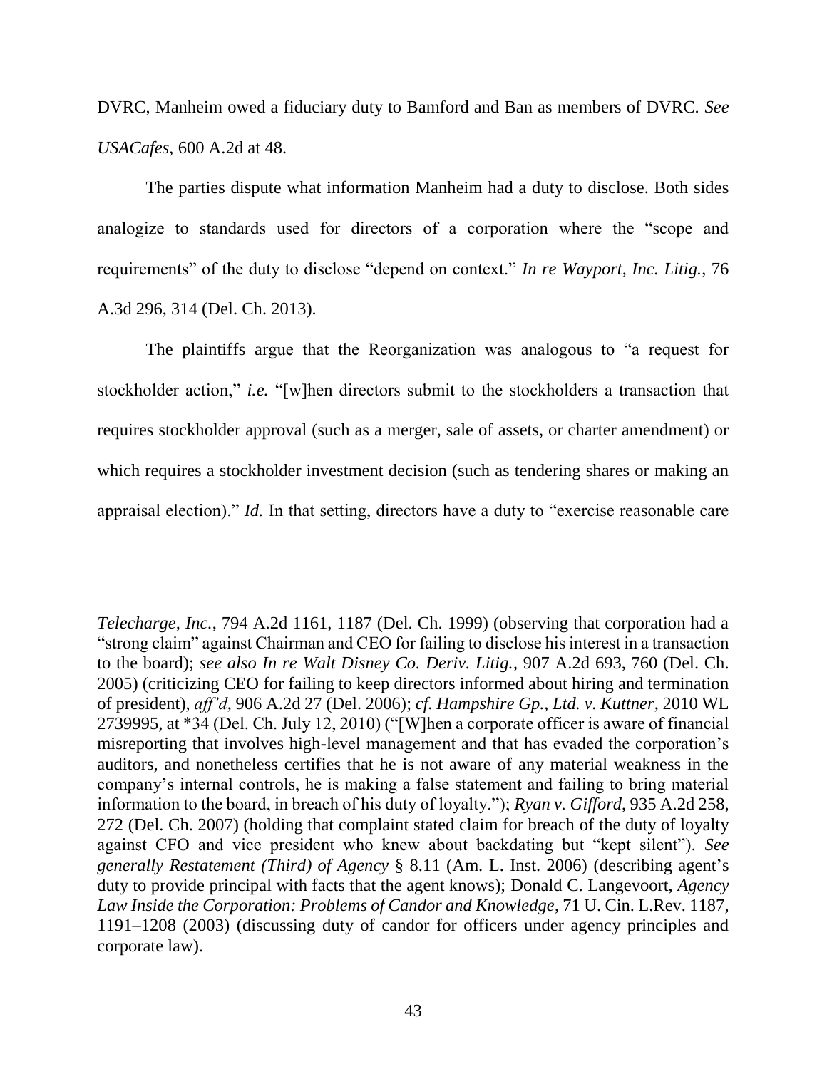DVRC, Manheim owed a fiduciary duty to Bamford and Ban as members of DVRC. *See USACafes*, 600 A.2d at 48.

The parties dispute what information Manheim had a duty to disclose. Both sides analogize to standards used for directors of a corporation where the "scope and requirements" of the duty to disclose "depend on context." *In re Wayport, Inc. Litig.*, 76 A.3d 296, 314 (Del. Ch. 2013).

The plaintiffs argue that the Reorganization was analogous to "a request for stockholder action," *i.e.* "[w]hen directors submit to the stockholders a transaction that requires stockholder approval (such as a merger, sale of assets, or charter amendment) or which requires a stockholder investment decision (such as tendering shares or making an appraisal election)." *Id.* In that setting, directors have a duty to "exercise reasonable care

---

*Telecharge, Inc.*, 794 A.2d 1161, 1187 (Del. Ch. 1999) (observing that corporation had a "strong claim" against Chairman and CEO for failing to disclose his interest in a transaction to the board); *see also In re Walt Disney Co. Deriv. Litig.*, 907 A.2d 693, 760 (Del. Ch. 2005) (criticizing CEO for failing to keep directors informed about hiring and termination of president), *aff'd*, 906 A.2d 27 (Del. 2006); *cf. Hampshire Gp., Ltd. v. Kuttner*, 2010 WL 2739995, at *34 (Del. Ch. July 12, 2010) ("[W]hen a corporate officer is aware of financial misreporting that involves high-level management and that has evaded the corporation's auditors, and nonetheless certifies that he is not aware of any material weakness in the company's internal controls, he is making a false statement and failing to bring material information to the board, in breach of his duty of loyalty."); *Ryan v. Gifford*, 935 A.2d 258, 272 (Del. Ch. 2007) (holding that complaint stated claim for breach of the duty of loyalty against CFO and vice president who knew about backdating but "kept silent"). *See generally Restatement (Third) of Agency* § 8.11 (Am. L. Inst. 2006) (describing agent's duty to provide principal with facts that the agent knows); Donald C. Langevoort, *Agency Law Inside the Corporation: Problems of Candor and Knowledge*, 71 U. Cin. L.Rev. 1187, 1191–1208 (2003) (discussing duty of candor for officers under agency principles and corporate law).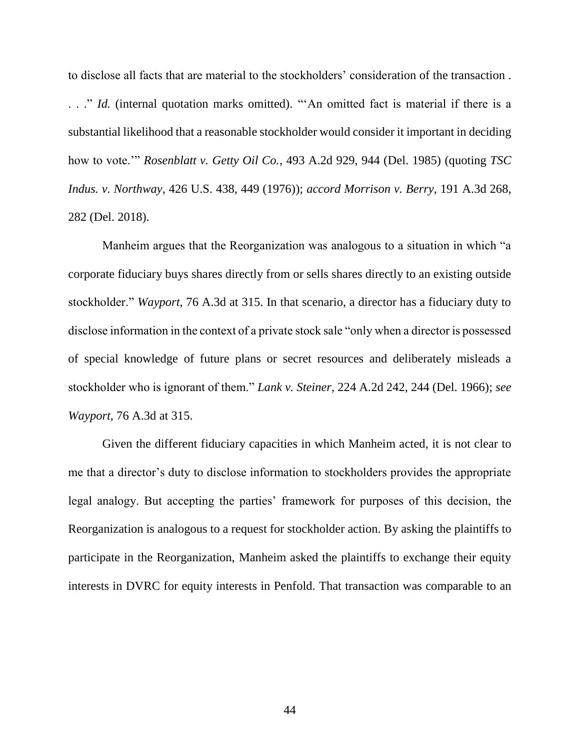to disclose all facts that are material to the stockholders' consideration of the transaction . . . ." *Id.* (internal quotation marks omitted). "'An omitted fact is material if there is a substantial likelihood that a reasonable stockholder would consider it important in deciding how to vote.'" *Rosenblatt v. Getty Oil Co.*, 493 A.2d 929, 944 (Del. 1985) (quoting *TSC Indus. v. Northway*, 426 U.S. 438, 449 (1976)); *accord Morrison v. Berry*, 191 A.3d 268, 282 (Del. 2018).

Manheim argues that the Reorganization was analogous to a situation in which "a corporate fiduciary buys shares directly from or sells shares directly to an existing outside stockholder." *Wayport*, 76 A.3d at 315. In that scenario, a director has a fiduciary duty to disclose information in the context of a private stock sale "only when a director is possessed of special knowledge of future plans or secret resources and deliberately misleads a stockholder who is ignorant of them." *Lank v. Steiner*, 224 A.2d 242, 244 (Del. 1966); *see Wayport*, 76 A.3d at 315.

Given the different fiduciary capacities in which Manheim acted, it is not clear to me that a director's duty to disclose information to stockholders provides the appropriate legal analogy. But accepting the parties' framework for purposes of this decision, the Reorganization is analogous to a request for stockholder action. By asking the plaintiffs to participate in the Reorganization, Manheim asked the plaintiffs to exchange their equity interests in DVRC for equity interests in Penfold. That transaction was comparable to an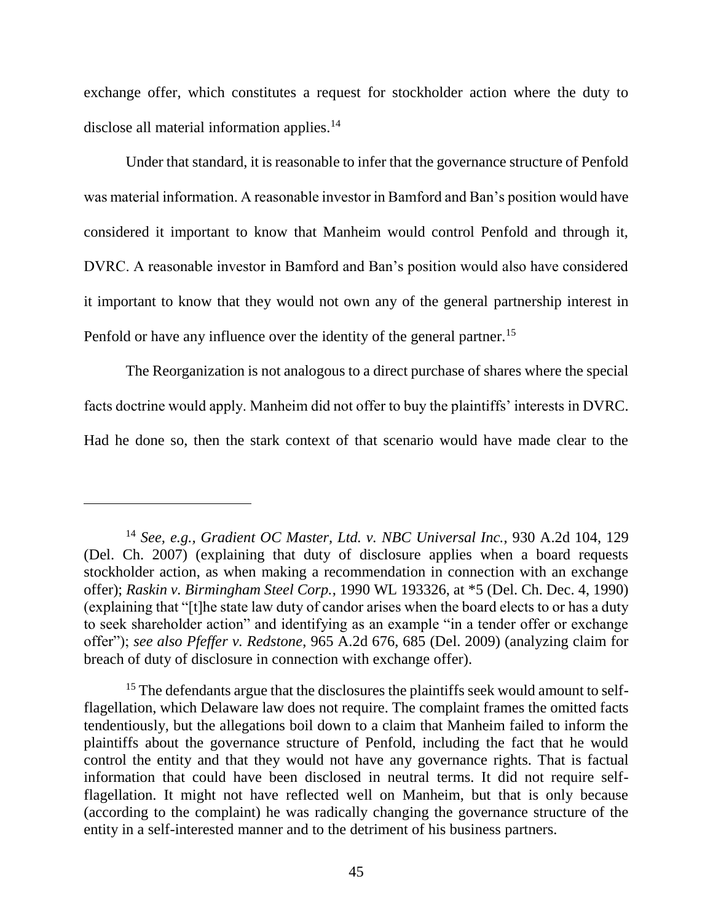exchange offer, which constitutes a request for stockholder action where the duty to disclose all material information applies.[14]

Under that standard, it is reasonable to infer that the governance structure of Penfold was material information. A reasonable investor in Bamford and Ban's position would have considered it important to know that Manheim would control Penfold and through it, DVRC. A reasonable investor in Bamford and Ban's position would also have considered it important to know that they would not own any of the general partnership interest in Penfold or have any influence over the identity of the general partner.[15]

The Reorganization is not analogous to a direct purchase of shares where the special facts doctrine would apply. Manheim did not offer to buy the plaintiffs' interests in DVRC. Had he done so, then the stark context of that scenario would have made clear to the

---

[14] *See, e.g.*, *Gradient OC Master, Ltd. v. NBC Universal Inc.*, 930 A.2d 104, 129 (Del. Ch. 2007) (explaining that duty of disclosure applies when a board requests stockholder action, as when making a recommendation in connection with an exchange offer); *Raskin v. Birmingham Steel Corp.*, 1990 WL 193326, at *5 (Del. Ch. Dec. 4, 1990) (explaining that "[t]he state law duty of candor arises when the board elects to or has a duty to seek shareholder action" and identifying as an example "in a tender offer or exchange offer"); *see also Pfeffer v. Redstone*, 965 A.2d 676, 685 (Del. 2009) (analyzing claim for breach of duty of disclosure in connection with exchange offer).

[15] The defendants argue that the disclosures the plaintiffs seek would amount to self-flagellation, which Delaware law does not require. The complaint frames the omitted facts tendentiously, but the allegations boil down to a claim that Manheim failed to inform the plaintiffs about the governance structure of Penfold, including the fact that he would control the entity and that they would not have any governance rights. That is factual information that could have been disclosed in neutral terms. It did not require self-flagellation. It might not have reflected well on Manheim, but that is only because (according to the complaint) he was radically changing the governance structure of the entity in a self-interested manner and to the detriment of his business partners.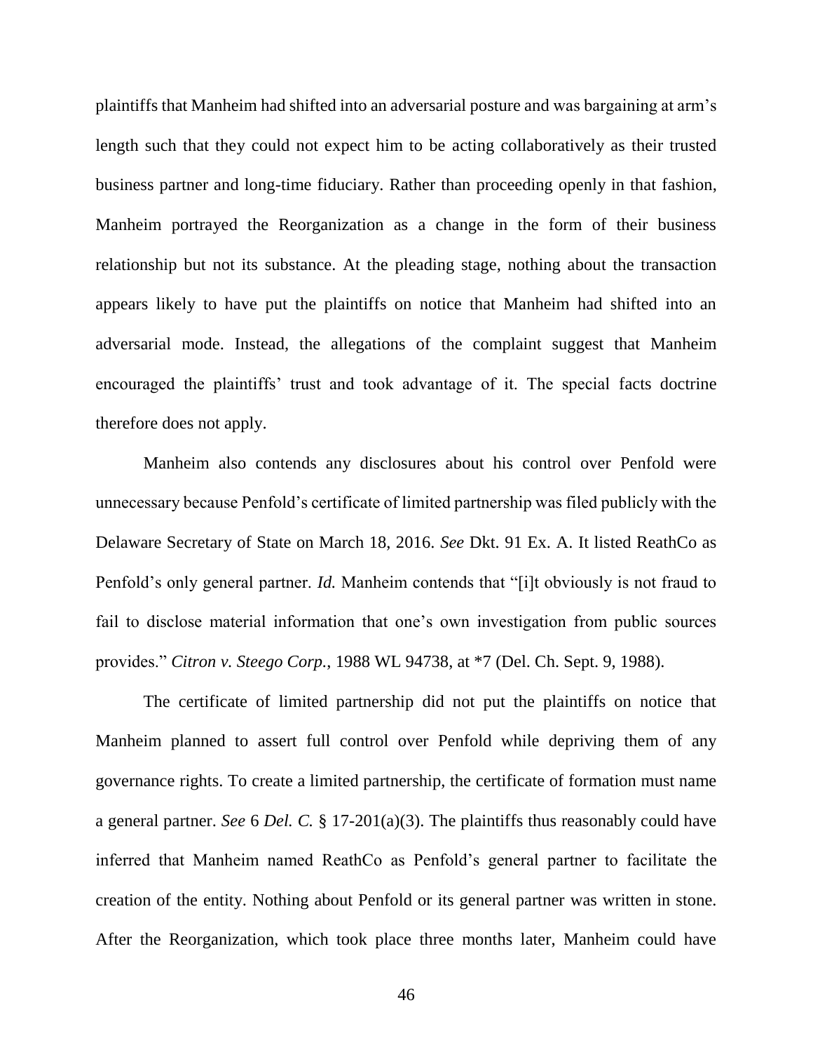plaintiffs that Manheim had shifted into an adversarial posture and was bargaining at arm's length such that they could not expect him to be acting collaboratively as their trusted business partner and long-time fiduciary. Rather than proceeding openly in that fashion, Manheim portrayed the Reorganization as a change in the form of their business relationship but not its substance. At the pleading stage, nothing about the transaction appears likely to have put the plaintiffs on notice that Manheim had shifted into an adversarial mode. Instead, the allegations of the complaint suggest that Manheim encouraged the plaintiffs' trust and took advantage of it. The special facts doctrine therefore does not apply.

Manheim also contends any disclosures about his control over Penfold were unnecessary because Penfold's certificate of limited partnership was filed publicly with the Delaware Secretary of State on March 18, 2016. *See* Dkt. 91 Ex. A. It listed ReathCo as Penfold's only general partner. *Id.* Manheim contends that "[i]t obviously is not fraud to fail to disclose material information that one's own investigation from public sources provides." *Citron v. Steego Corp.*, 1988 WL 94738, at *7 (Del. Ch. Sept. 9, 1988).

The certificate of limited partnership did not put the plaintiffs on notice that Manheim planned to assert full control over Penfold while depriving them of any governance rights. To create a limited partnership, the certificate of formation must name a general partner. *See* 6 *Del. C.* § 17-201(a)(3). The plaintiffs thus reasonably could have inferred that Manheim named ReathCo as Penfold's general partner to facilitate the creation of the entity. Nothing about Penfold or its general partner was written in stone. After the Reorganization, which took place three months later, Manheim could have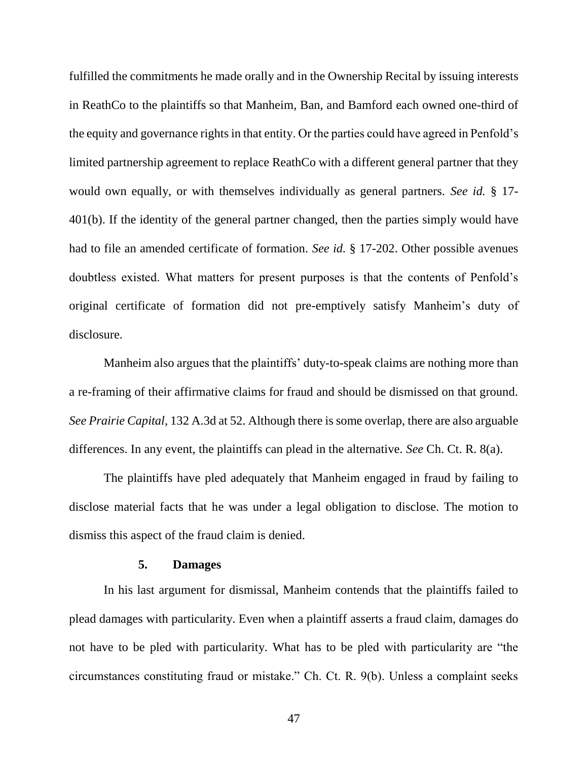fulfilled the commitments he made orally and in the Ownership Recital by issuing interests in ReathCo to the plaintiffs so that Manheim, Ban, and Bamford each owned one-third of the equity and governance rights in that entity. Or the parties could have agreed in Penfold's limited partnership agreement to replace ReathCo with a different general partner that they would own equally, or with themselves individually as general partners. *See id.* § 17-401(b). If the identity of the general partner changed, then the parties simply would have had to file an amended certificate of formation. *See id.* § 17-202. Other possible avenues doubtless existed. What matters for present purposes is that the contents of Penfold's original certificate of formation did not pre-emptively satisfy Manheim's duty of disclosure.

Manheim also argues that the plaintiffs' duty-to-speak claims are nothing more than a re-framing of their affirmative claims for fraud and should be dismissed on that ground. *See Prairie Capital*, 132 A.3d at 52. Although there is some overlap, there are also arguable differences. In any event, the plaintiffs can plead in the alternative. *See* Ch. Ct. R. 8(a).

The plaintiffs have pled adequately that Manheim engaged in fraud by failing to disclose material facts that he was under a legal obligation to disclose. The motion to dismiss this aspect of the fraud claim is denied.

### 5. Damages

In his last argument for dismissal, Manheim contends that the plaintiffs failed to plead damages with particularity. Even when a plaintiff asserts a fraud claim, damages do not have to be pled with particularity. What has to be pled with particularity are "the circumstances constituting fraud or mistake." Ch. Ct. R. 9(b). Unless a complaint seeks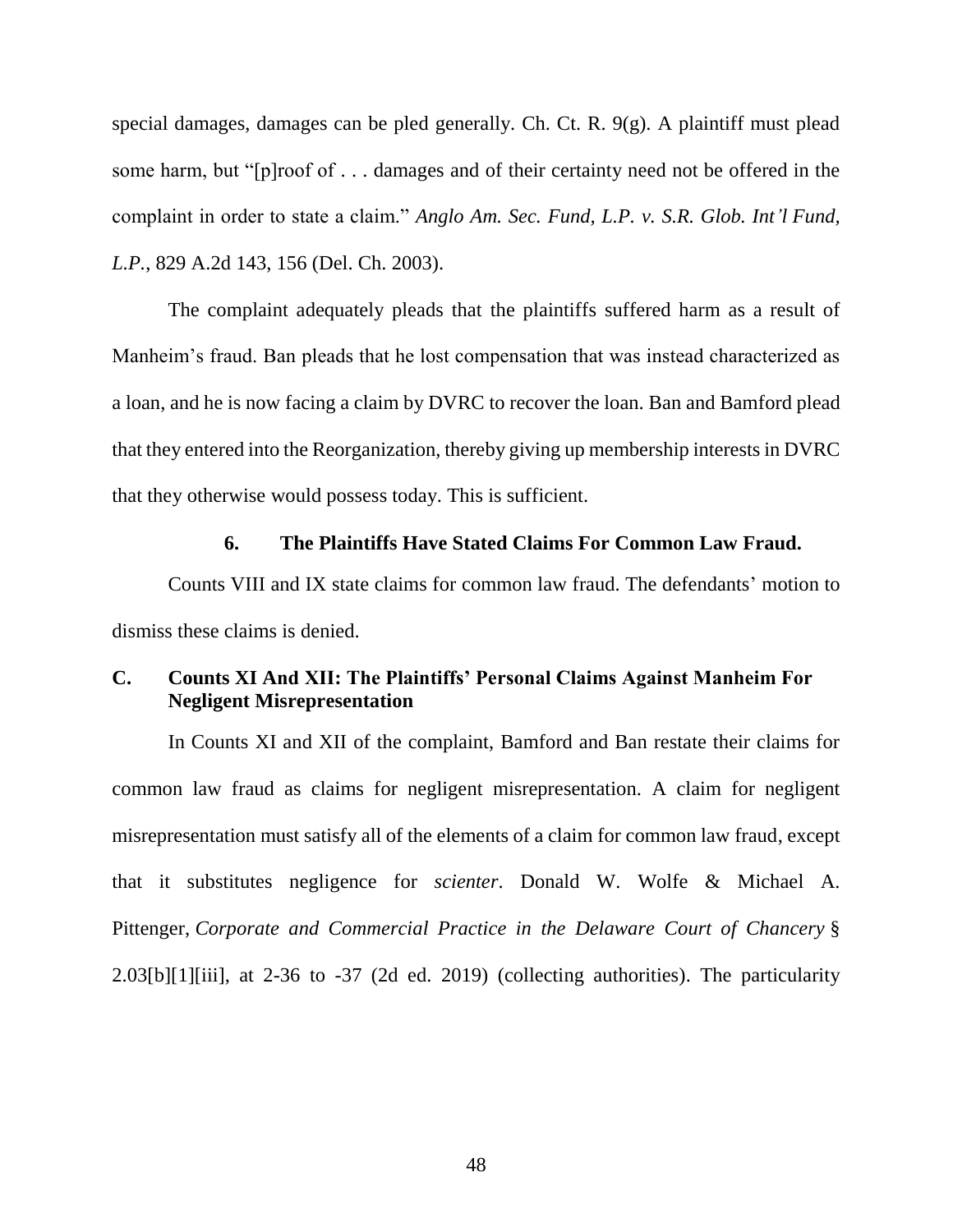special damages, damages can be pled generally. Ch. Ct. R. 9(g). A plaintiff must plead some harm, but "[p]roof of . . . damages and of their certainty need not be offered in the complaint in order to state a claim." *Anglo Am. Sec. Fund, L.P. v. S.R. Glob. Int'l Fund, L.P.*, 829 A.2d 143, 156 (Del. Ch. 2003).

The complaint adequately pleads that the plaintiffs suffered harm as a result of Manheim's fraud. Ban pleads that he lost compensation that was instead characterized as a loan, and he is now facing a claim by DVRC to recover the loan. Ban and Bamford plead that they entered into the Reorganization, thereby giving up membership interests in DVRC that they otherwise would possess today. This is sufficient.

#### 6. The Plaintiffs Have Stated Claims For Common Law Fraud.

Counts VIII and IX state claims for common law fraud. The defendants' motion to dismiss these claims is denied.

### C. Counts XI And XII: The Plaintiffs' Personal Claims Against Manheim For Negligent Misrepresentation

In Counts XI and XII of the complaint, Bamford and Ban restate their claims for common law fraud as claims for negligent misrepresentation. A claim for negligent misrepresentation must satisfy all of the elements of a claim for common law fraud, except that it substitutes negligence for *scienter*. Donald W. Wolfe & Michael A. Pittenger, *Corporate and Commercial Practice in the Delaware Court of Chancery* § 2.03[b][1][iii], at 2-36 to -37 (2d ed. 2019) (collecting authorities). The particularity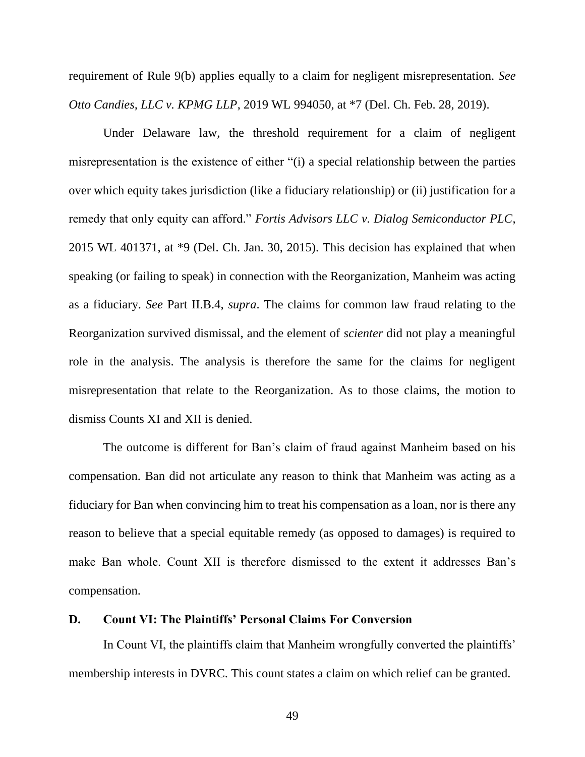requirement of Rule 9(b) applies equally to a claim for negligent misrepresentation. *See Otto Candies, LLC v. KPMG LLP*, 2019 WL 994050, at *7 (Del. Ch. Feb. 28, 2019).

Under Delaware law, the threshold requirement for a claim of negligent misrepresentation is the existence of either "(i) a special relationship between the parties over which equity takes jurisdiction (like a fiduciary relationship) or (ii) justification for a remedy that only equity can afford." *Fortis Advisors LLC v. Dialog Semiconductor PLC*, 2015 WL 401371, at *9 (Del. Ch. Jan. 30, 2015). This decision has explained that when speaking (or failing to speak) in connection with the Reorganization, Manheim was acting as a fiduciary. *See* Part II.B.4, *supra*. The claims for common law fraud relating to the Reorganization survived dismissal, and the element of *scienter* did not play a meaningful role in the analysis. The analysis is therefore the same for the claims for negligent misrepresentation that relate to the Reorganization. As to those claims, the motion to dismiss Counts XI and XII is denied.

The outcome is different for Ban's claim of fraud against Manheim based on his compensation. Ban did not articulate any reason to think that Manheim was acting as a fiduciary for Ban when convincing him to treat his compensation as a loan, nor is there any reason to believe that a special equitable remedy (as opposed to damages) is required to make Ban whole. Count XII is therefore dismissed to the extent it addresses Ban's compensation.

### D. Count VI: The Plaintiffs' Personal Claims For Conversion

In Count VI, the plaintiffs claim that Manheim wrongfully converted the plaintiffs' membership interests in DVRC. This count states a claim on which relief can be granted.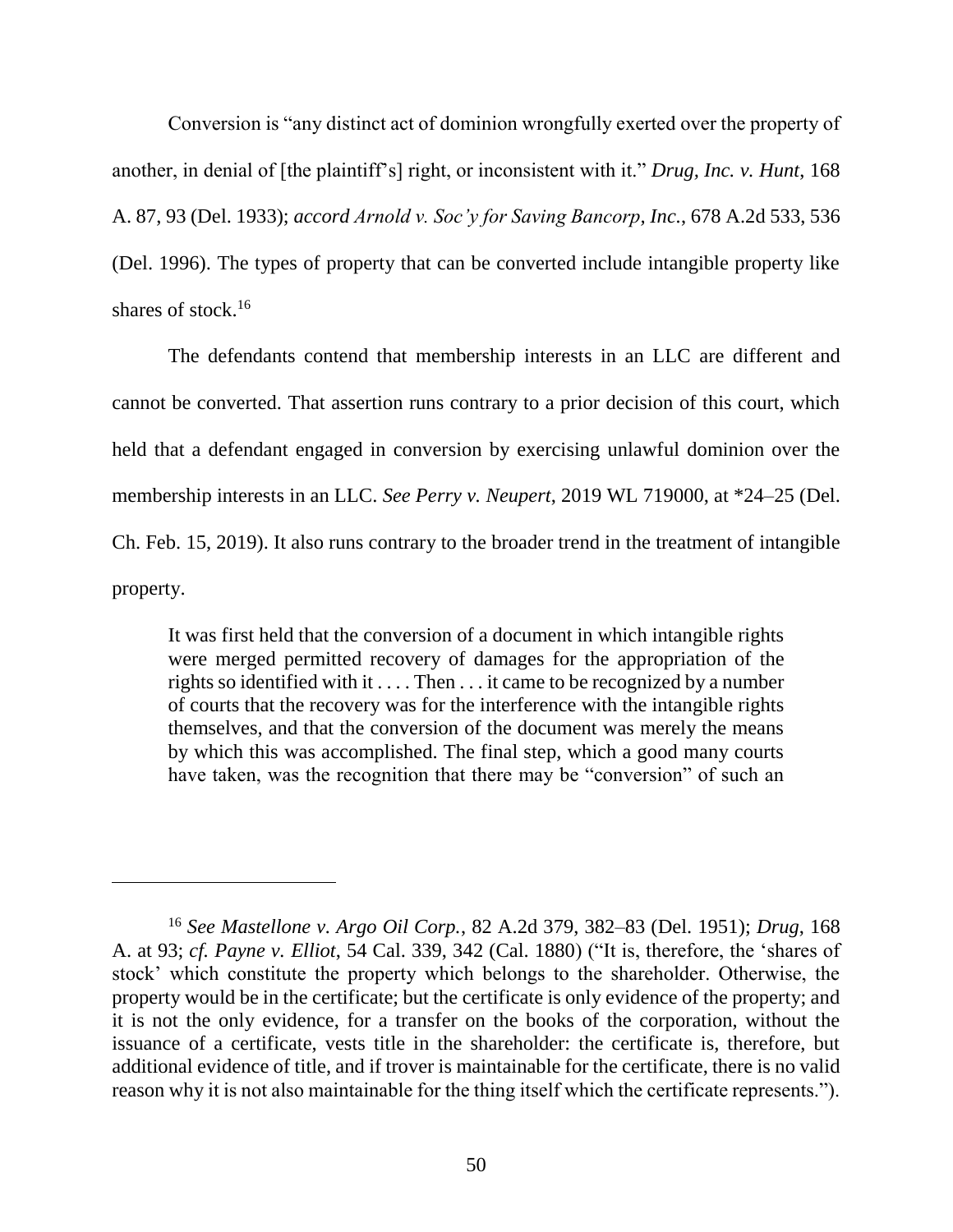Conversion is "any distinct act of dominion wrongfully exerted over the property of another, in denial of [the plaintiff's] right, or inconsistent with it." *Drug, Inc. v. Hunt*, 168 A. 87, 93 (Del. 1933); *accord Arnold v. Soc'y for Saving Bancorp, Inc.*, 678 A.2d 533, 536 (Del. 1996). The types of property that can be converted include intangible property like shares of stock.[16]

The defendants contend that membership interests in an LLC are different and cannot be converted. That assertion runs contrary to a prior decision of this court, which held that a defendant engaged in conversion by exercising unlawful dominion over the membership interests in an LLC. *See Perry v. Neupert*, 2019 WL 719000, at *24–25 (Del. Ch. Feb. 15, 2019). It also runs contrary to the broader trend in the treatment of intangible property.

> It was first held that the conversion of a document in which intangible rights were merged permitted recovery of damages for the appropriation of the rights so identified with it . . . . Then . . . it came to be recognized by a number of courts that the recovery was for the interference with the intangible rights themselves, and that the conversion of the document was merely the means by which this was accomplished. The final step, which a good many courts have taken, was the recognition that there may be "conversion" of such an

---

[16] *See Mastellone v. Argo Oil Corp.*, 82 A.2d 379, 382–83 (Del. 1951); *Drug*, 168 A. at 93; *cf. Payne v. Elliot*, 54 Cal. 339, 342 (Cal. 1880) ("It is, therefore, the 'shares of stock' which constitute the property which belongs to the shareholder. Otherwise, the property would be in the certificate; but the certificate is only evidence of the property; and it is not the only evidence, for a transfer on the books of the corporation, without the issuance of a certificate, vests title in the shareholder: the certificate is, therefore, but additional evidence of title, and if trover is maintainable for the certificate, there is no valid reason why it is not also maintainable for the thing itself which the certificate represents.").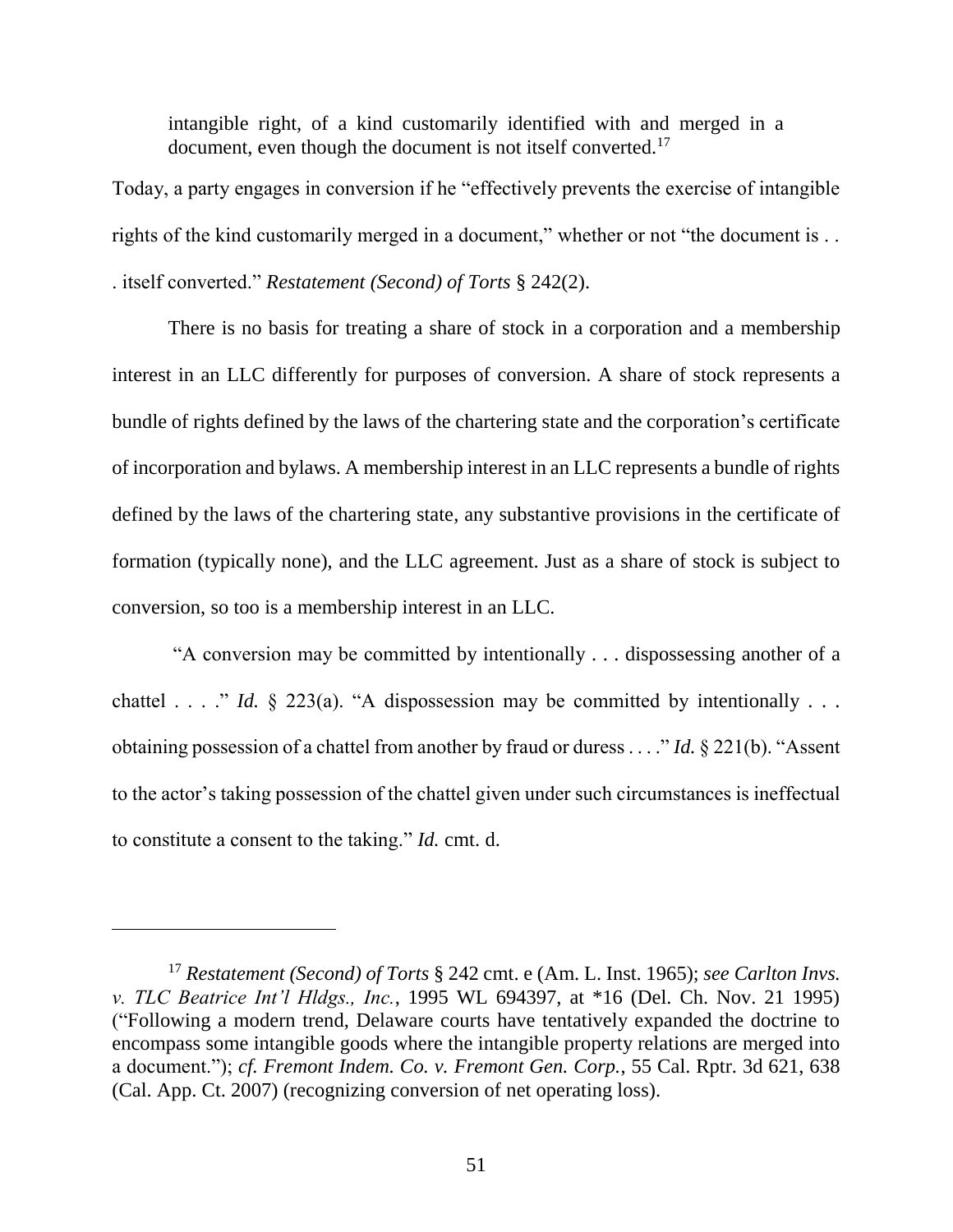> intangible right, of a kind customarily identified with and merged in a document, even though the document is not itself converted.[17]

Today, a party engages in conversion if he "effectively prevents the exercise of intangible rights of the kind customarily merged in a document," whether or not "the document is . . . itself converted." *Restatement (Second) of Torts* § 242(2).

There is no basis for treating a share of stock in a corporation and a membership interest in an LLC differently for purposes of conversion. A share of stock represents a bundle of rights defined by the laws of the chartering state and the corporation's certificate of incorporation and bylaws. A membership interest in an LLC represents a bundle of rights defined by the laws of the chartering state, any substantive provisions in the certificate of formation (typically none), and the LLC agreement. Just as a share of stock is subject to conversion, so too is a membership interest in an LLC.

"A conversion may be committed by intentionally . . . dispossessing another of a chattel . . . ." *Id.* § 223(a). "A dispossession may be committed by intentionally . . . obtaining possession of a chattel from another by fraud or duress . . . ." *Id.* § 221(b). "Assent to the actor's taking possession of the chattel given under such circumstances is ineffectual to constitute a consent to the taking." *Id.* cmt. d.

---

[17] *Restatement (Second) of Torts* § 242 cmt. e (Am. L. Inst. 1965); *see Carlton Invs. v. TLC Beatrice Int'l Hldgs., Inc.*, 1995 WL 694397, at *16 (Del. Ch. Nov. 21 1995) ("Following a modern trend, Delaware courts have tentatively expanded the doctrine to encompass some intangible goods where the intangible property relations are merged into a document."); *cf. Fremont Indem. Co. v. Fremont Gen. Corp.*, 55 Cal. Rptr. 3d 621, 638 (Cal. App. Ct. 2007) (recognizing conversion of net operating loss).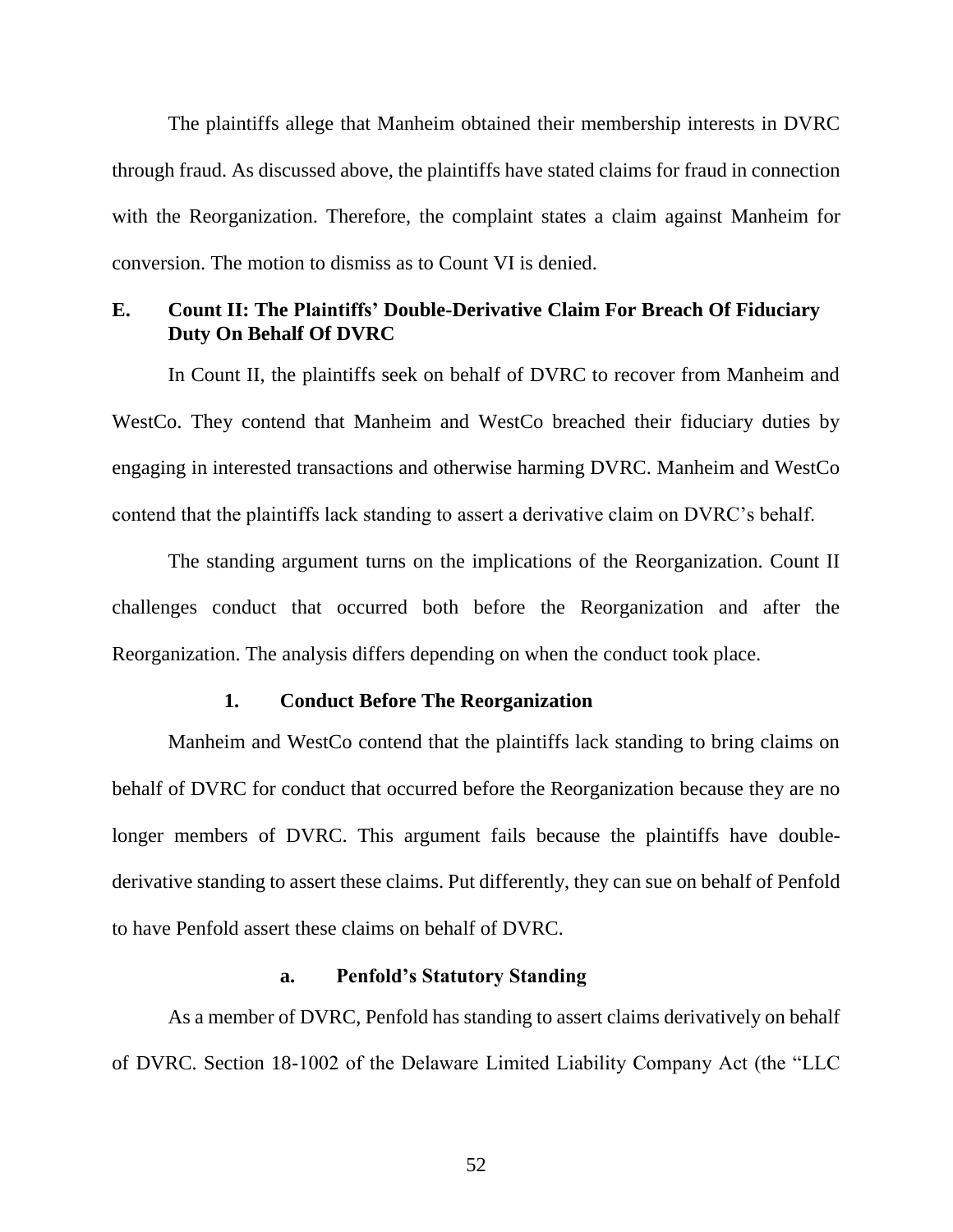The plaintiffs allege that Manheim obtained their membership interests in DVRC through fraud. As discussed above, the plaintiffs have stated claims for fraud in connection with the Reorganization. Therefore, the complaint states a claim against Manheim for conversion. The motion to dismiss as to Count VI is denied.

## E. Count II: The Plaintiffs' Double-Derivative Claim For Breach Of Fiduciary Duty On Behalf Of DVRC

In Count II, the plaintiffs seek on behalf of DVRC to recover from Manheim and WestCo. They contend that Manheim and WestCo breached their fiduciary duties by engaging in interested transactions and otherwise harming DVRC. Manheim and WestCo contend that the plaintiffs lack standing to assert a derivative claim on DVRC's behalf.

The standing argument turns on the implications of the Reorganization. Count II challenges conduct that occurred both before the Reorganization and after the Reorganization. The analysis differs depending on when the conduct took place.

### 1. Conduct Before The Reorganization

Manheim and WestCo contend that the plaintiffs lack standing to bring claims on behalf of DVRC for conduct that occurred before the Reorganization because they are no longer members of DVRC. This argument fails because the plaintiffs have double-derivative standing to assert these claims. Put differently, they can sue on behalf of Penfold to have Penfold assert these claims on behalf of DVRC.

#### a. Penfold's Statutory Standing

As a member of DVRC, Penfold has standing to assert claims derivatively on behalf of DVRC. Section 18-1002 of the Delaware Limited Liability Company Act (the "LLC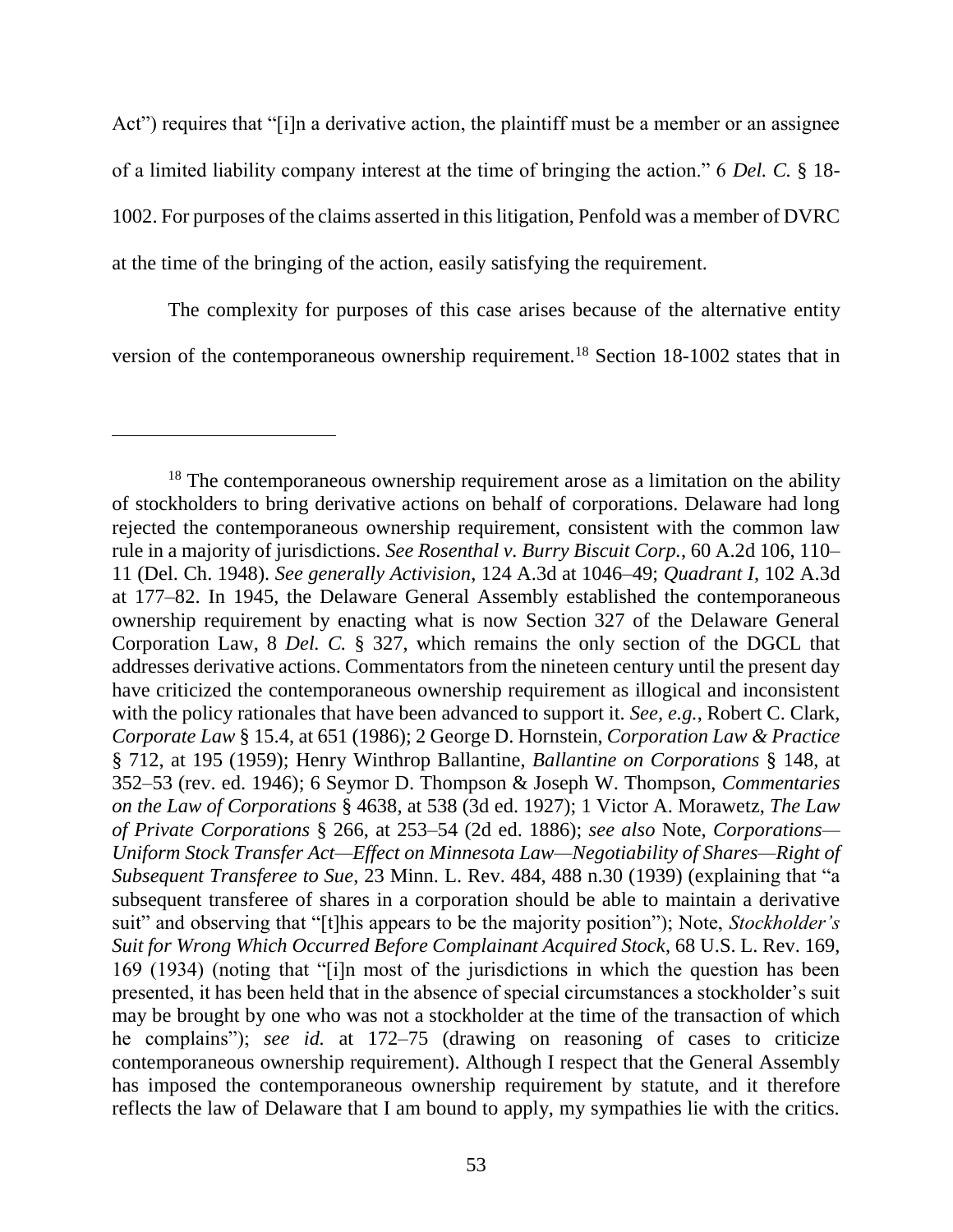Act") requires that "[i]n a derivative action, the plaintiff must be a member or an assignee of a limited liability company interest at the time of bringing the action." 6 *Del. C.* § 18-1002. For purposes of the claims asserted in this litigation, Penfold was a member of DVRC at the time of the bringing of the action, easily satisfying the requirement.

The complexity for purposes of this case arises because of the alternative entity version of the contemporaneous ownership requirement.[18] Section 18-1002 states that in

---

[18] The contemporaneous ownership requirement arose as a limitation on the ability of stockholders to bring derivative actions on behalf of corporations. Delaware had long rejected the contemporaneous ownership requirement, consistent with the common law rule in a majority of jurisdictions. *See Rosenthal v. Burry Biscuit Corp.*, 60 A.2d 106, 110–11 (Del. Ch. 1948). *See generally Activision*, 124 A.3d at 1046–49; *Quadrant I*, 102 A.3d at 177–82. In 1945, the Delaware General Assembly established the contemporaneous ownership requirement by enacting what is now Section 327 of the Delaware General Corporation Law, 8 *Del. C.* § 327, which remains the only section of the DGCL that addresses derivative actions. Commentators from the nineteen century until the present day have criticized the contemporaneous ownership requirement as illogical and inconsistent with the policy rationales that have been advanced to support it. *See, e.g.*, Robert C. Clark, *Corporate Law* § 15.4, at 651 (1986); 2 George D. Hornstein, *Corporation Law & Practice* § 712, at 195 (1959); Henry Winthrop Ballantine, *Ballantine on Corporations* § 148, at 352–53 (rev. ed. 1946); 6 Seymor D. Thompson & Joseph W. Thompson, *Commentaries on the Law of Corporations* § 4638, at 538 (3d ed. 1927); 1 Victor A. Morawetz, *The Law of Private Corporations* § 266, at 253–54 (2d ed. 1886); *see also* Note, *Corporations—Uniform Stock Transfer Act—Effect on Minnesota Law—Negotiability of Shares—Right of Subsequent Transferee to Sue*, 23 Minn. L. Rev. 484, 488 n.30 (1939) (explaining that "a subsequent transferee of shares in a corporation should be able to maintain a derivative suit" and observing that "[t]his appears to be the majority position"); Note, *Stockholder's Suit for Wrong Which Occurred Before Complainant Acquired Stock*, 68 U.S. L. Rev. 169, 169 (1934) (noting that "[i]n most of the jurisdictions in which the question has been presented, it has been held that in the absence of special circumstances a stockholder's suit may be brought by one who was not a stockholder at the time of the transaction of which he complains"); *see id.* at 172–75 (drawing on reasoning of cases to criticize contemporaneous ownership requirement). Although I respect that the General Assembly has imposed the contemporaneous ownership requirement by statute, and it therefore reflects the law of Delaware that I am bound to apply, my sympathies lie with the critics.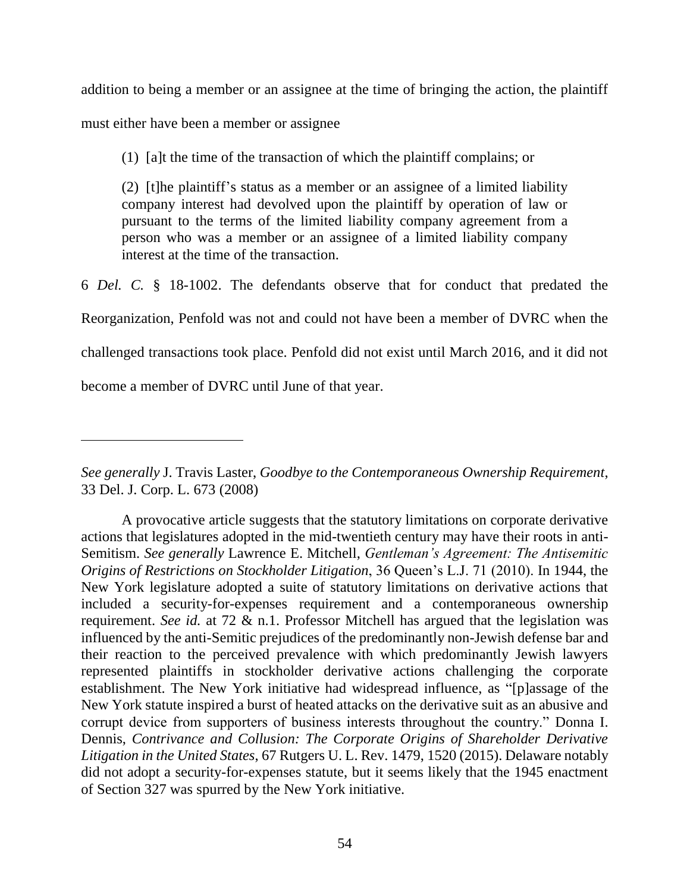addition to being a member or an assignee at the time of bringing the action, the plaintiff must either have been a member or assignee

> (1) [a]t the time of the transaction of which the plaintiff complains; or
>
> (2) [t]he plaintiff's status as a member or an assignee of a limited liability company interest had devolved upon the plaintiff by operation of law or pursuant to the terms of the limited liability company agreement from a person who was a member or an assignee of a limited liability company interest at the time of the transaction.

6 *Del. C.* § 18-1002. The defendants observe that for conduct that predated the Reorganization, Penfold was not and could not have been a member of DVRC when the challenged transactions took place. Penfold did not exist until March 2016, and it did not become a member of DVRC until June of that year.

---

*See generally* J. Travis Laster, *Goodbye to the Contemporaneous Ownership Requirement*, 33 Del. J. Corp. L. 673 (2008)

A provocative article suggests that the statutory limitations on corporate derivative actions that legislatures adopted in the mid-twentieth century may have their roots in anti-Semitism. *See generally* Lawrence E. Mitchell, *Gentleman's Agreement: The Antisemitic Origins of Restrictions on Stockholder Litigation*, 36 Queen's L.J. 71 (2010). In 1944, the New York legislature adopted a suite of statutory limitations on derivative actions that included a security-for-expenses requirement and a contemporaneous ownership requirement. *See id.* at 72 & n.1. Professor Mitchell has argued that the legislation was influenced by the anti-Semitic prejudices of the predominantly non-Jewish defense bar and their reaction to the perceived prevalence with which predominantly Jewish lawyers represented plaintiffs in stockholder derivative actions challenging the corporate establishment. The New York initiative had widespread influence, as "[p]assage of the New York statute inspired a burst of heated attacks on the derivative suit as an abusive and corrupt device from supporters of business interests throughout the country." Donna I. Dennis, *Contrivance and Collusion: The Corporate Origins of Shareholder Derivative Litigation in the United States*, 67 Rutgers U. L. Rev. 1479, 1520 (2015). Delaware notably did not adopt a security-for-expenses statute, but it seems likely that the 1945 enactment of Section 327 was spurred by the New York initiative.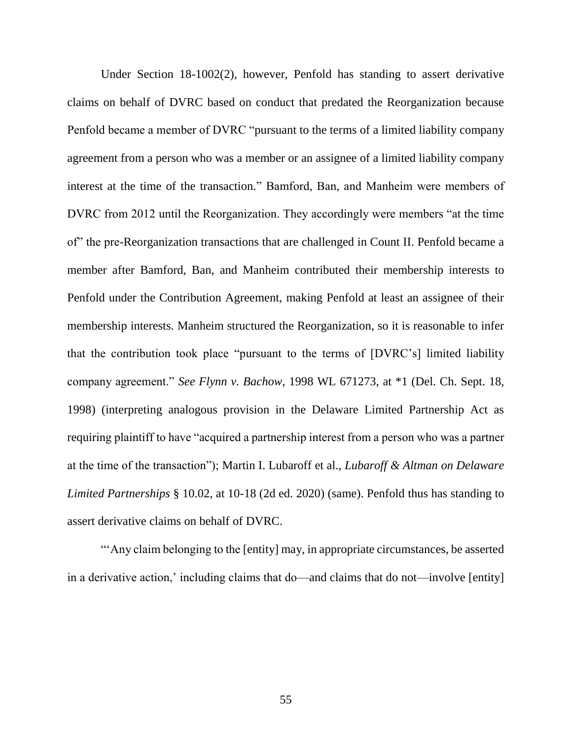Under Section 18-1002(2), however, Penfold has standing to assert derivative claims on behalf of DVRC based on conduct that predated the Reorganization because Penfold became a member of DVRC "pursuant to the terms of a limited liability company agreement from a person who was a member or an assignee of a limited liability company interest at the time of the transaction." Bamford, Ban, and Manheim were members of DVRC from 2012 until the Reorganization. They accordingly were members "at the time of" the pre-Reorganization transactions that are challenged in Count II. Penfold became a member after Bamford, Ban, and Manheim contributed their membership interests to Penfold under the Contribution Agreement, making Penfold at least an assignee of their membership interests. Manheim structured the Reorganization, so it is reasonable to infer that the contribution took place "pursuant to the terms of [DVRC's] limited liability company agreement." *See Flynn v. Bachow*, 1998 WL 671273, at *1 (Del. Ch. Sept. 18, 1998) (interpreting analogous provision in the Delaware Limited Partnership Act as requiring plaintiff to have "acquired a partnership interest from a person who was a partner at the time of the transaction"); Martin I. Lubaroff et al., *Lubaroff & Altman on Delaware Limited Partnerships* § 10.02, at 10-18 (2d ed. 2020) (same). Penfold thus has standing to assert derivative claims on behalf of DVRC.

"'Any claim belonging to the [entity] may, in appropriate circumstances, be asserted in a derivative action,' including claims that do—and claims that do not—involve [entity]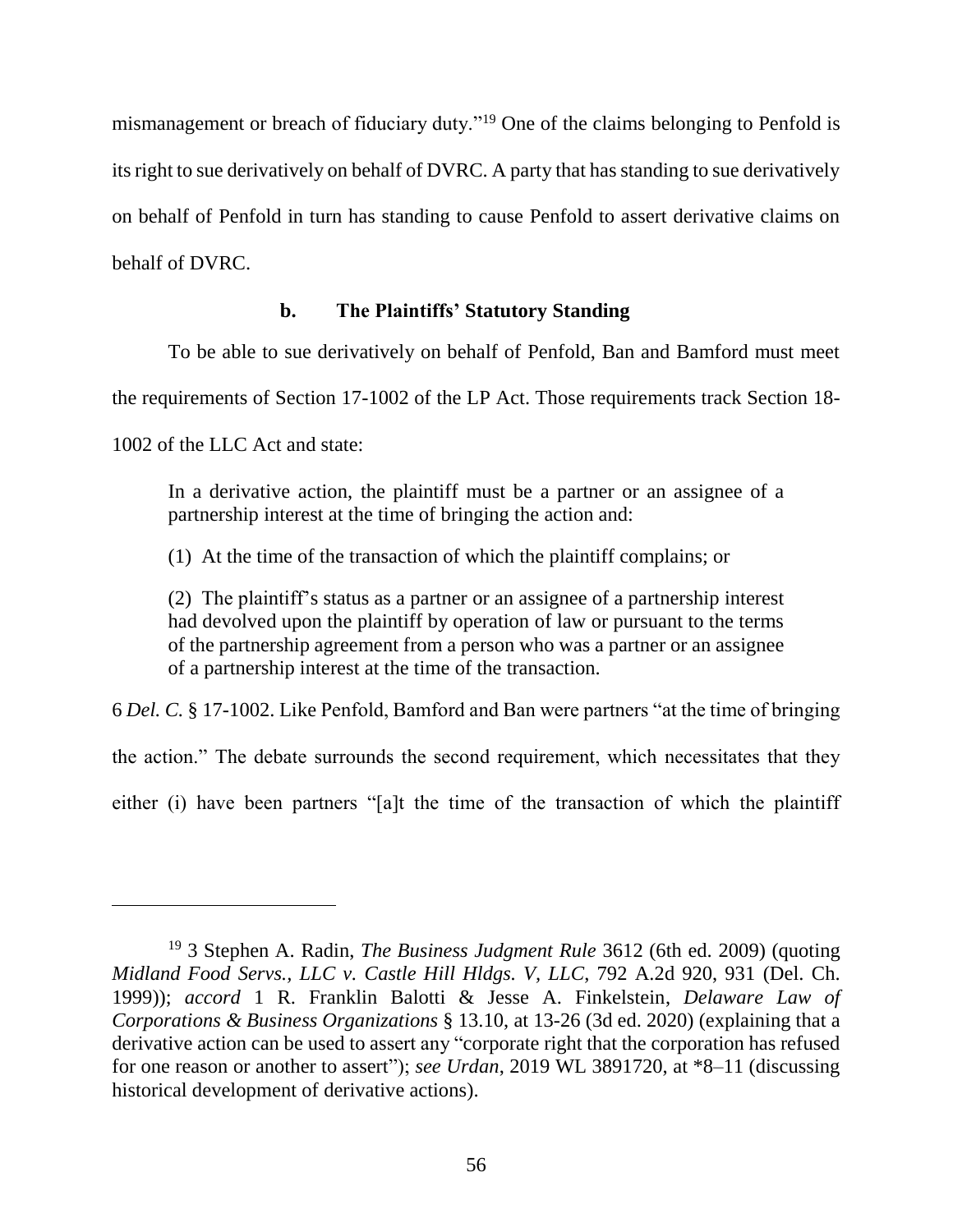mismanagement or breach of fiduciary duty."[19] One of the claims belonging to Penfold is its right to sue derivatively on behalf of DVRC. A party that has standing to sue derivatively on behalf of Penfold in turn has standing to cause Penfold to assert derivative claims on behalf of DVRC.

### b. The Plaintiffs' Statutory Standing

To be able to sue derivatively on behalf of Penfold, Ban and Bamford must meet the requirements of Section 17-1002 of the LP Act. Those requirements track Section 18-1002 of the LLC Act and state:

> In a derivative action, the plaintiff must be a partner or an assignee of a partnership interest at the time of bringing the action and:
>
> (1) At the time of the transaction of which the plaintiff complains; or
>
> (2) The plaintiff's status as a partner or an assignee of a partnership interest had devolved upon the plaintiff by operation of law or pursuant to the terms of the partnership agreement from a person who was a partner or an assignee of a partnership interest at the time of the transaction.

6 *Del. C.* § 17-1002. Like Penfold, Bamford and Ban were partners "at the time of bringing the action." The debate surrounds the second requirement, which necessitates that they either (i) have been partners "[a]t the time of the transaction of which the plaintiff

---

[19] 3 Stephen A. Radin, *The Business Judgment Rule* 3612 (6th ed. 2009) (quoting *Midland Food Servs., LLC v. Castle Hill Hldgs. V, LLC*, 792 A.2d 920, 931 (Del. Ch. 1999)); *accord* 1 R. Franklin Balotti & Jesse A. Finkelstein, *Delaware Law of Corporations & Business Organizations* § 13.10, at 13-26 (3d ed. 2020) (explaining that a derivative action can be used to assert any "corporate right that the corporation has refused for one reason or another to assert"); *see Urdan*, 2019 WL 3891720, at *8–11 (discussing historical development of derivative actions).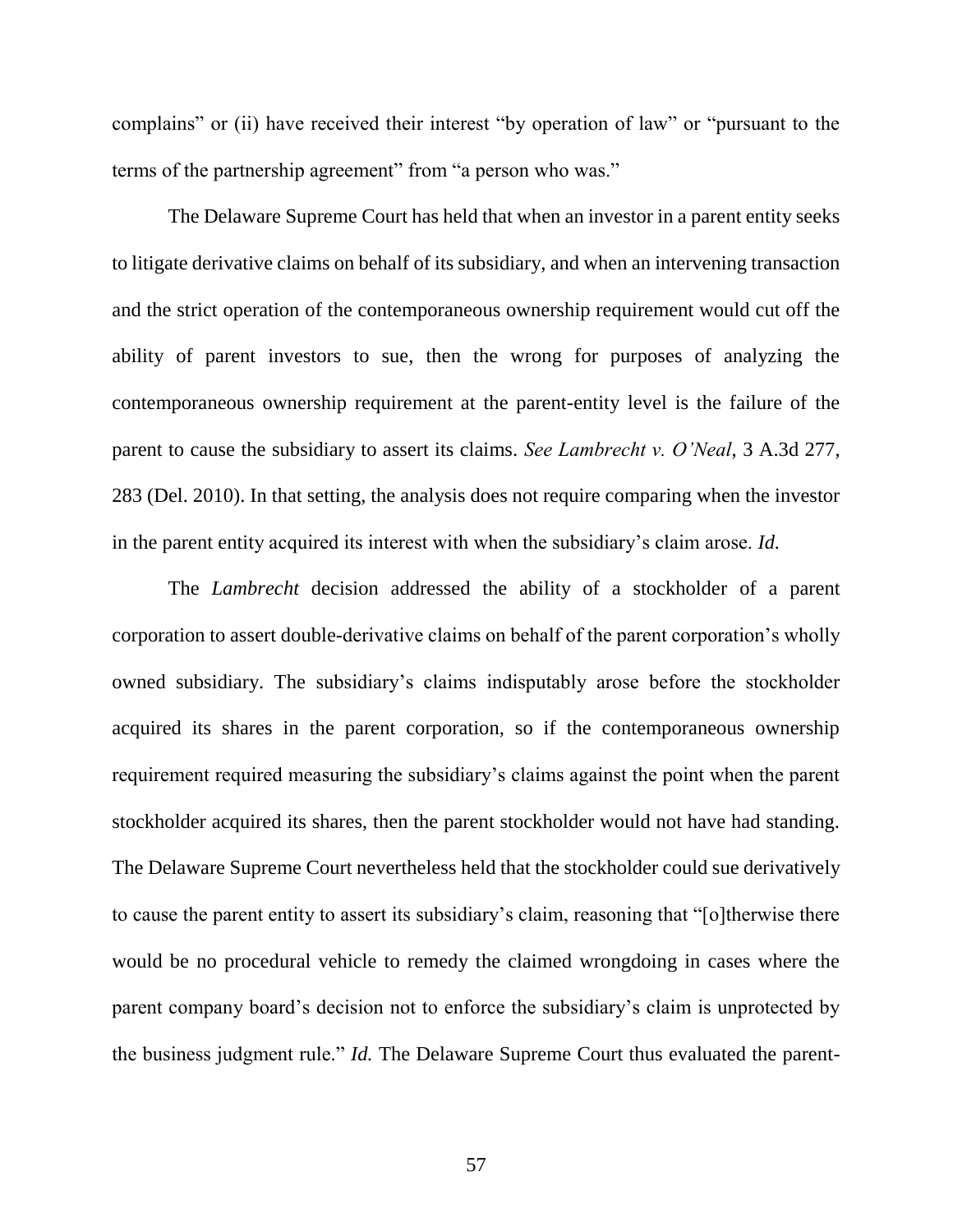complains" or (ii) have received their interest "by operation of law" or "pursuant to the terms of the partnership agreement" from "a person who was."

The Delaware Supreme Court has held that when an investor in a parent entity seeks to litigate derivative claims on behalf of its subsidiary, and when an intervening transaction and the strict operation of the contemporaneous ownership requirement would cut off the ability of parent investors to sue, then the wrong for purposes of analyzing the contemporaneous ownership requirement at the parent-entity level is the failure of the parent to cause the subsidiary to assert its claims. *See Lambrecht v. O'Neal*, 3 A.3d 277, 283 (Del. 2010). In that setting, the analysis does not require comparing when the investor in the parent entity acquired its interest with when the subsidiary's claim arose. *Id.*

The *Lambrecht* decision addressed the ability of a stockholder of a parent corporation to assert double-derivative claims on behalf of the parent corporation's wholly owned subsidiary. The subsidiary's claims indisputably arose before the stockholder acquired its shares in the parent corporation, so if the contemporaneous ownership requirement required measuring the subsidiary's claims against the point when the parent stockholder acquired its shares, then the parent stockholder would not have had standing. The Delaware Supreme Court nevertheless held that the stockholder could sue derivatively to cause the parent entity to assert its subsidiary's claim, reasoning that "[o]therwise there would be no procedural vehicle to remedy the claimed wrongdoing in cases where the parent company board's decision not to enforce the subsidiary's claim is unprotected by the business judgment rule." *Id.* The Delaware Supreme Court thus evaluated the parent-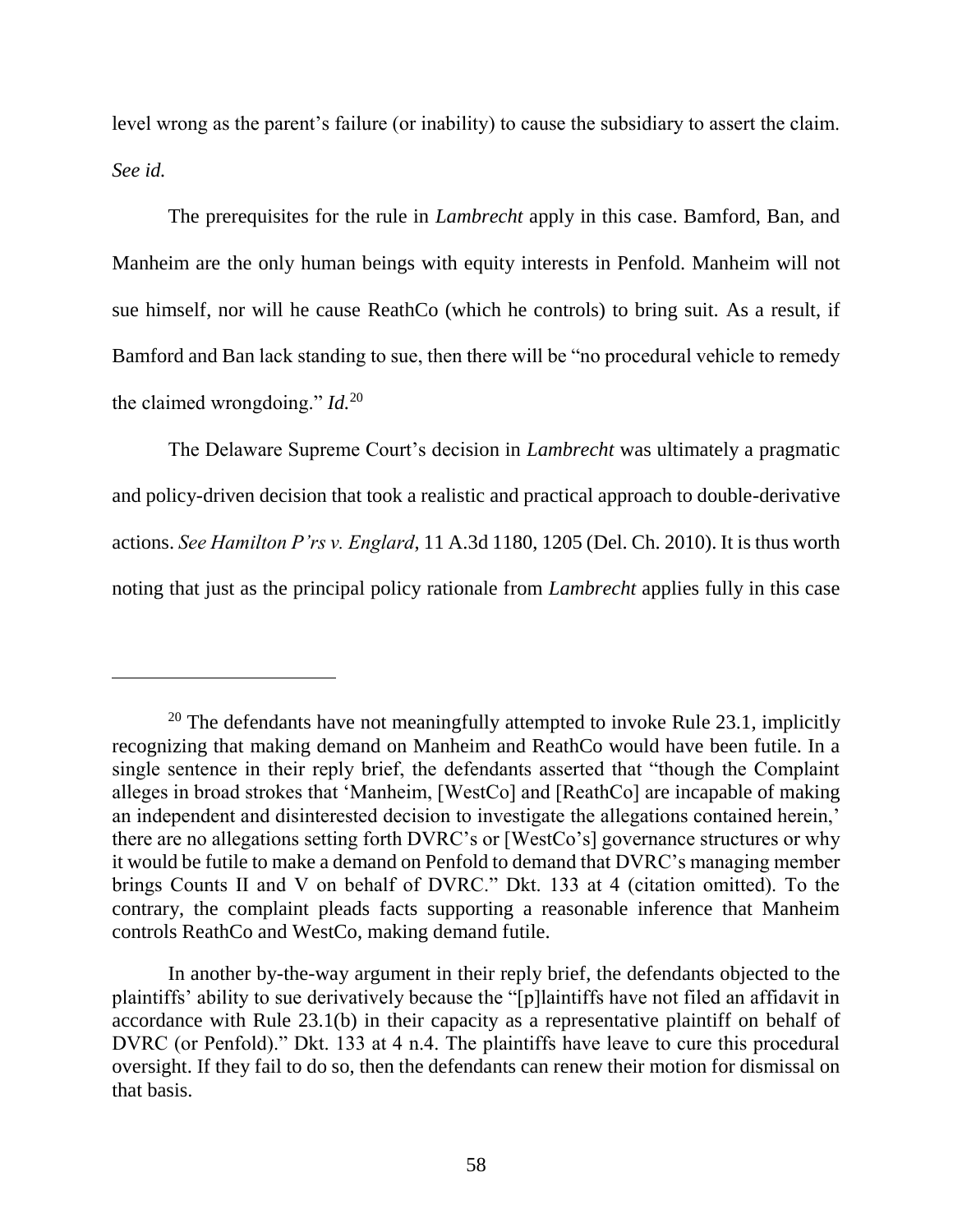level wrong as the parent's failure (or inability) to cause the subsidiary to assert the claim. *See id.*

The prerequisites for the rule in *Lambrecht* apply in this case. Bamford, Ban, and Manheim are the only human beings with equity interests in Penfold. Manheim will not sue himself, nor will he cause ReathCo (which he controls) to bring suit. As a result, if Bamford and Ban lack standing to sue, then there will be "no procedural vehicle to remedy the claimed wrongdoing." *Id.*[20]

The Delaware Supreme Court's decision in *Lambrecht* was ultimately a pragmatic and policy-driven decision that took a realistic and practical approach to double-derivative actions. *See Hamilton P'rs v. Englard*, 11 A.3d 1180, 1205 (Del. Ch. 2010). It is thus worth noting that just as the principal policy rationale from *Lambrecht* applies fully in this case

---

[20] The defendants have not meaningfully attempted to invoke Rule 23.1, implicitly recognizing that making demand on Manheim and ReathCo would have been futile. In a single sentence in their reply brief, the defendants asserted that "though the Complaint alleges in broad strokes that 'Manheim, [WestCo] and [ReathCo] are incapable of making an independent and disinterested decision to investigate the allegations contained herein,' there are no allegations setting forth DVRC's or [WestCo's] governance structures or why it would be futile to make a demand on Penfold to demand that DVRC's managing member brings Counts II and V on behalf of DVRC." Dkt. 133 at 4 (citation omitted). To the contrary, the complaint pleads facts supporting a reasonable inference that Manheim controls ReathCo and WestCo, making demand futile.

In another by-the-way argument in their reply brief, the defendants objected to the plaintiffs' ability to sue derivatively because the "[p]laintiffs have not filed an affidavit in accordance with Rule 23.1(b) in their capacity as a representative plaintiff on behalf of DVRC (or Penfold)." Dkt. 133 at 4 n.4. The plaintiffs have leave to cure this procedural oversight. If they fail to do so, then the defendants can renew their motion for dismissal on that basis.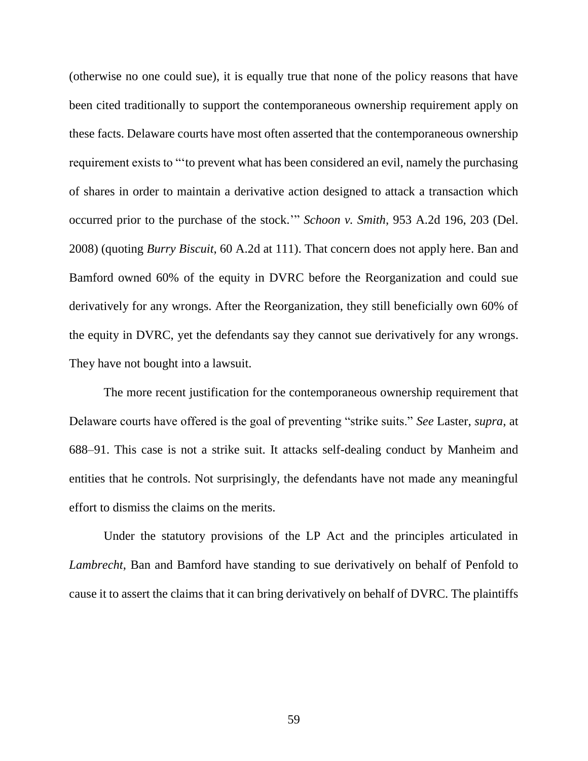(otherwise no one could sue), it is equally true that none of the policy reasons that have been cited traditionally to support the contemporaneous ownership requirement apply on these facts. Delaware courts have most often asserted that the contemporaneous ownership requirement exists to "'to prevent what has been considered an evil, namely the purchasing of shares in order to maintain a derivative action designed to attack a transaction which occurred prior to the purchase of the stock.'" *Schoon v. Smith*, 953 A.2d 196, 203 (Del. 2008) (quoting *Burry Biscuit*, 60 A.2d at 111). That concern does not apply here. Ban and Bamford owned 60% of the equity in DVRC before the Reorganization and could sue derivatively for any wrongs. After the Reorganization, they still beneficially own 60% of the equity in DVRC, yet the defendants say they cannot sue derivatively for any wrongs. They have not bought into a lawsuit.

The more recent justification for the contemporaneous ownership requirement that Delaware courts have offered is the goal of preventing "strike suits." *See* Laster, *supra*, at 688–91. This case is not a strike suit. It attacks self-dealing conduct by Manheim and entities that he controls. Not surprisingly, the defendants have not made any meaningful effort to dismiss the claims on the merits.

Under the statutory provisions of the LP Act and the principles articulated in *Lambrecht*, Ban and Bamford have standing to sue derivatively on behalf of Penfold to cause it to assert the claims that it can bring derivatively on behalf of DVRC. The plaintiffs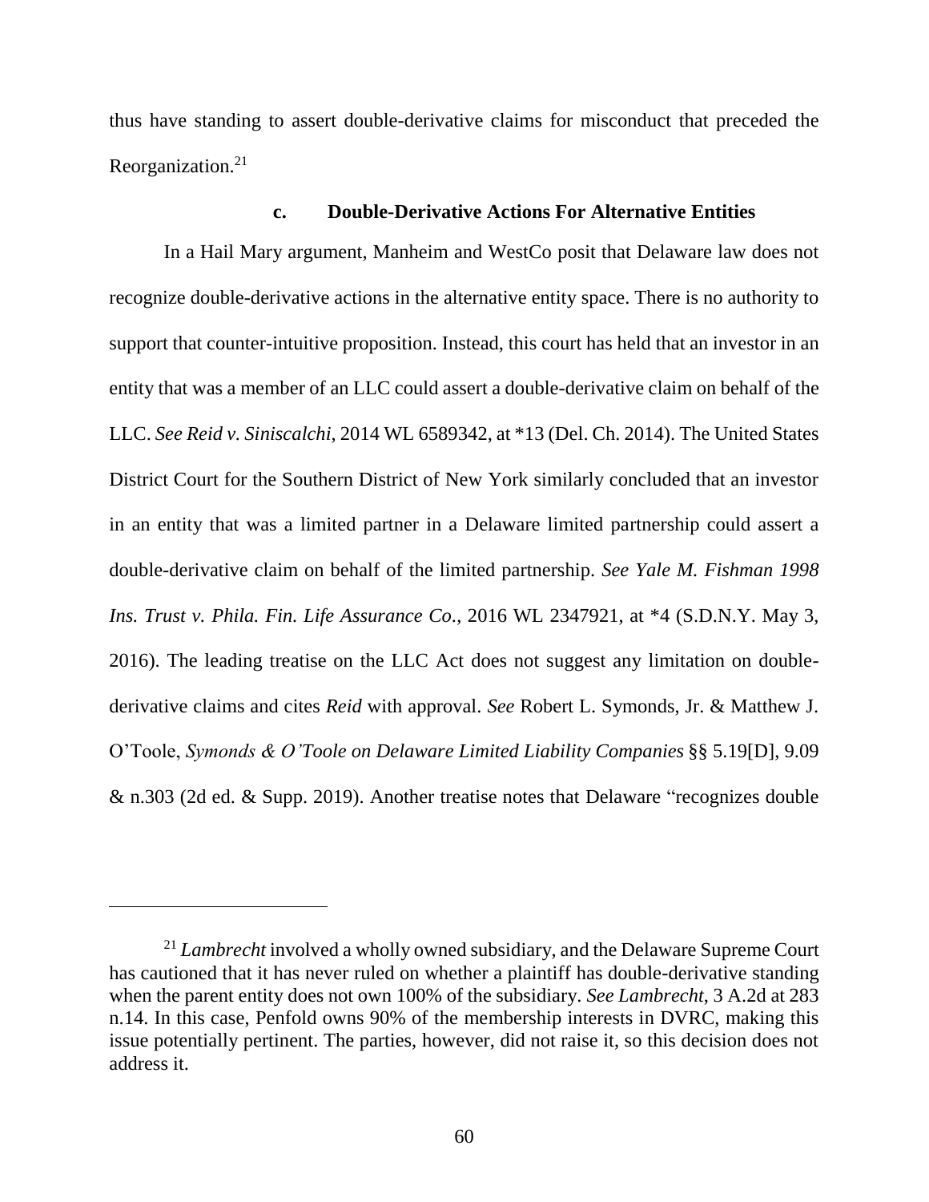thus have standing to assert double-derivative claims for misconduct that preceded the Reorganization.[21]

### c. Double-Derivative Actions For Alternative Entities

In a Hail Mary argument, Manheim and WestCo posit that Delaware law does not recognize double-derivative actions in the alternative entity space. There is no authority to support that counter-intuitive proposition. Instead, this court has held that an investor in an entity that was a member of an LLC could assert a double-derivative claim on behalf of the LLC. *See Reid v. Siniscalchi*, 2014 WL 6589342, at *13 (Del. Ch. 2014). The United States District Court for the Southern District of New York similarly concluded that an investor in an entity that was a limited partner in a Delaware limited partnership could assert a double-derivative claim on behalf of the limited partnership. *See Yale M. Fishman 1998 Ins. Trust v. Phila. Fin. Life Assurance Co.*, 2016 WL 2347921, at *4 (S.D.N.Y. May 3, 2016). The leading treatise on the LLC Act does not suggest any limitation on double-derivative claims and cites *Reid* with approval. *See* Robert L. Symonds, Jr. & Matthew J. O'Toole, *Symonds & O'Toole on Delaware Limited Liability Companies* §§ 5.19[D], 9.09 & n.303 (2d ed. & Supp. 2019). Another treatise notes that Delaware "recognizes double

---

[21] *Lambrecht* involved a wholly owned subsidiary, and the Delaware Supreme Court has cautioned that it has never ruled on whether a plaintiff has double-derivative standing when the parent entity does not own 100% of the subsidiary. *See Lambrecht*, 3 A.2d at 283 n.14. In this case, Penfold owns 90% of the membership interests in DVRC, making this issue potentially pertinent. The parties, however, did not raise it, so this decision does not address it.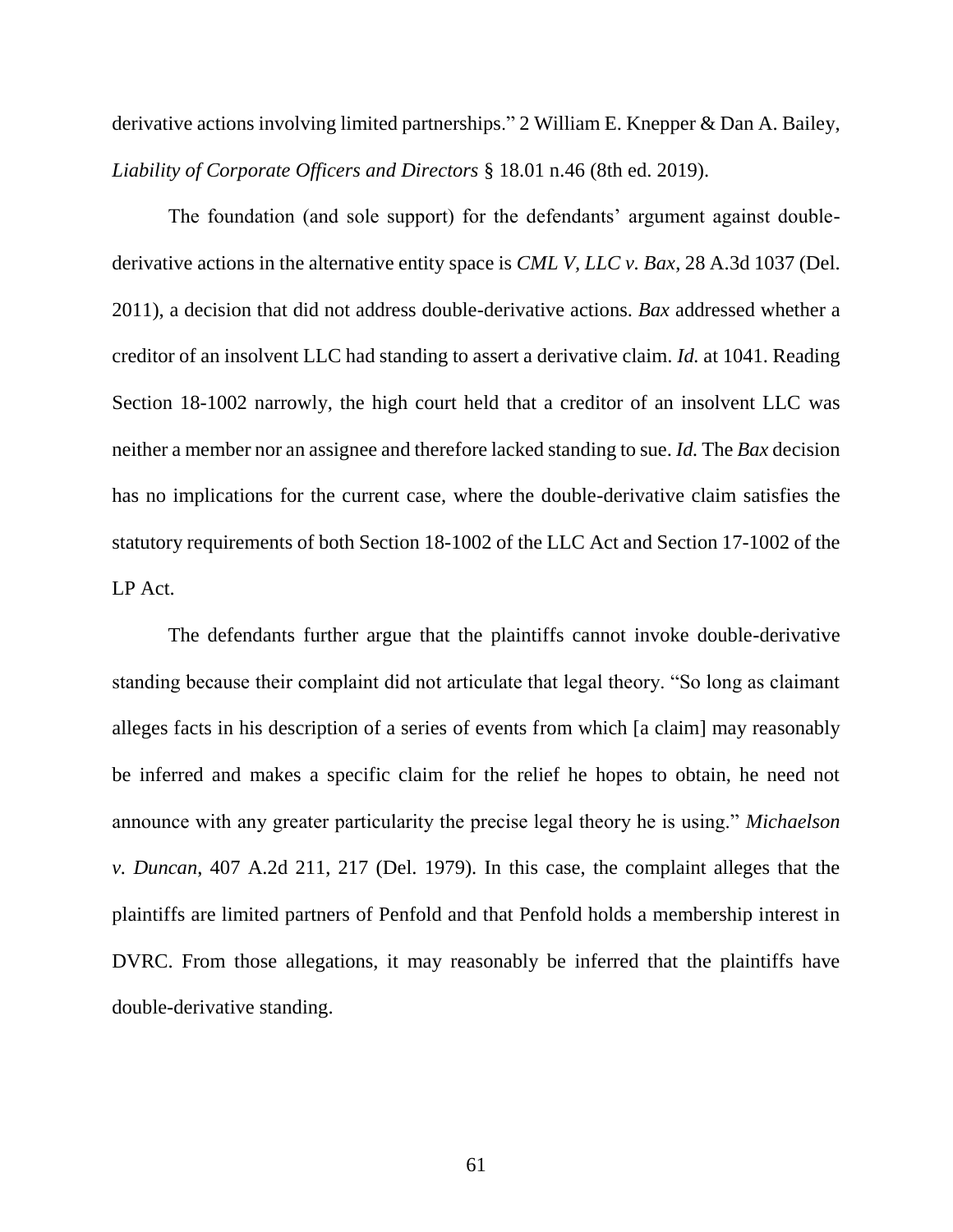derivative actions involving limited partnerships." 2 William E. Knepper & Dan A. Bailey, *Liability of Corporate Officers and Directors* § 18.01 n.46 (8th ed. 2019).

The foundation (and sole support) for the defendants' argument against double-derivative actions in the alternative entity space is *CML V, LLC v. Bax*, 28 A.3d 1037 (Del. 2011), a decision that did not address double-derivative actions. *Bax* addressed whether a creditor of an insolvent LLC had standing to assert a derivative claim. *Id.* at 1041. Reading Section 18-1002 narrowly, the high court held that a creditor of an insolvent LLC was neither a member nor an assignee and therefore lacked standing to sue. *Id.* The *Bax* decision has no implications for the current case, where the double-derivative claim satisfies the statutory requirements of both Section 18-1002 of the LLC Act and Section 17-1002 of the LP Act.

The defendants further argue that the plaintiffs cannot invoke double-derivative standing because their complaint did not articulate that legal theory. "So long as claimant alleges facts in his description of a series of events from which [a claim] may reasonably be inferred and makes a specific claim for the relief he hopes to obtain, he need not announce with any greater particularity the precise legal theory he is using." *Michaelson v. Duncan*, 407 A.2d 211, 217 (Del. 1979). In this case, the complaint alleges that the plaintiffs are limited partners of Penfold and that Penfold holds a membership interest in DVRC. From those allegations, it may reasonably be inferred that the plaintiffs have double-derivative standing.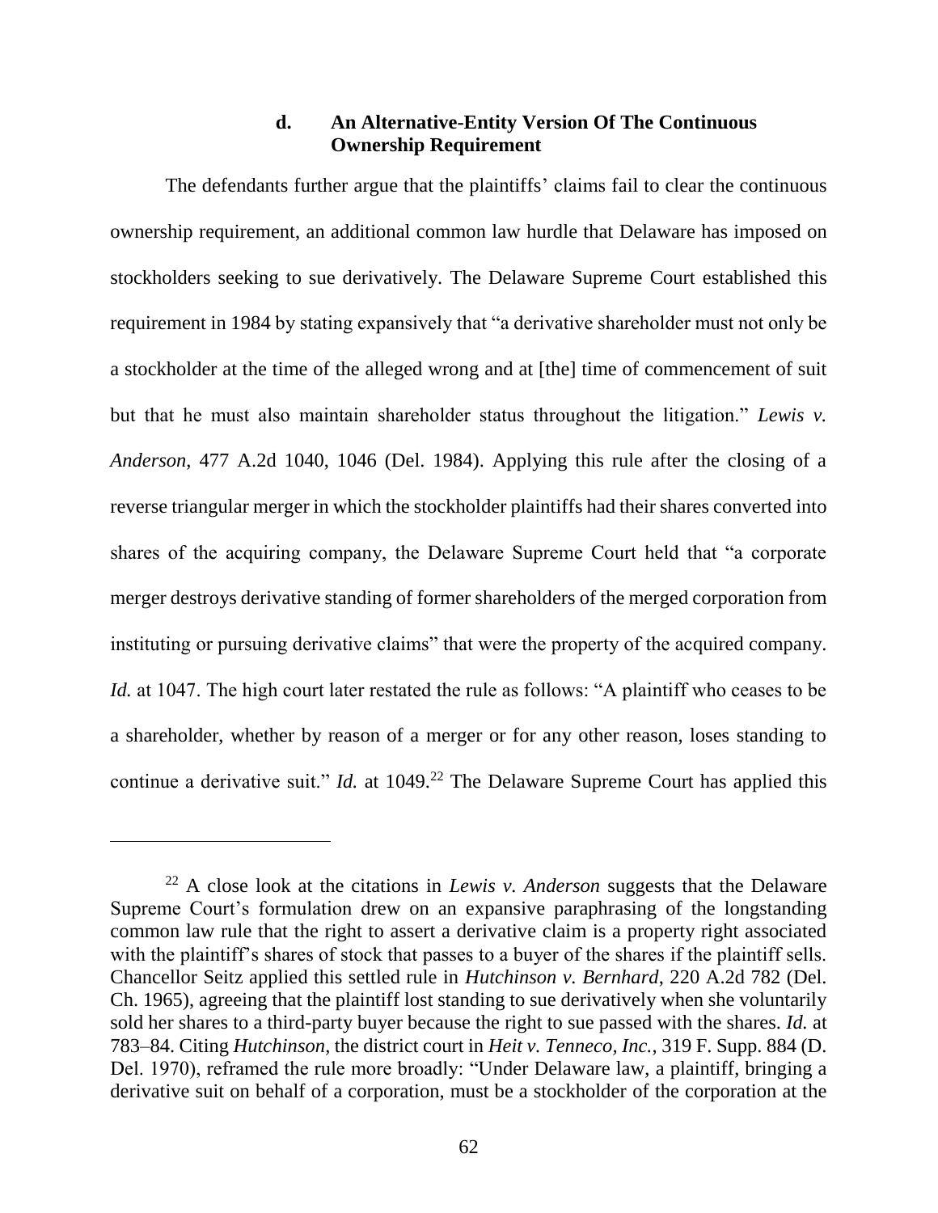#### d. An Alternative-Entity Version Of The Continuous Ownership Requirement

The defendants further argue that the plaintiffs' claims fail to clear the continuous ownership requirement, an additional common law hurdle that Delaware has imposed on stockholders seeking to sue derivatively. The Delaware Supreme Court established this requirement in 1984 by stating expansively that "a derivative shareholder must not only be a stockholder at the time of the alleged wrong and at [the] time of commencement of suit but that he must also maintain shareholder status throughout the litigation." *Lewis v. Anderson*, 477 A.2d 1040, 1046 (Del. 1984). Applying this rule after the closing of a reverse triangular merger in which the stockholder plaintiffs had their shares converted into shares of the acquiring company, the Delaware Supreme Court held that "a corporate merger destroys derivative standing of former shareholders of the merged corporation from instituting or pursuing derivative claims" that were the property of the acquired company. *Id.* at 1047. The high court later restated the rule as follows: "A plaintiff who ceases to be a shareholder, whether by reason of a merger or for any other reason, loses standing to continue a derivative suit." *Id.* at 1049.[22] The Delaware Supreme Court has applied this

---

[22] A close look at the citations in *Lewis v. Anderson* suggests that the Delaware Supreme Court's formulation drew on an expansive paraphrasing of the longstanding common law rule that the right to assert a derivative claim is a property right associated with the plaintiff's shares of stock that passes to a buyer of the shares if the plaintiff sells. Chancellor Seitz applied this settled rule in *Hutchinson v. Bernhard*, 220 A.2d 782 (Del. Ch. 1965), agreeing that the plaintiff lost standing to sue derivatively when she voluntarily sold her shares to a third-party buyer because the right to sue passed with the shares. *Id.* at 783–84. Citing *Hutchinson*, the district court in *Heit v. Tenneco, Inc.*, 319 F. Supp. 884 (D. Del. 1970), reframed the rule more broadly: "Under Delaware law, a plaintiff, bringing a derivative suit on behalf of a corporation, must be a stockholder of the corporation at the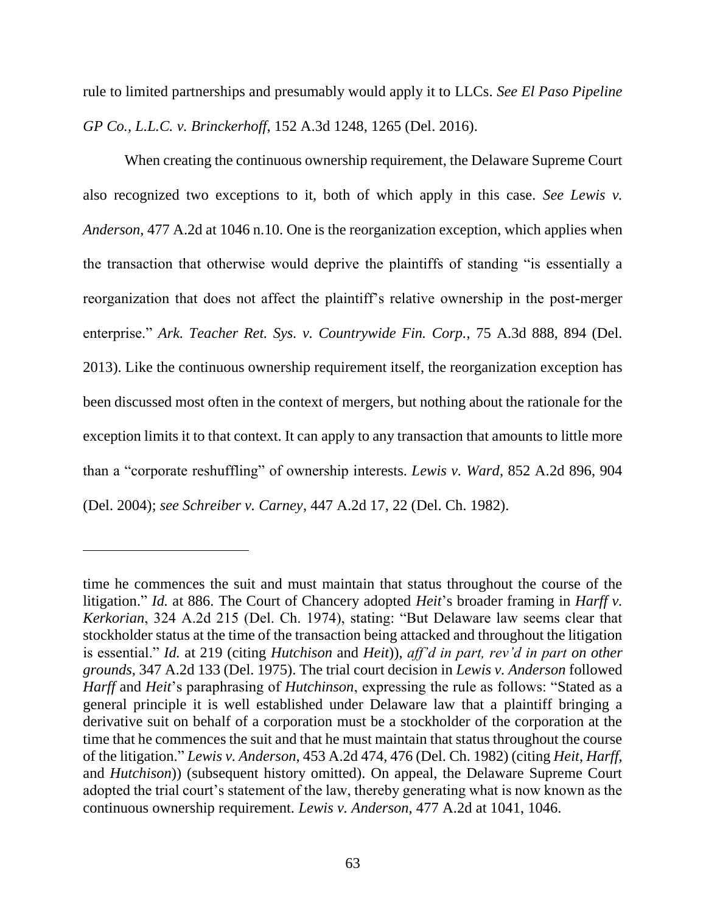rule to limited partnerships and presumably would apply it to LLCs. *See El Paso Pipeline GP Co., L.L.C. v. Brinckerhoff*, 152 A.3d 1248, 1265 (Del. 2016).

When creating the continuous ownership requirement, the Delaware Supreme Court also recognized two exceptions to it, both of which apply in this case. *See Lewis v. Anderson*, 477 A.2d at 1046 n.10. One is the reorganization exception, which applies when the transaction that otherwise would deprive the plaintiffs of standing "is essentially a reorganization that does not affect the plaintiff's relative ownership in the post-merger enterprise." *Ark. Teacher Ret. Sys. v. Countrywide Fin. Corp.*, 75 A.3d 888, 894 (Del. 2013). Like the continuous ownership requirement itself, the reorganization exception has been discussed most often in the context of mergers, but nothing about the rationale for the exception limits it to that context. It can apply to any transaction that amounts to little more than a "corporate reshuffling" of ownership interests. *Lewis v. Ward*, 852 A.2d 896, 904 (Del. 2004); *see Schreiber v. Carney*, 447 A.2d 17, 22 (Del. Ch. 1982).

---

time he commences the suit and must maintain that status throughout the course of the litigation." *Id.* at 886. The Court of Chancery adopted *Heit*'s broader framing in *Harff v. Kerkorian*, 324 A.2d 215 (Del. Ch. 1974), stating: "But Delaware law seems clear that stockholder status at the time of the transaction being attacked and throughout the litigation is essential." *Id.* at 219 (citing *Hutchison* and *Heit*)), *aff'd in part, rev'd in part on other grounds*, 347 A.2d 133 (Del. 1975). The trial court decision in *Lewis v. Anderson* followed *Harff* and *Heit*'s paraphrasing of *Hutchinson*, expressing the rule as follows: "Stated as a general principle it is well established under Delaware law that a plaintiff bringing a derivative suit on behalf of a corporation must be a stockholder of the corporation at the time that he commences the suit and that he must maintain that status throughout the course of the litigation." *Lewis v. Anderson*, 453 A.2d 474, 476 (Del. Ch. 1982) (citing *Heit*, *Harff*, and *Hutchison*)) (subsequent history omitted). On appeal, the Delaware Supreme Court adopted the trial court's statement of the law, thereby generating what is now known as the continuous ownership requirement. *Lewis v. Anderson*, 477 A.2d at 1041, 1046.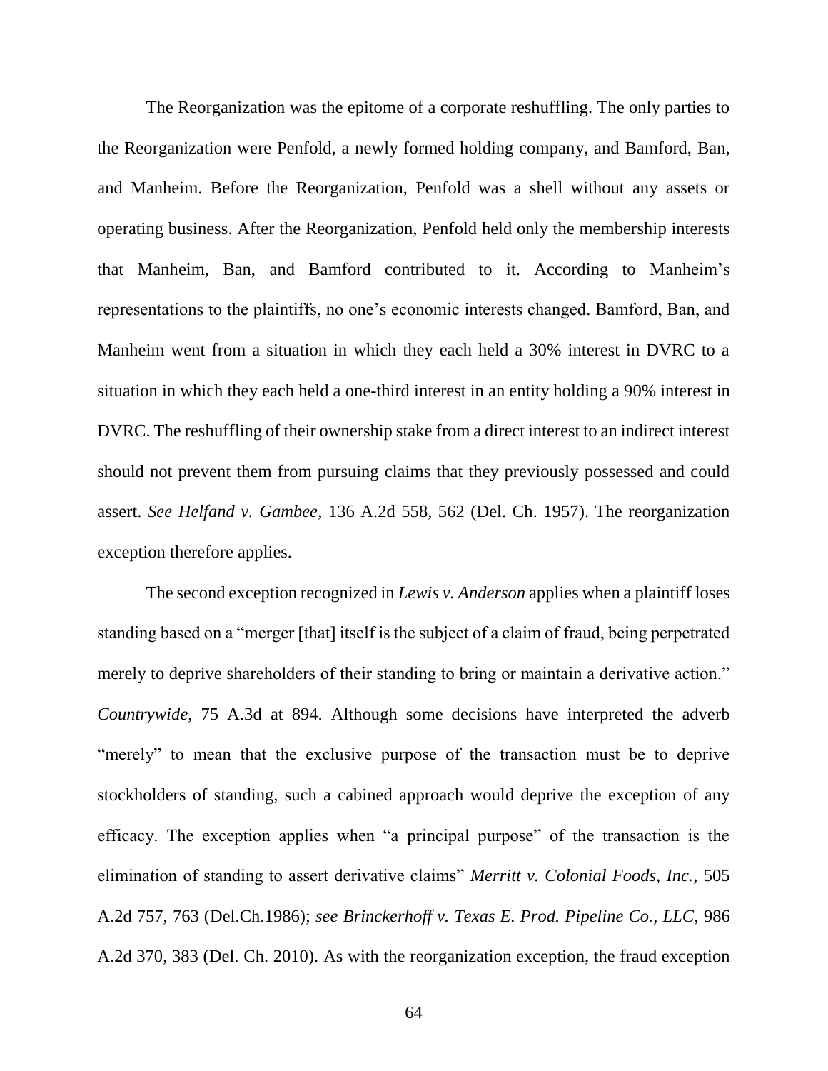The Reorganization was the epitome of a corporate reshuffling. The only parties to the Reorganization were Penfold, a newly formed holding company, and Bamford, Ban, and Manheim. Before the Reorganization, Penfold was a shell without any assets or operating business. After the Reorganization, Penfold held only the membership interests that Manheim, Ban, and Bamford contributed to it. According to Manheim's representations to the plaintiffs, no one's economic interests changed. Bamford, Ban, and Manheim went from a situation in which they each held a 30% interest in DVRC to a situation in which they each held a one-third interest in an entity holding a 90% interest in DVRC. The reshuffling of their ownership stake from a direct interest to an indirect interest should not prevent them from pursuing claims that they previously possessed and could assert. *See Helfand v. Gambee*, 136 A.2d 558, 562 (Del. Ch. 1957). The reorganization exception therefore applies.

The second exception recognized in *Lewis v. Anderson* applies when a plaintiff loses standing based on a "merger [that] itself is the subject of a claim of fraud, being perpetrated merely to deprive shareholders of their standing to bring or maintain a derivative action." *Countrywide*, 75 A.3d at 894. Although some decisions have interpreted the adverb "merely" to mean that the exclusive purpose of the transaction must be to deprive stockholders of standing, such a cabined approach would deprive the exception of any efficacy. The exception applies when "a principal purpose" of the transaction is the elimination of standing to assert derivative claims" *Merritt v. Colonial Foods, Inc.*, 505 A.2d 757, 763 (Del.Ch.1986); *see Brinckerhoff v. Texas E. Prod. Pipeline Co., LLC*, 986 A.2d 370, 383 (Del. Ch. 2010). As with the reorganization exception, the fraud exception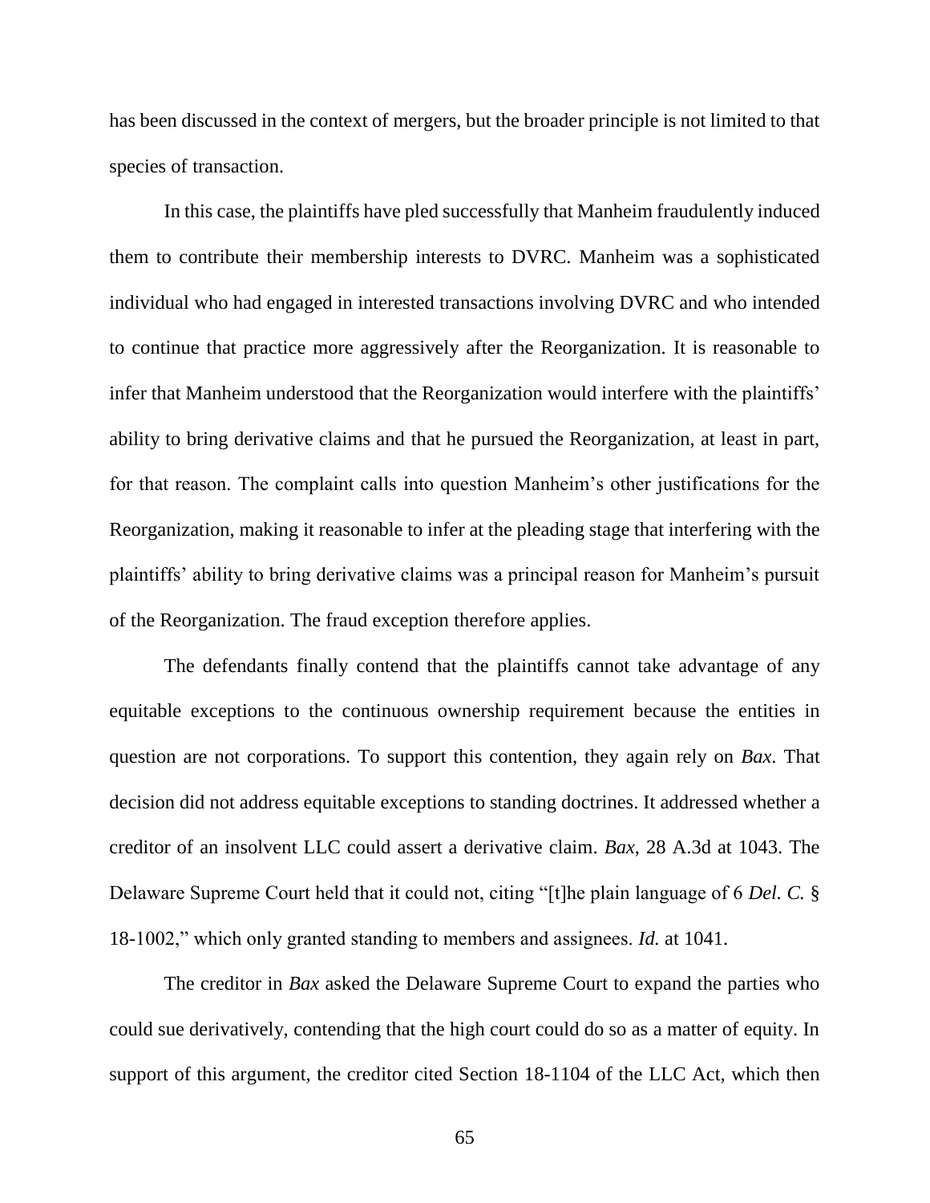has been discussed in the context of mergers, but the broader principle is not limited to that species of transaction.

In this case, the plaintiffs have pled successfully that Manheim fraudulently induced them to contribute their membership interests to DVRC. Manheim was a sophisticated individual who had engaged in interested transactions involving DVRC and who intended to continue that practice more aggressively after the Reorganization. It is reasonable to infer that Manheim understood that the Reorganization would interfere with the plaintiffs' ability to bring derivative claims and that he pursued the Reorganization, at least in part, for that reason. The complaint calls into question Manheim's other justifications for the Reorganization, making it reasonable to infer at the pleading stage that interfering with the plaintiffs' ability to bring derivative claims was a principal reason for Manheim's pursuit of the Reorganization. The fraud exception therefore applies.

The defendants finally contend that the plaintiffs cannot take advantage of any equitable exceptions to the continuous ownership requirement because the entities in question are not corporations. To support this contention, they again rely on *Bax*. That decision did not address equitable exceptions to standing doctrines. It addressed whether a creditor of an insolvent LLC could assert a derivative claim. *Bax*, 28 A.3d at 1043. The Delaware Supreme Court held that it could not, citing "[t]he plain language of 6 *Del. C.* § 18-1002," which only granted standing to members and assignees. *Id.* at 1041.

The creditor in *Bax* asked the Delaware Supreme Court to expand the parties who could sue derivatively, contending that the high court could do so as a matter of equity. In support of this argument, the creditor cited Section 18-1104 of the LLC Act, which then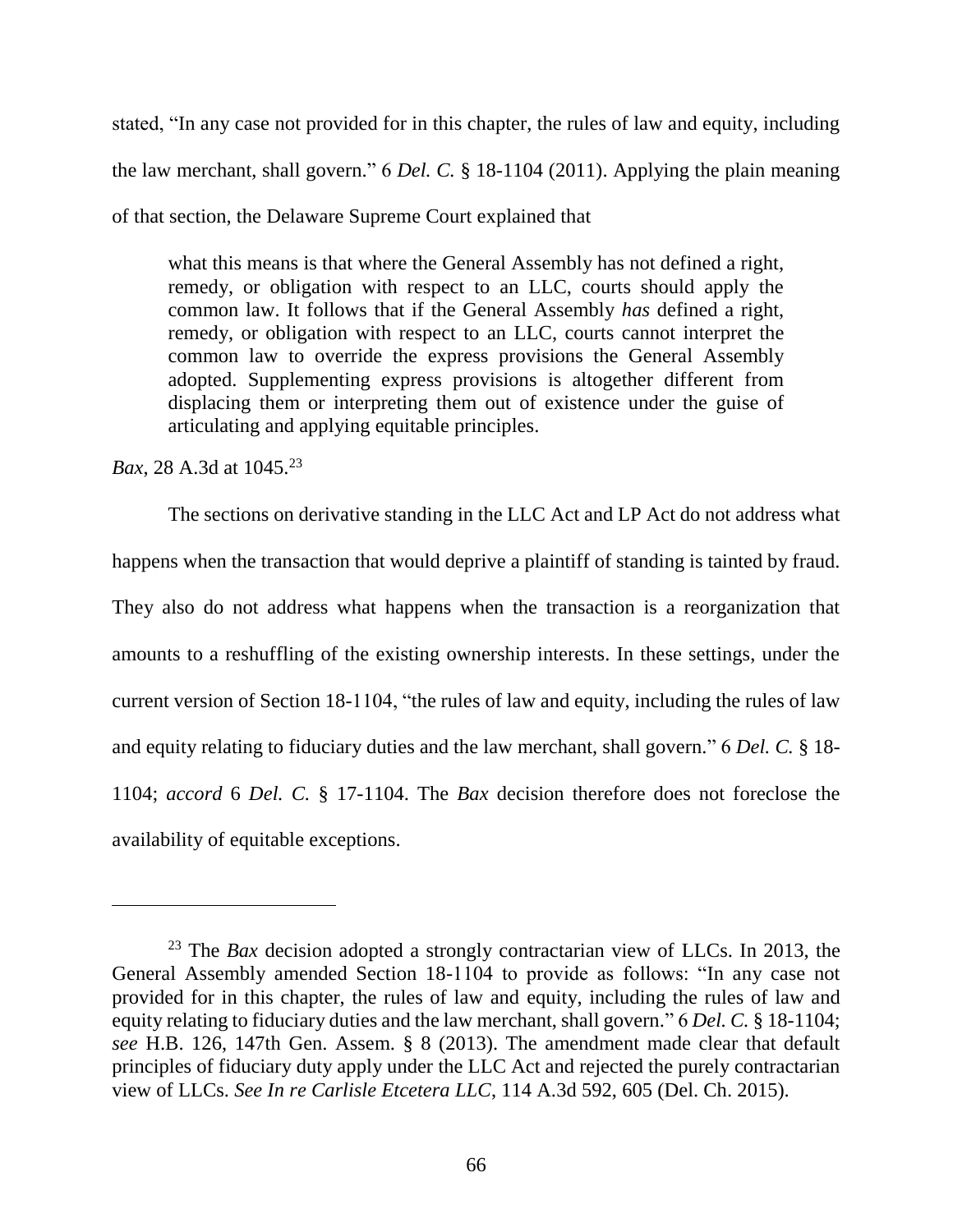stated, "In any case not provided for in this chapter, the rules of law and equity, including the law merchant, shall govern." 6 *Del. C.* § 18-1104 (2011). Applying the plain meaning of that section, the Delaware Supreme Court explained that

> what this means is that where the General Assembly has not defined a right, remedy, or obligation with respect to an LLC, courts should apply the common law. It follows that if the General Assembly *has* defined a right, remedy, or obligation with respect to an LLC, courts cannot interpret the common law to override the express provisions the General Assembly adopted. Supplementing express provisions is altogether different from displacing them or interpreting them out of existence under the guise of articulating and applying equitable principles.

*Bax*, 28 A.3d at 1045.[23]

The sections on derivative standing in the LLC Act and LP Act do not address what happens when the transaction that would deprive a plaintiff of standing is tainted by fraud. They also do not address what happens when the transaction is a reorganization that amounts to a reshuffling of the existing ownership interests. In these settings, under the current version of Section 18-1104, "the rules of law and equity, including the rules of law and equity relating to fiduciary duties and the law merchant, shall govern." 6 *Del. C.* § 18-1104; *accord* 6 *Del. C.* § 17-1104. The *Bax* decision therefore does not foreclose the availability of equitable exceptions.

---

[23] The *Bax* decision adopted a strongly contractarian view of LLCs. In 2013, the General Assembly amended Section 18-1104 to provide as follows: "In any case not provided for in this chapter, the rules of law and equity, including the rules of law and equity relating to fiduciary duties and the law merchant, shall govern." 6 *Del. C.* § 18-1104; *see* H.B. 126, 147th Gen. Assem. § 8 (2013). The amendment made clear that default principles of fiduciary duty apply under the LLC Act and rejected the purely contractarian view of LLCs. *See In re Carlisle Etcetera LLC*, 114 A.3d 592, 605 (Del. Ch. 2015).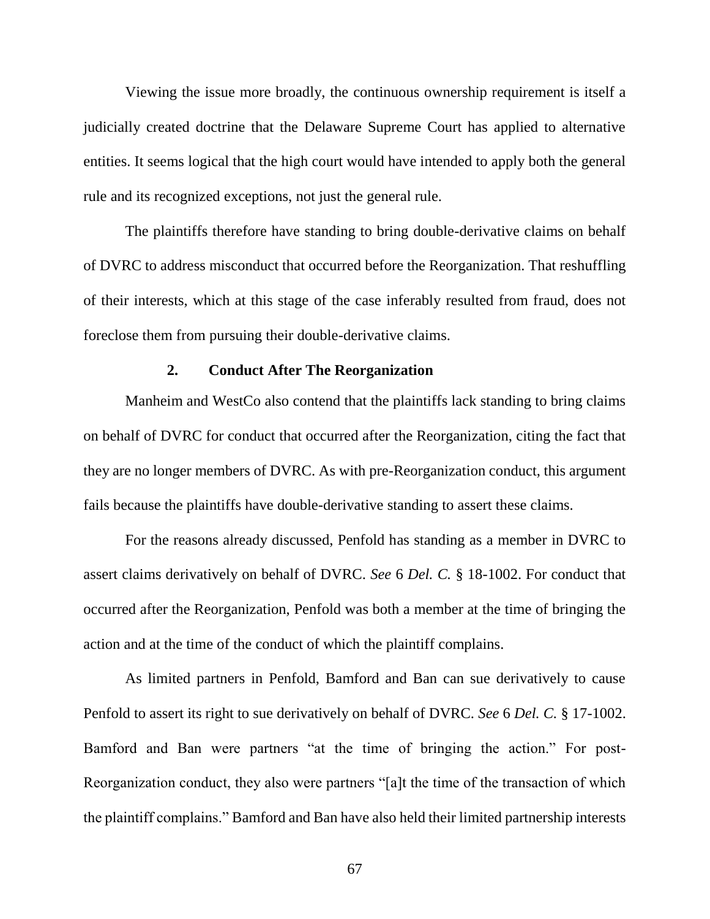Viewing the issue more broadly, the continuous ownership requirement is itself a judicially created doctrine that the Delaware Supreme Court has applied to alternative entities. It seems logical that the high court would have intended to apply both the general rule and its recognized exceptions, not just the general rule.

The plaintiffs therefore have standing to bring double-derivative claims on behalf of DVRC to address misconduct that occurred before the Reorganization. That reshuffling of their interests, which at this stage of the case inferably resulted from fraud, does not foreclose them from pursuing their double-derivative claims.

### 2. Conduct After The Reorganization

Manheim and WestCo also contend that the plaintiffs lack standing to bring claims on behalf of DVRC for conduct that occurred after the Reorganization, citing the fact that they are no longer members of DVRC. As with pre-Reorganization conduct, this argument fails because the plaintiffs have double-derivative standing to assert these claims.

For the reasons already discussed, Penfold has standing as a member in DVRC to assert claims derivatively on behalf of DVRC. *See* 6 *Del. C.* § 18-1002. For conduct that occurred after the Reorganization, Penfold was both a member at the time of bringing the action and at the time of the conduct of which the plaintiff complains.

As limited partners in Penfold, Bamford and Ban can sue derivatively to cause Penfold to assert its right to sue derivatively on behalf of DVRC. *See* 6 *Del. C.* § 17-1002. Bamford and Ban were partners "at the time of bringing the action." For post-Reorganization conduct, they also were partners "[a]t the time of the transaction of which the plaintiff complains." Bamford and Ban have also held their limited partnership interests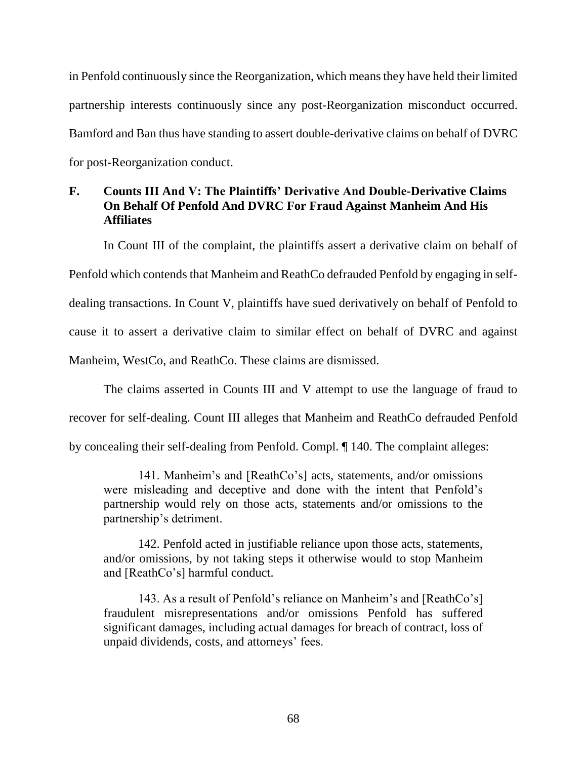in Penfold continuously since the Reorganization, which means they have held their limited partnership interests continuously since any post-Reorganization misconduct occurred. Bamford and Ban thus have standing to assert double-derivative claims on behalf of DVRC for post-Reorganization conduct.

### F. Counts III And V: The Plaintiffs' Derivative And Double-Derivative Claims On Behalf Of Penfold And DVRC For Fraud Against Manheim And His Affiliates

In Count III of the complaint, the plaintiffs assert a derivative claim on behalf of Penfold which contends that Manheim and ReathCo defrauded Penfold by engaging in self-dealing transactions. In Count V, plaintiffs have sued derivatively on behalf of Penfold to cause it to assert a derivative claim to similar effect on behalf of DVRC and against Manheim, WestCo, and ReathCo. These claims are dismissed.

The claims asserted in Counts III and V attempt to use the language of fraud to recover for self-dealing. Count III alleges that Manheim and ReathCo defrauded Penfold by concealing their self-dealing from Penfold. Compl. ¶ 140. The complaint alleges:

> 141. Manheim's and [ReathCo's] acts, statements, and/or omissions were misleading and deceptive and done with the intent that Penfold's partnership would rely on those acts, statements and/or omissions to the partnership's detriment.
>
> 142. Penfold acted in justifiable reliance upon those acts, statements, and/or omissions, by not taking steps it otherwise would to stop Manheim and [ReathCo's] harmful conduct.
>
> 143. As a result of Penfold's reliance on Manheim's and [ReathCo's] fraudulent misrepresentations and/or omissions Penfold has suffered significant damages, including actual damages for breach of contract, loss of unpaid dividends, costs, and attorneys' fees.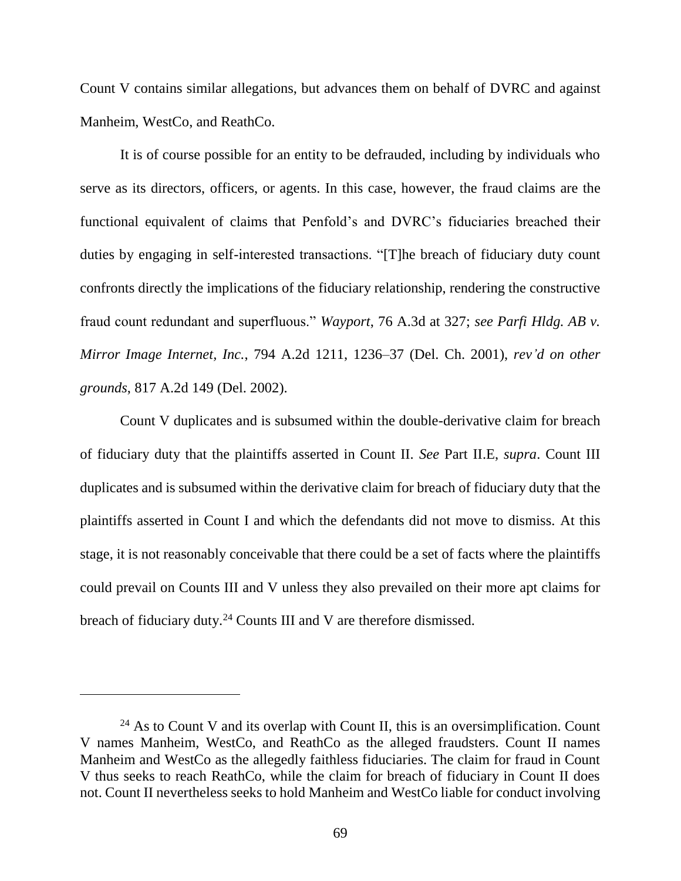Count V contains similar allegations, but advances them on behalf of DVRC and against Manheim, WestCo, and ReathCo.

It is of course possible for an entity to be defrauded, including by individuals who serve as its directors, officers, or agents. In this case, however, the fraud claims are the functional equivalent of claims that Penfold's and DVRC's fiduciaries breached their duties by engaging in self-interested transactions. "[T]he breach of fiduciary duty count confronts directly the implications of the fiduciary relationship, rendering the constructive fraud count redundant and superfluous." *Wayport*, 76 A.3d at 327; *see Parfi Hldg. AB v. Mirror Image Internet, Inc.*, 794 A.2d 1211, 1236–37 (Del. Ch. 2001), *rev'd on other grounds*, 817 A.2d 149 (Del. 2002).

Count V duplicates and is subsumed within the double-derivative claim for breach of fiduciary duty that the plaintiffs asserted in Count II. *See* Part II.E, *supra*. Count III duplicates and is subsumed within the derivative claim for breach of fiduciary duty that the plaintiffs asserted in Count I and which the defendants did not move to dismiss. At this stage, it is not reasonably conceivable that there could be a set of facts where the plaintiffs could prevail on Counts III and V unless they also prevailed on their more apt claims for breach of fiduciary duty.[24] Counts III and V are therefore dismissed.

---

[24] As to Count V and its overlap with Count II, this is an oversimplification. Count V names Manheim, WestCo, and ReathCo as the alleged fraudsters. Count II names Manheim and WestCo as the allegedly faithless fiduciaries. The claim for fraud in Count V thus seeks to reach ReathCo, while the claim for breach of fiduciary in Count II does not. Count II nevertheless seeks to hold Manheim and WestCo liable for conduct involving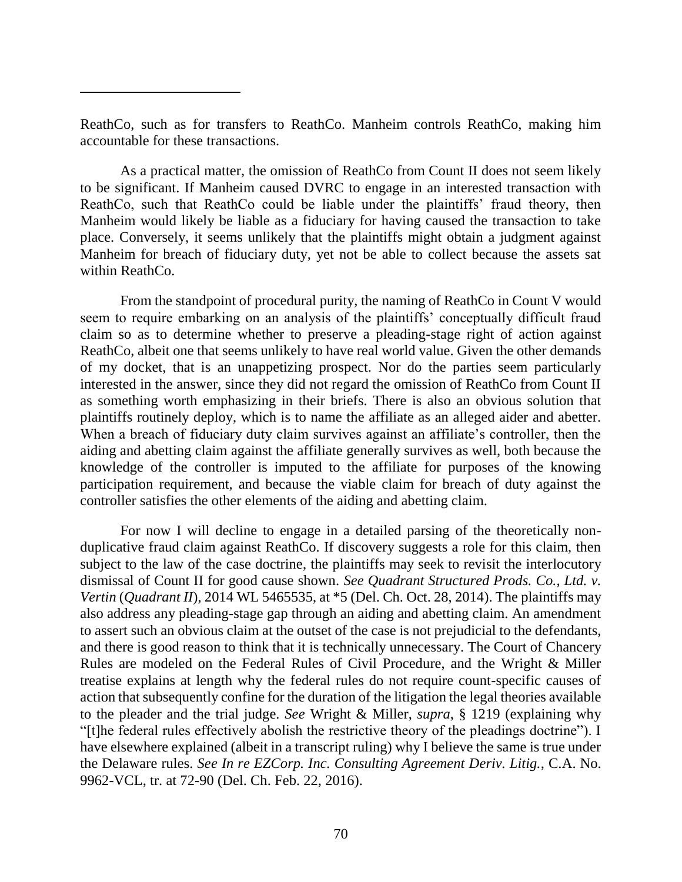ReathCo, such as for transfers to ReathCo. Manheim controls ReathCo, making him accountable for these transactions.

As a practical matter, the omission of ReathCo from Count II does not seem likely to be significant. If Manheim caused DVRC to engage in an interested transaction with ReathCo, such that ReathCo could be liable under the plaintiffs' fraud theory, then Manheim would likely be liable as a fiduciary for having caused the transaction to take place. Conversely, it seems unlikely that the plaintiffs might obtain a judgment against Manheim for breach of fiduciary duty, yet not be able to collect because the assets sat within ReathCo.

From the standpoint of procedural purity, the naming of ReathCo in Count V would seem to require embarking on an analysis of the plaintiffs' conceptually difficult fraud claim so as to determine whether to preserve a pleading-stage right of action against ReathCo, albeit one that seems unlikely to have real world value. Given the other demands of my docket, that is an unappetizing prospect. Nor do the parties seem particularly interested in the answer, since they did not regard the omission of ReathCo from Count II as something worth emphasizing in their briefs. There is also an obvious solution that plaintiffs routinely deploy, which is to name the affiliate as an alleged aider and abetter. When a breach of fiduciary duty claim survives against an affiliate's controller, then the aiding and abetting claim against the affiliate generally survives as well, both because the knowledge of the controller is imputed to the affiliate for purposes of the knowing participation requirement, and because the viable claim for breach of duty against the controller satisfies the other elements of the aiding and abetting claim.

For now I will decline to engage in a detailed parsing of the theoretically non-duplicative fraud claim against ReathCo. If discovery suggests a role for this claim, then subject to the law of the case doctrine, the plaintiffs may seek to revisit the interlocutory dismissal of Count II for good cause shown. *See Quadrant Structured Prods. Co., Ltd. v. Vertin* (*Quadrant II*), 2014 WL 5465535, at *5 (Del. Ch. Oct. 28, 2014). The plaintiffs may also address any pleading-stage gap through an aiding and abetting claim. An amendment to assert such an obvious claim at the outset of the case is not prejudicial to the defendants, and there is good reason to think that it is technically unnecessary. The Court of Chancery Rules are modeled on the Federal Rules of Civil Procedure, and the Wright & Miller treatise explains at length why the federal rules do not require count-specific causes of action that subsequently confine for the duration of the litigation the legal theories available to the pleader and the trial judge. *See* Wright & Miller, *supra*, § 1219 (explaining why "[t]he federal rules effectively abolish the restrictive theory of the pleadings doctrine"). I have elsewhere explained (albeit in a transcript ruling) why I believe the same is true under the Delaware rules. *See In re EZCorp. Inc. Consulting Agreement Deriv. Litig.*, C.A. No. 9962-VCL, tr. at 72-90 (Del. Ch. Feb. 22, 2016).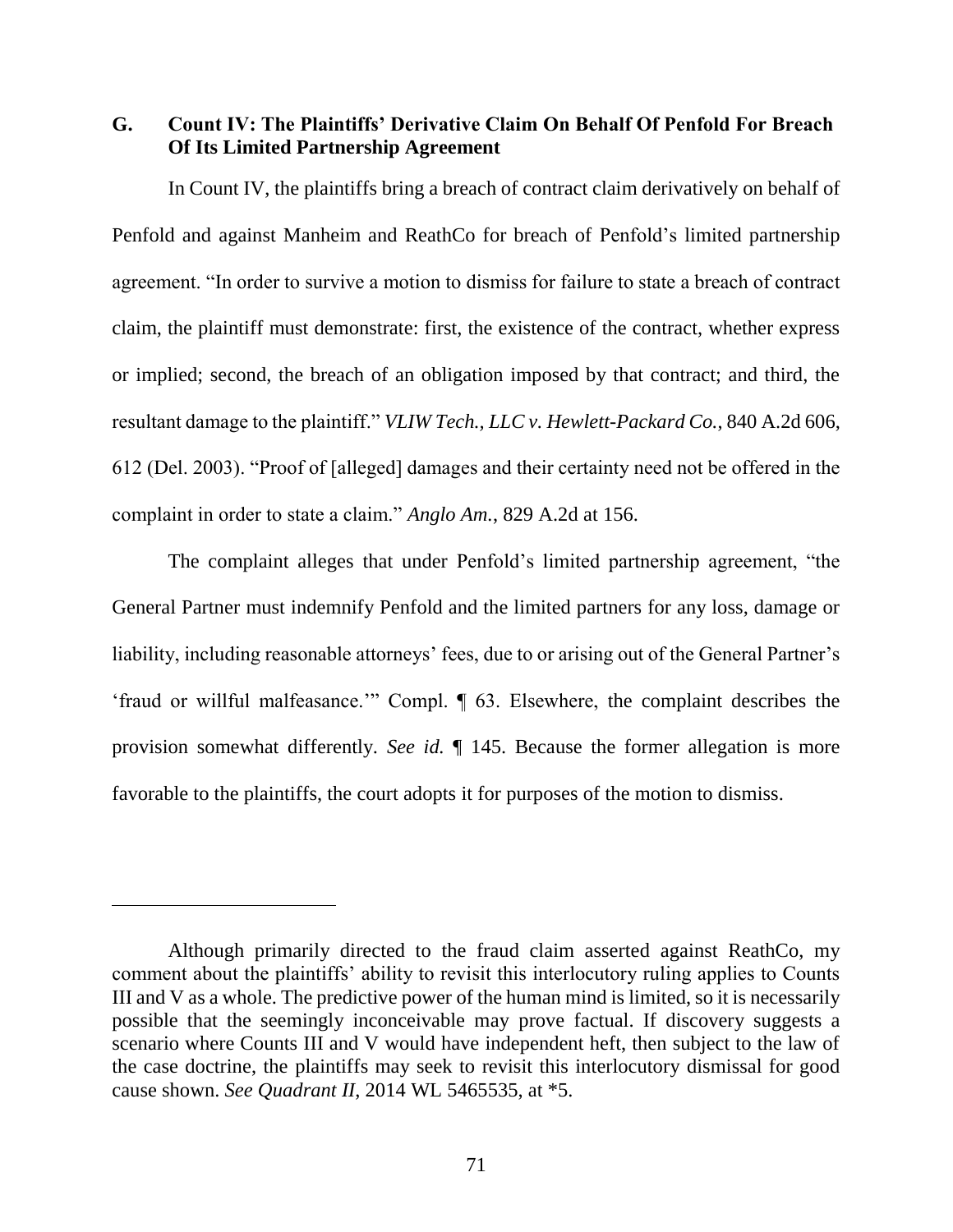### G. Count IV: The Plaintiffs' Derivative Claim On Behalf Of Penfold For Breach Of Its Limited Partnership Agreement

In Count IV, the plaintiffs bring a breach of contract claim derivatively on behalf of Penfold and against Manheim and ReathCo for breach of Penfold's limited partnership agreement. "In order to survive a motion to dismiss for failure to state a breach of contract claim, the plaintiff must demonstrate: first, the existence of the contract, whether express or implied; second, the breach of an obligation imposed by that contract; and third, the resultant damage to the plaintiff." *VLIW Tech., LLC v. Hewlett-Packard Co.*, 840 A.2d 606, 612 (Del. 2003). "Proof of [alleged] damages and their certainty need not be offered in the complaint in order to state a claim." *Anglo Am.*, 829 A.2d at 156.

The complaint alleges that under Penfold's limited partnership agreement, "the General Partner must indemnify Penfold and the limited partners for any loss, damage or liability, including reasonable attorneys' fees, due to or arising out of the General Partner's 'fraud or willful malfeasance.'" Compl. ¶ 63. Elsewhere, the complaint describes the provision somewhat differently. *See id.* ¶ 145. Because the former allegation is more favorable to the plaintiffs, the court adopts it for purposes of the motion to dismiss.

---

Although primarily directed to the fraud claim asserted against ReathCo, my comment about the plaintiffs' ability to revisit this interlocutory ruling applies to Counts III and V as a whole. The predictive power of the human mind is limited, so it is necessarily possible that the seemingly inconceivable may prove factual. If discovery suggests a scenario where Counts III and V would have independent heft, then subject to the law of the case doctrine, the plaintiffs may seek to revisit this interlocutory dismissal for good cause shown. *See Quadrant II*, 2014 WL 5465535, at *5.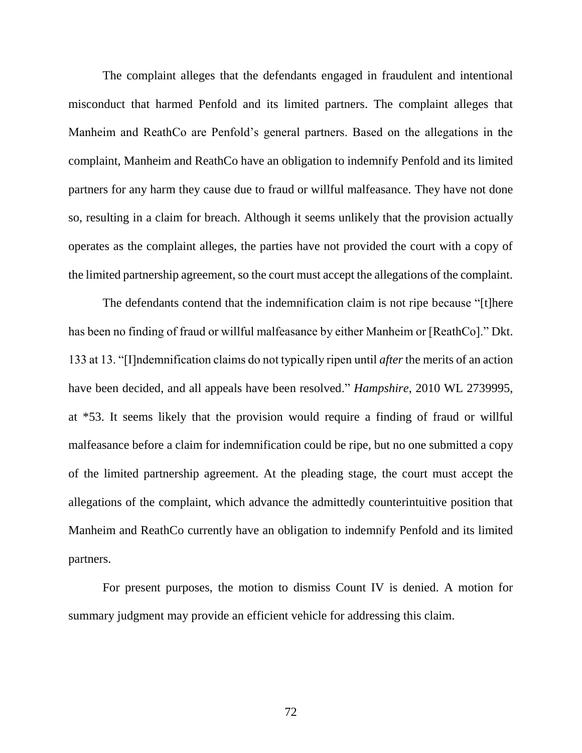The complaint alleges that the defendants engaged in fraudulent and intentional misconduct that harmed Penfold and its limited partners. The complaint alleges that Manheim and ReathCo are Penfold's general partners. Based on the allegations in the complaint, Manheim and ReathCo have an obligation to indemnify Penfold and its limited partners for any harm they cause due to fraud or willful malfeasance. They have not done so, resulting in a claim for breach. Although it seems unlikely that the provision actually operates as the complaint alleges, the parties have not provided the court with a copy of the limited partnership agreement, so the court must accept the allegations of the complaint.

The defendants contend that the indemnification claim is not ripe because "[t]here has been no finding of fraud or willful malfeasance by either Manheim or [ReathCo]." Dkt. 133 at 13. "[I]ndemnification claims do not typically ripen until *after* the merits of an action have been decided, and all appeals have been resolved." *Hampshire*, 2010 WL 2739995, at *53. It seems likely that the provision would require a finding of fraud or willful malfeasance before a claim for indemnification could be ripe, but no one submitted a copy of the limited partnership agreement. At the pleading stage, the court must accept the allegations of the complaint, which advance the admittedly counterintuitive position that Manheim and ReathCo currently have an obligation to indemnify Penfold and its limited partners.

For present purposes, the motion to dismiss Count IV is denied. A motion for summary judgment may provide an efficient vehicle for addressing this claim.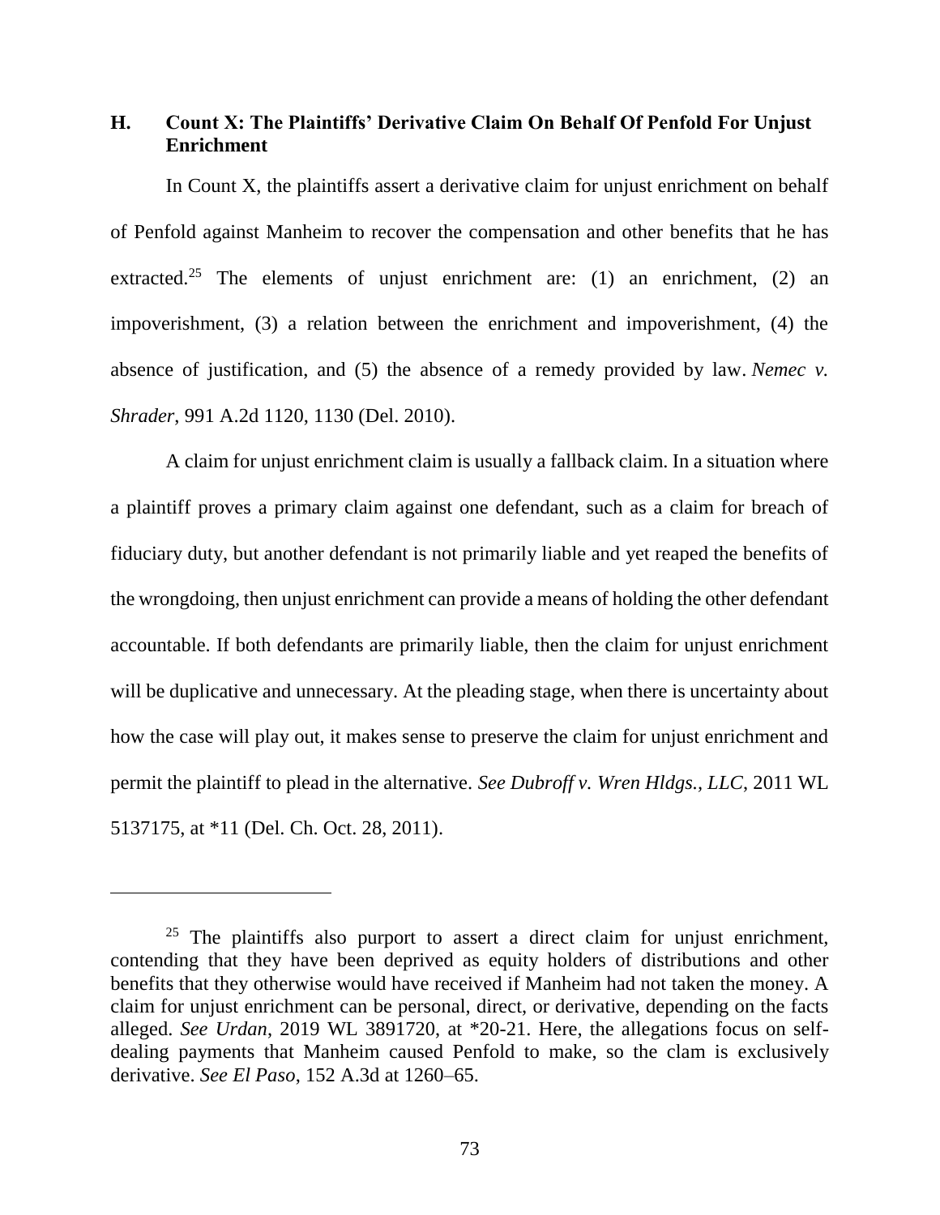## H. Count X: The Plaintiffs' Derivative Claim On Behalf Of Penfold For Unjust Enrichment

In Count X, the plaintiffs assert a derivative claim for unjust enrichment on behalf of Penfold against Manheim to recover the compensation and other benefits that he has extracted.[25] The elements of unjust enrichment are: (1) an enrichment, (2) an impoverishment, (3) a relation between the enrichment and impoverishment, (4) the absence of justification, and (5) the absence of a remedy provided by law. *Nemec v. Shrader*, 991 A.2d 1120, 1130 (Del. 2010).

A claim for unjust enrichment claim is usually a fallback claim. In a situation where a plaintiff proves a primary claim against one defendant, such as a claim for breach of fiduciary duty, but another defendant is not primarily liable and yet reaped the benefits of the wrongdoing, then unjust enrichment can provide a means of holding the other defendant accountable. If both defendants are primarily liable, then the claim for unjust enrichment will be duplicative and unnecessary. At the pleading stage, when there is uncertainty about how the case will play out, it makes sense to preserve the claim for unjust enrichment and permit the plaintiff to plead in the alternative. *See Dubroff v. Wren Hldgs., LLC*, 2011 WL 5137175, at *11 (Del. Ch. Oct. 28, 2011).

---

[25] The plaintiffs also purport to assert a direct claim for unjust enrichment, contending that they have been deprived as equity holders of distributions and other benefits that they otherwise would have received if Manheim had not taken the money. A claim for unjust enrichment can be personal, direct, or derivative, depending on the facts alleged. *See Urdan*, 2019 WL 3891720, at *20-21. Here, the allegations focus on self-dealing payments that Manheim caused Penfold to make, so the clam is exclusively derivative. *See El Paso*, 152 A.3d at 1260–65.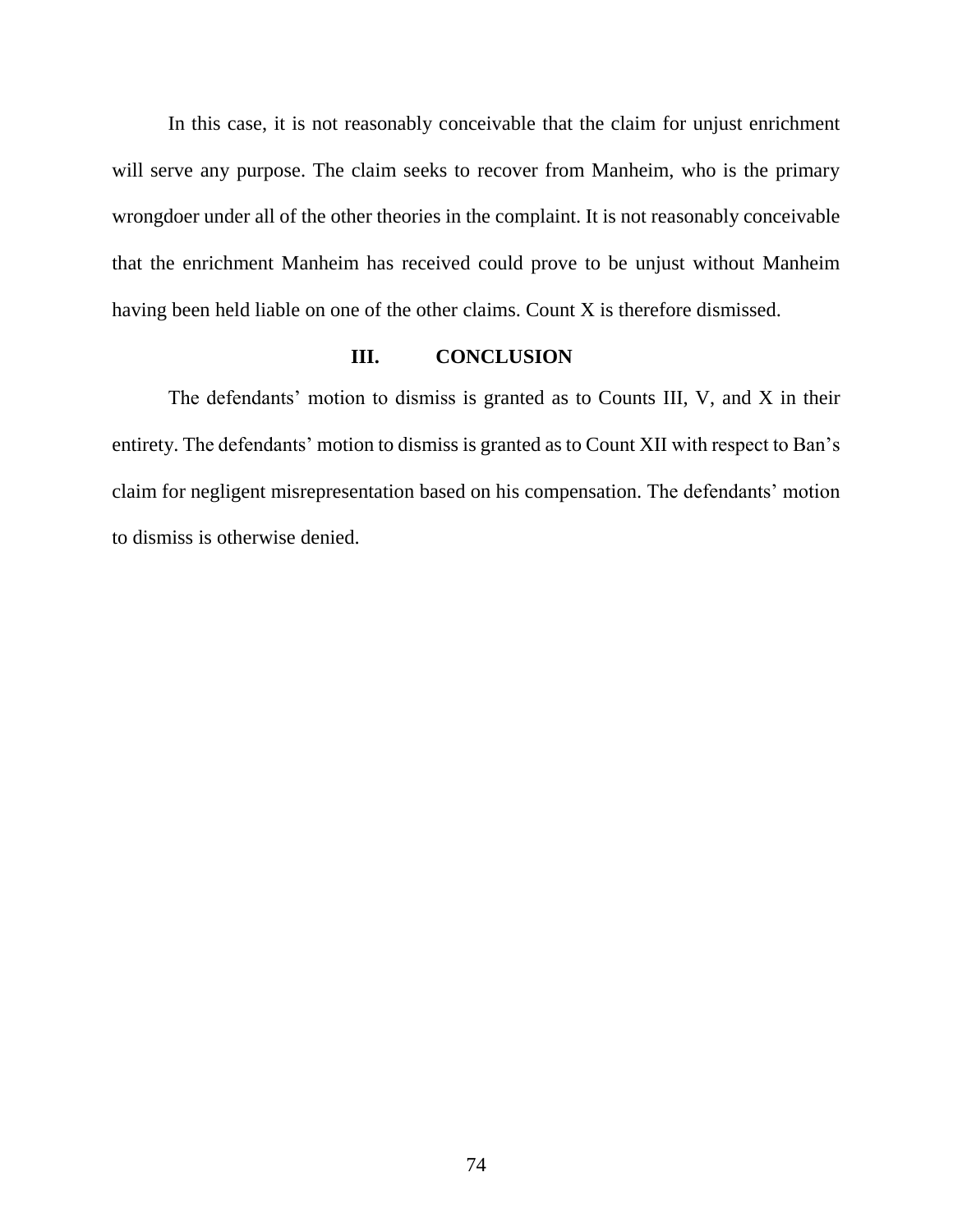In this case, it is not reasonably conceivable that the claim for unjust enrichment will serve any purpose. The claim seeks to recover from Manheim, who is the primary wrongdoer under all of the other theories in the complaint. It is not reasonably conceivable that the enrichment Manheim has received could prove to be unjust without Manheim having been held liable on one of the other claims. Count X is therefore dismissed.

## III. CONCLUSION

The defendants' motion to dismiss is granted as to Counts III, V, and X in their entirety. The defendants' motion to dismiss is granted as to Count XII with respect to Ban's claim for negligent misrepresentation based on his compensation. The defendants' motion to dismiss is otherwise denied.